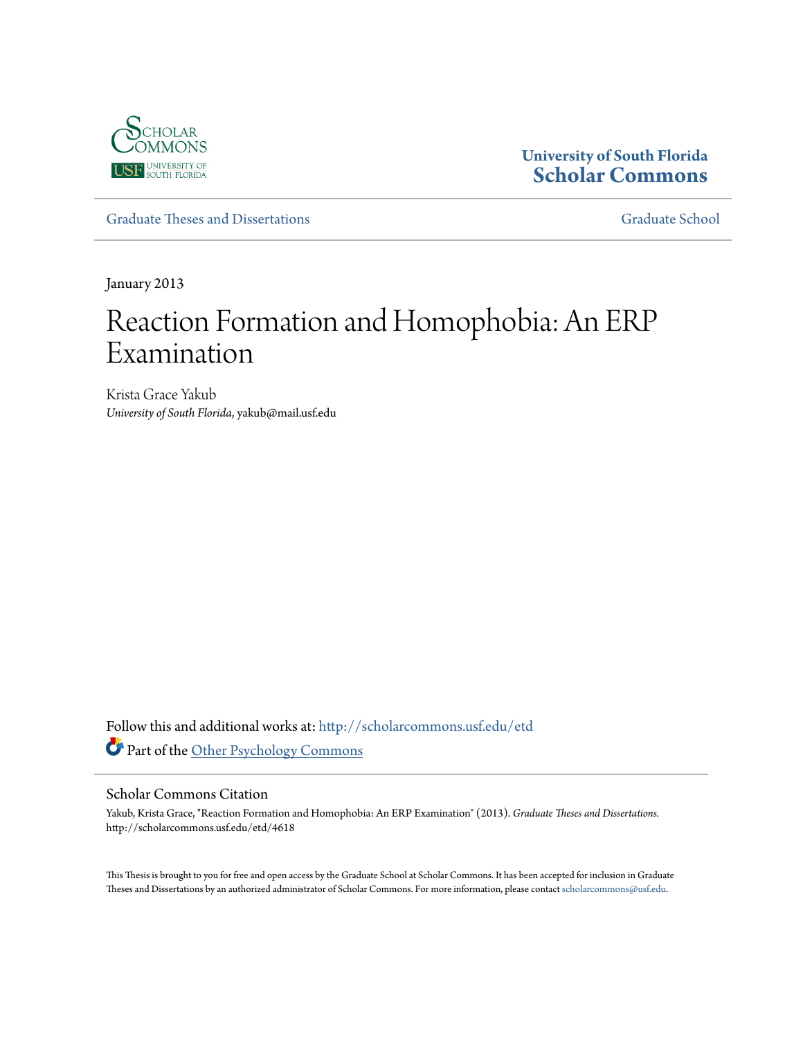University of South Florida
**Scholar Commons**

Graduate Theses and Dissertations | Graduate School

January 2013

# Reaction Formation and Homophobia: An ERP Examination

Krista Grace Yakub
*University of South Florida*, yakub@mail.usf.edu

Follow this and additional works at: http://scholarcommons.usf.edu/etd

Part of the Other Psychology Commons

## Scholar Commons Citation

Yakub, Krista Grace, "Reaction Formation and Homophobia: An ERP Examination" (2013). *Graduate Theses and Dissertations.* http://scholarcommons.usf.edu/etd/4618

This Thesis is brought to you for free and open access by the Graduate School at Scholar Commons. It has been accepted for inclusion in Graduate Theses and Dissertations by an authorized administrator of Scholar Commons. For more information, please contact scholarcommons@usf.edu.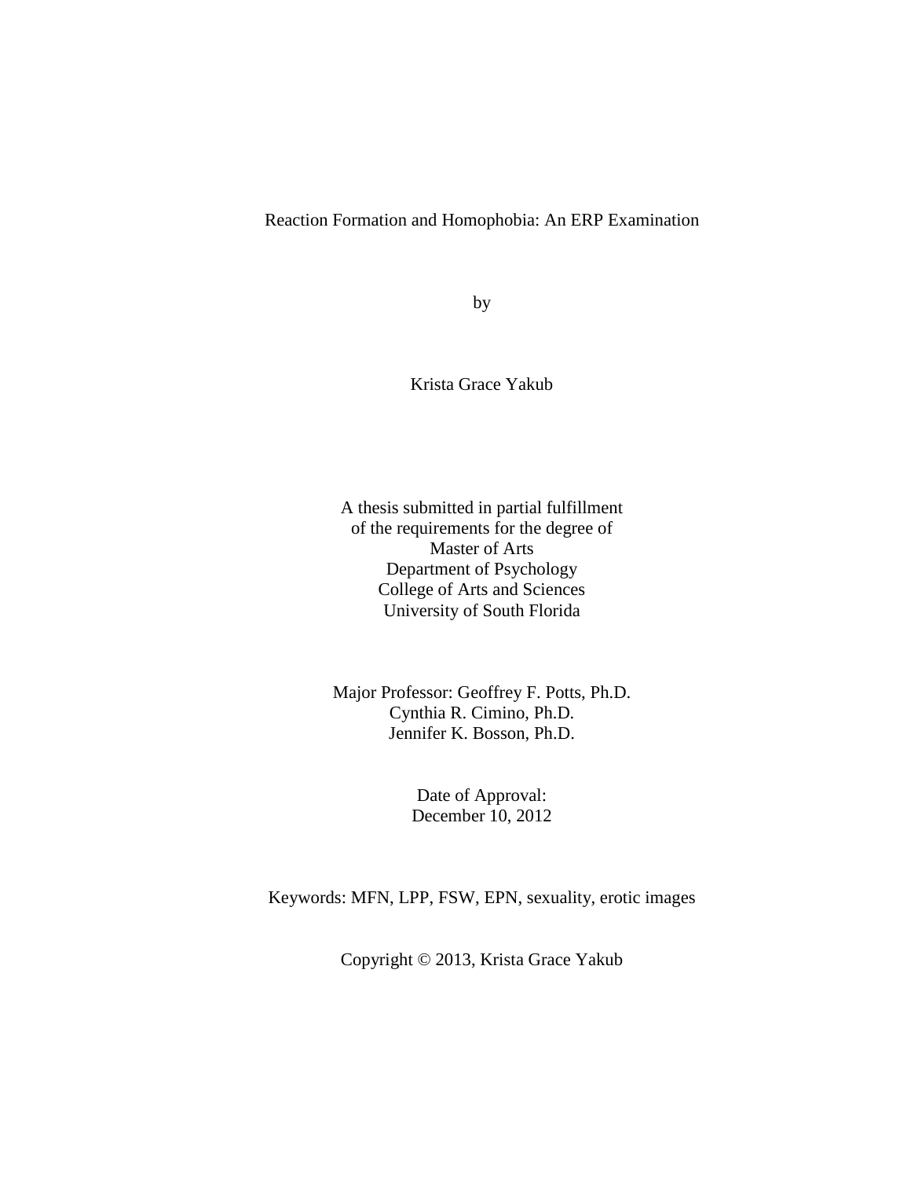# Reaction Formation and Homophobia: An ERP Examination

by

Krista Grace Yakub

A thesis submitted in partial fulfillment
of the requirements for the degree of
Master of Arts
Department of Psychology
College of Arts and Sciences
University of South Florida

Major Professor: Geoffrey F. Potts, Ph.D.
Cynthia R. Cimino, Ph.D.
Jennifer K. Bosson, Ph.D.

Date of Approval:
December 10, 2012

Keywords: MFN, LPP, FSW, EPN, sexuality, erotic images

Copyright © 2013, Krista Grace Yakub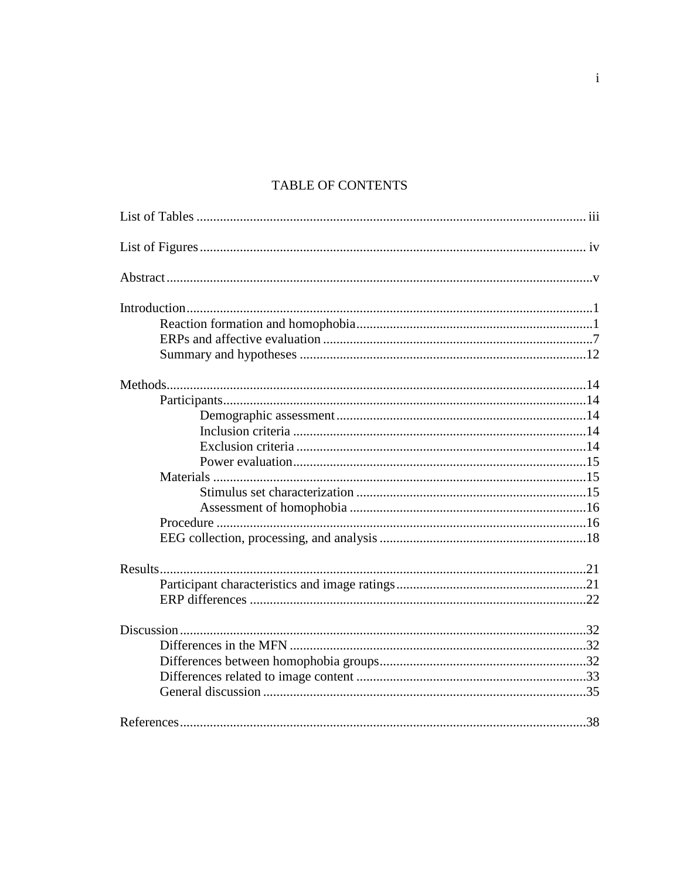# TABLE OF CONTENTS

List of Tables ..................................................................................................... iii

List of Figures..................................................................................................... iv

Abstract..................................................................................................................v

Introduction.............................................................................................................1
- Reaction formation and homophobia.......................................................................1
- ERPs and affective evaluation ................................................................................7
- Summary and hypotheses .....................................................................................12

Methods.................................................................................................................14
- Participants............................................................................................................14
  - Demographic assessment...........................................................................14
  - Inclusion criteria ........................................................................................14
  - Exclusion criteria .......................................................................................14
  - Power evaluation.........................................................................................15
- Materials ................................................................................................................15
  - Stimulus set characterization .....................................................................15
  - Assessment of homophobia .......................................................................16
- Procedure ...............................................................................................................16
- EEG collection, processing, and analysis ..............................................................18

Results....................................................................................................................21
- Participant characteristics and image ratings.........................................................21
- ERP differences .....................................................................................................22

Discussion..............................................................................................................32
- Differences in the MFN .........................................................................................32
- Differences between homophobia groups..............................................................32
- Differences related to image content .....................................................................33
- General discussion .................................................................................................35

References..............................................................................................................38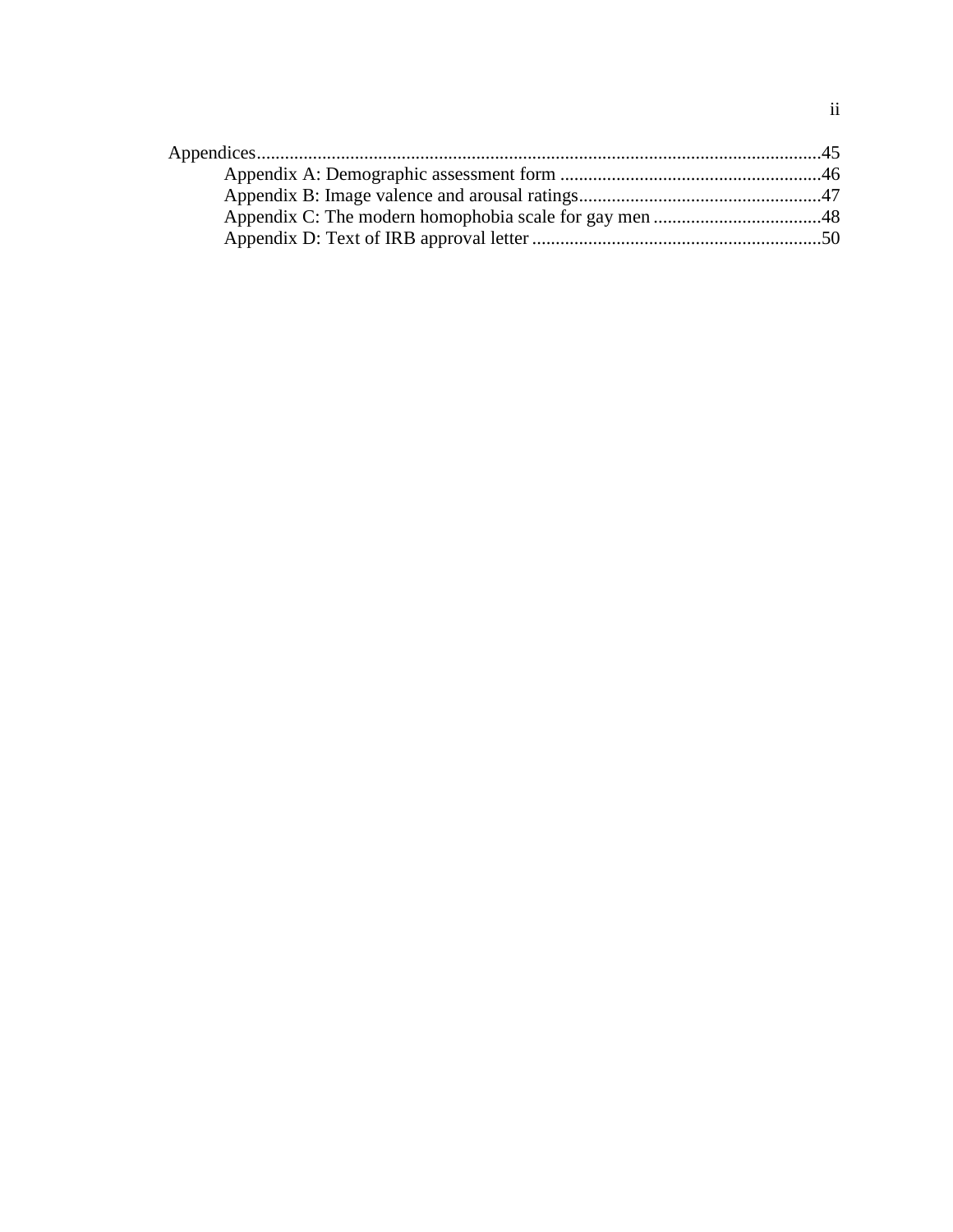Appendices........................................................................................................................45

Appendix A: Demographic assessment form ........................................................46

Appendix B: Image valence and arousal ratings....................................................47

Appendix C: The modern homophobia scale for gay men ....................................48

Appendix D: Text of IRB approval letter ..............................................................50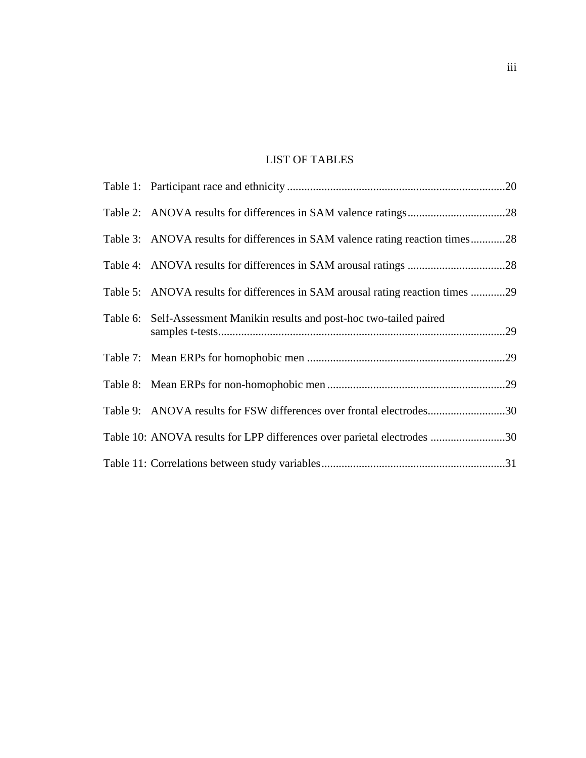# LIST OF TABLES

Table 1: Participant race and ethnicity ............................................................................20

Table 2: ANOVA results for differences in SAM valence ratings..................................28

Table 3: ANOVA results for differences in SAM valence rating reaction times............28

Table 4: ANOVA results for differences in SAM arousal ratings ..................................28

Table 5: ANOVA results for differences in SAM arousal rating reaction times ............29

Table 6: Self-Assessment Manikin results and post-hoc two-tailed paired samples t-tests...................................................................................................29

Table 7: Mean ERPs for homophobic men .....................................................................29

Table 8: Mean ERPs for non-homophobic men..............................................................29

Table 9: ANOVA results for FSW differences over frontal electrodes...........................30

Table 10: ANOVA results for LPP differences over parietal electrodes ..........................30

Table 11: Correlations between study variables................................................................31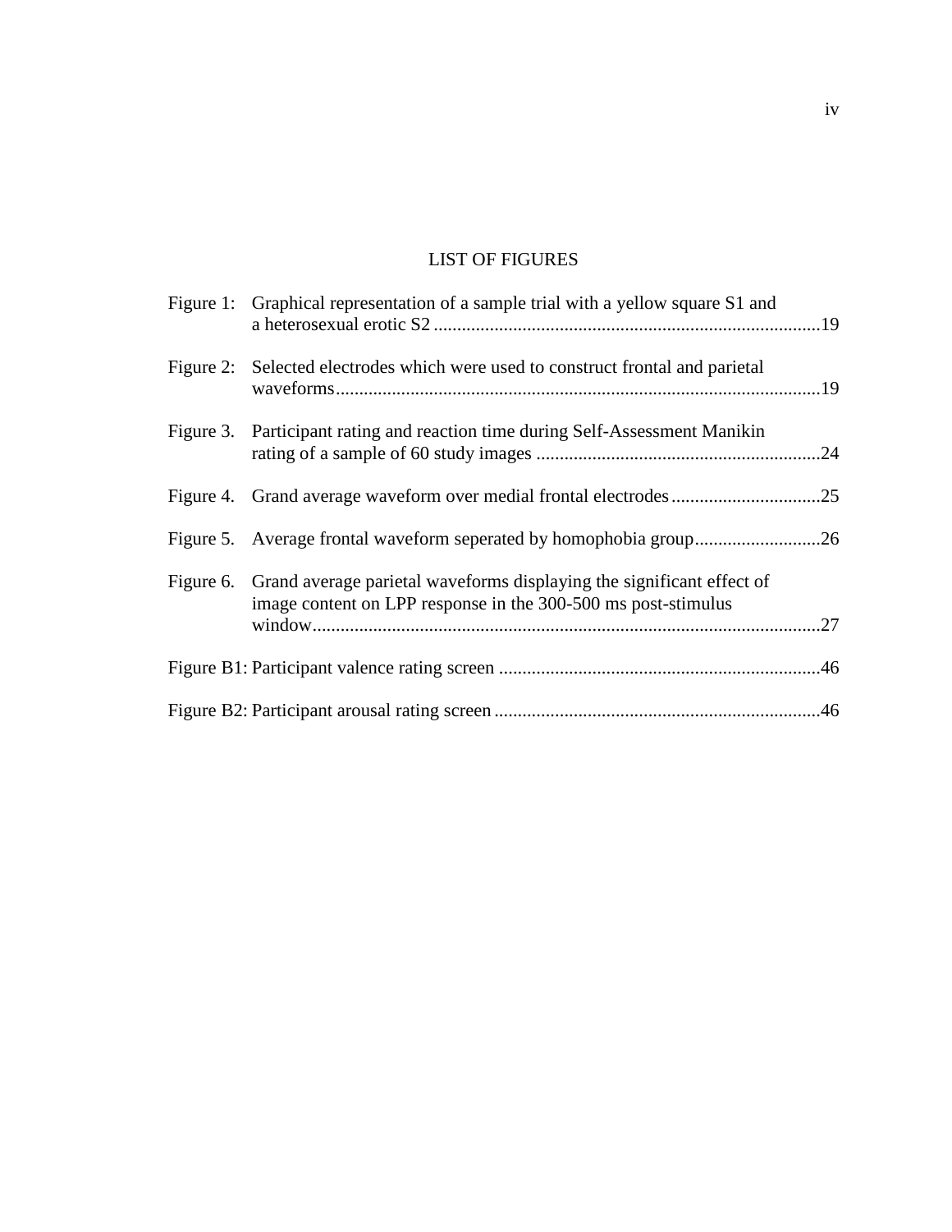# LIST OF FIGURES

| | | |
|---|---|---|
| Figure 1: | Graphical representation of a sample trial with a yellow square S1 and a heterosexual erotic S2 | 19 |
| Figure 2: | Selected electrodes which were used to construct frontal and parietal waveforms | 19 |
| Figure 3. | Participant rating and reaction time during Self-Assessment Manikin rating of a sample of 60 study images | 24 |
| Figure 4. | Grand average waveform over medial frontal electrodes | 25 |
| Figure 5. | Average frontal waveform seperated by homophobia group | 26 |
| Figure 6. | Grand average parietal waveforms displaying the significant effect of image content on LPP response in the 300-500 ms post-stimulus window | 27 |
| Figure B1: | Participant valence rating screen | 46 |
| Figure B2: | Participant arousal rating screen | 46 |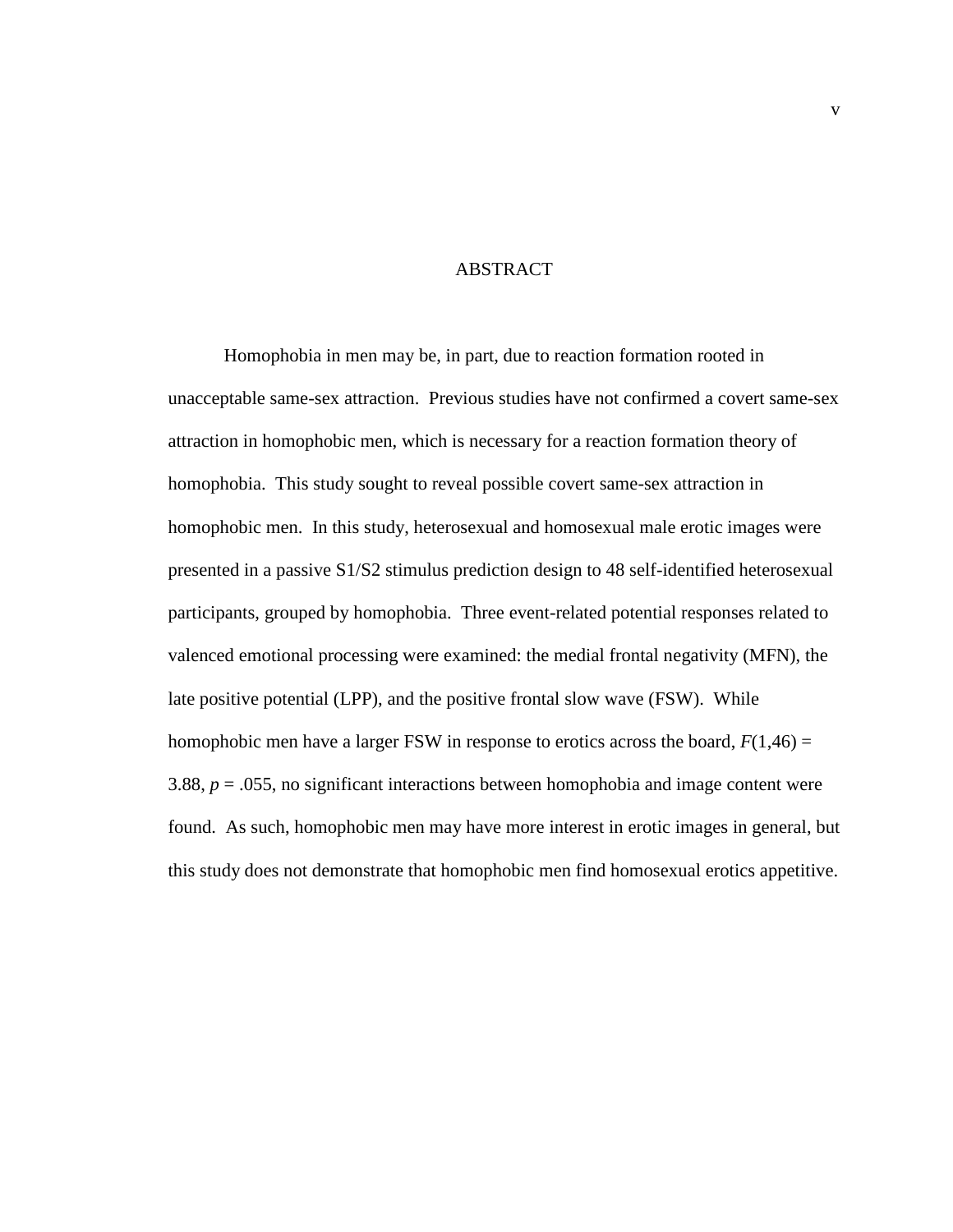# ABSTRACT

Homophobia in men may be, in part, due to reaction formation rooted in unacceptable same-sex attraction. Previous studies have not confirmed a covert same-sex attraction in homophobic men, which is necessary for a reaction formation theory of homophobia. This study sought to reveal possible covert same-sex attraction in homophobic men. In this study, heterosexual and homosexual male erotic images were presented in a passive S1/S2 stimulus prediction design to 48 self-identified heterosexual participants, grouped by homophobia. Three event-related potential responses related to valenced emotional processing were examined: the medial frontal negativity (MFN), the late positive potential (LPP), and the positive frontal slow wave (FSW). While homophobic men have a larger FSW in response to erotics across the board, $F(1,46) = 3.88$, $p = .055$, no significant interactions between homophobia and image content were found. As such, homophobic men may have more interest in erotic images in general, but this study does not demonstrate that homophobic men find homosexual erotics appetitive.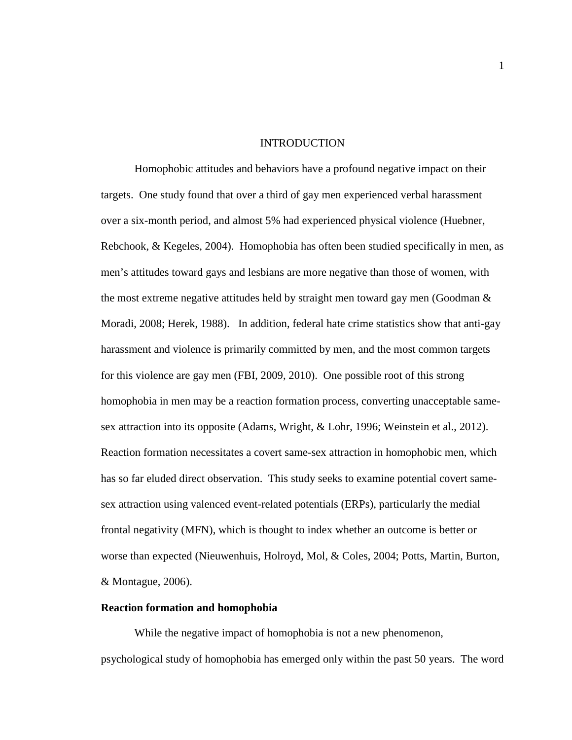# INTRODUCTION

Homophobic attitudes and behaviors have a profound negative impact on their targets. One study found that over a third of gay men experienced verbal harassment over a six-month period, and almost 5% had experienced physical violence (Huebner, Rebchook, & Kegeles, 2004). Homophobia has often been studied specifically in men, as men's attitudes toward gays and lesbians are more negative than those of women, with the most extreme negative attitudes held by straight men toward gay men (Goodman & Moradi, 2008; Herek, 1988). In addition, federal hate crime statistics show that anti-gay harassment and violence is primarily committed by men, and the most common targets for this violence are gay men (FBI, 2009, 2010). One possible root of this strong homophobia in men may be a reaction formation process, converting unacceptable same-sex attraction into its opposite (Adams, Wright, & Lohr, 1996; Weinstein et al., 2012). Reaction formation necessitates a covert same-sex attraction in homophobic men, which has so far eluded direct observation. This study seeks to examine potential covert same-sex attraction using valenced event-related potentials (ERPs), particularly the medial frontal negativity (MFN), which is thought to index whether an outcome is better or worse than expected (Nieuwenhuis, Holroyd, Mol, & Coles, 2004; Potts, Martin, Burton, & Montague, 2006).

## Reaction formation and homophobia

While the negative impact of homophobia is not a new phenomenon, psychological study of homophobia has emerged only within the past 50 years. The word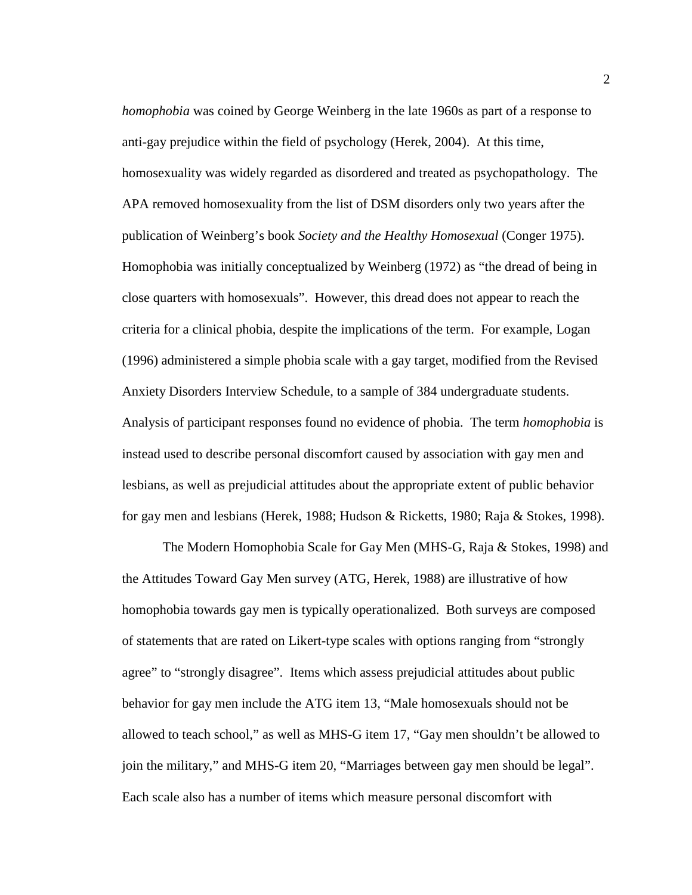*homophobia* was coined by George Weinberg in the late 1960s as part of a response to anti-gay prejudice within the field of psychology (Herek, 2004). At this time, homosexuality was widely regarded as disordered and treated as psychopathology. The APA removed homosexuality from the list of DSM disorders only two years after the publication of Weinberg's book *Society and the Healthy Homosexual* (Conger 1975). Homophobia was initially conceptualized by Weinberg (1972) as "the dread of being in close quarters with homosexuals". However, this dread does not appear to reach the criteria for a clinical phobia, despite the implications of the term. For example, Logan (1996) administered a simple phobia scale with a gay target, modified from the Revised Anxiety Disorders Interview Schedule, to a sample of 384 undergraduate students. Analysis of participant responses found no evidence of phobia. The term *homophobia* is instead used to describe personal discomfort caused by association with gay men and lesbians, as well as prejudicial attitudes about the appropriate extent of public behavior for gay men and lesbians (Herek, 1988; Hudson & Ricketts, 1980; Raja & Stokes, 1998).

The Modern Homophobia Scale for Gay Men (MHS-G, Raja & Stokes, 1998) and the Attitudes Toward Gay Men survey (ATG, Herek, 1988) are illustrative of how homophobia towards gay men is typically operationalized. Both surveys are composed of statements that are rated on Likert-type scales with options ranging from "strongly agree" to "strongly disagree". Items which assess prejudicial attitudes about public behavior for gay men include the ATG item 13, "Male homosexuals should not be allowed to teach school," as well as MHS-G item 17, "Gay men shouldn't be allowed to join the military," and MHS-G item 20, "Marriages between gay men should be legal". Each scale also has a number of items which measure personal discomfort with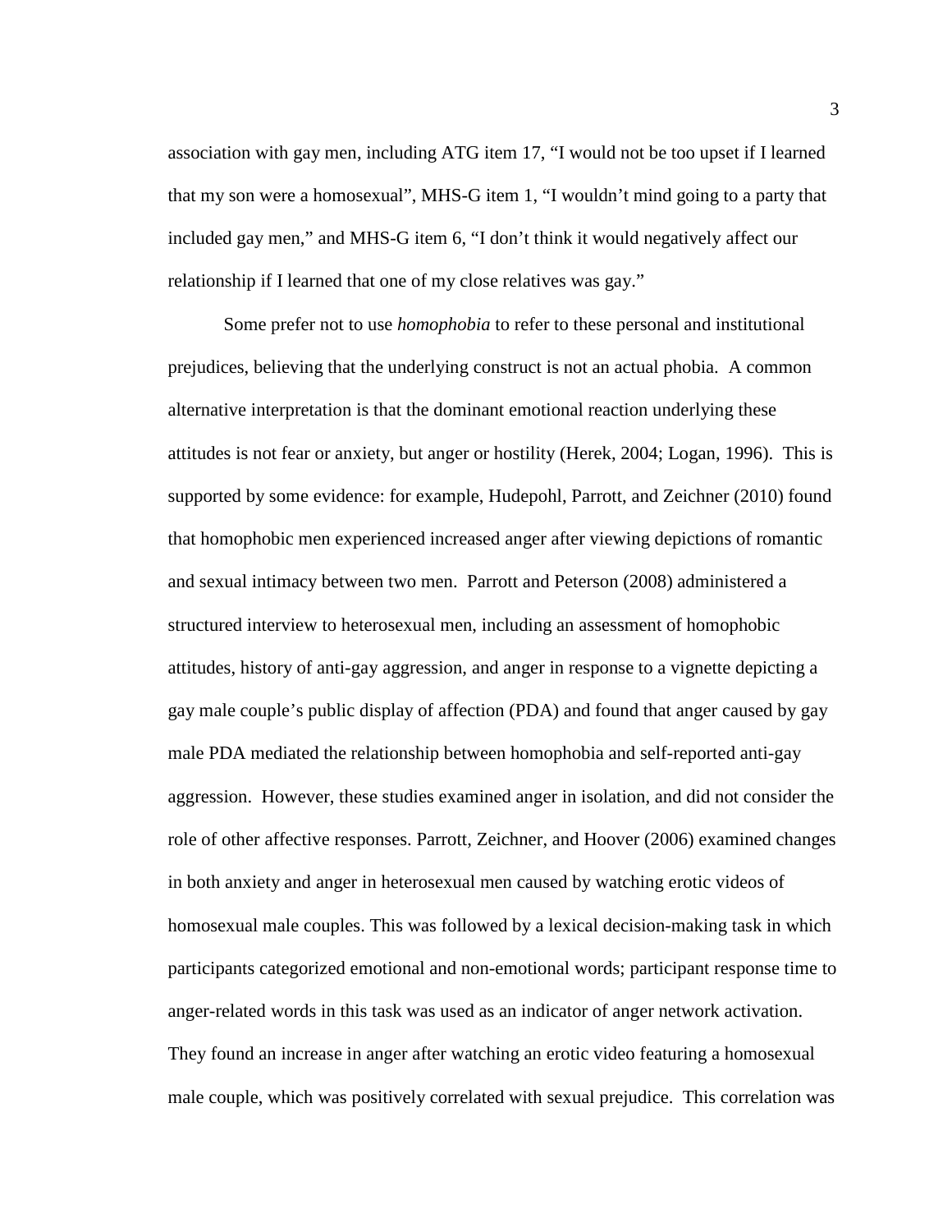association with gay men, including ATG item 17, “I would not be too upset if I learned that my son were a homosexual”, MHS-G item 1, “I wouldn’t mind going to a party that included gay men,” and MHS-G item 6, “I don’t think it would negatively affect our relationship if I learned that one of my close relatives was gay.”

Some prefer not to use *homophobia* to refer to these personal and institutional prejudices, believing that the underlying construct is not an actual phobia. A common alternative interpretation is that the dominant emotional reaction underlying these attitudes is not fear or anxiety, but anger or hostility (Herek, 2004; Logan, 1996). This is supported by some evidence: for example, Hudepohl, Parrott, and Zeichner (2010) found that homophobic men experienced increased anger after viewing depictions of romantic and sexual intimacy between two men. Parrott and Peterson (2008) administered a structured interview to heterosexual men, including an assessment of homophobic attitudes, history of anti-gay aggression, and anger in response to a vignette depicting a gay male couple’s public display of affection (PDA) and found that anger caused by gay male PDA mediated the relationship between homophobia and self-reported anti-gay aggression. However, these studies examined anger in isolation, and did not consider the role of other affective responses. Parrott, Zeichner, and Hoover (2006) examined changes in both anxiety and anger in heterosexual men caused by watching erotic videos of homosexual male couples. This was followed by a lexical decision-making task in which participants categorized emotional and non-emotional words; participant response time to anger-related words in this task was used as an indicator of anger network activation. They found an increase in anger after watching an erotic video featuring a homosexual male couple, which was positively correlated with sexual prejudice. This correlation was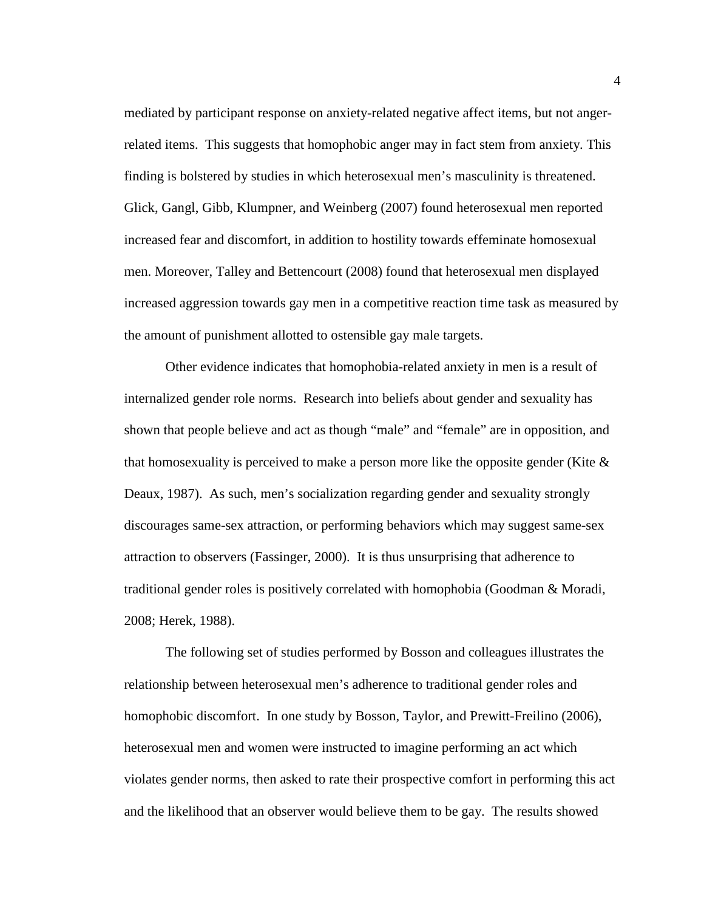mediated by participant response on anxiety-related negative affect items, but not anger-related items. This suggests that homophobic anger may in fact stem from anxiety. This finding is bolstered by studies in which heterosexual men's masculinity is threatened. Glick, Gangl, Gibb, Klumpner, and Weinberg (2007) found heterosexual men reported increased fear and discomfort, in addition to hostility towards effeminate homosexual men. Moreover, Talley and Bettencourt (2008) found that heterosexual men displayed increased aggression towards gay men in a competitive reaction time task as measured by the amount of punishment allotted to ostensible gay male targets.

Other evidence indicates that homophobia-related anxiety in men is a result of internalized gender role norms. Research into beliefs about gender and sexuality has shown that people believe and act as though "male" and "female" are in opposition, and that homosexuality is perceived to make a person more like the opposite gender (Kite & Deaux, 1987). As such, men's socialization regarding gender and sexuality strongly discourages same-sex attraction, or performing behaviors which may suggest same-sex attraction to observers (Fassinger, 2000). It is thus unsurprising that adherence to traditional gender roles is positively correlated with homophobia (Goodman & Moradi, 2008; Herek, 1988).

The following set of studies performed by Bosson and colleagues illustrates the relationship between heterosexual men's adherence to traditional gender roles and homophobic discomfort. In one study by Bosson, Taylor, and Prewitt-Freilino (2006), heterosexual men and women were instructed to imagine performing an act which violates gender norms, then asked to rate their prospective comfort in performing this act and the likelihood that an observer would believe them to be gay. The results showed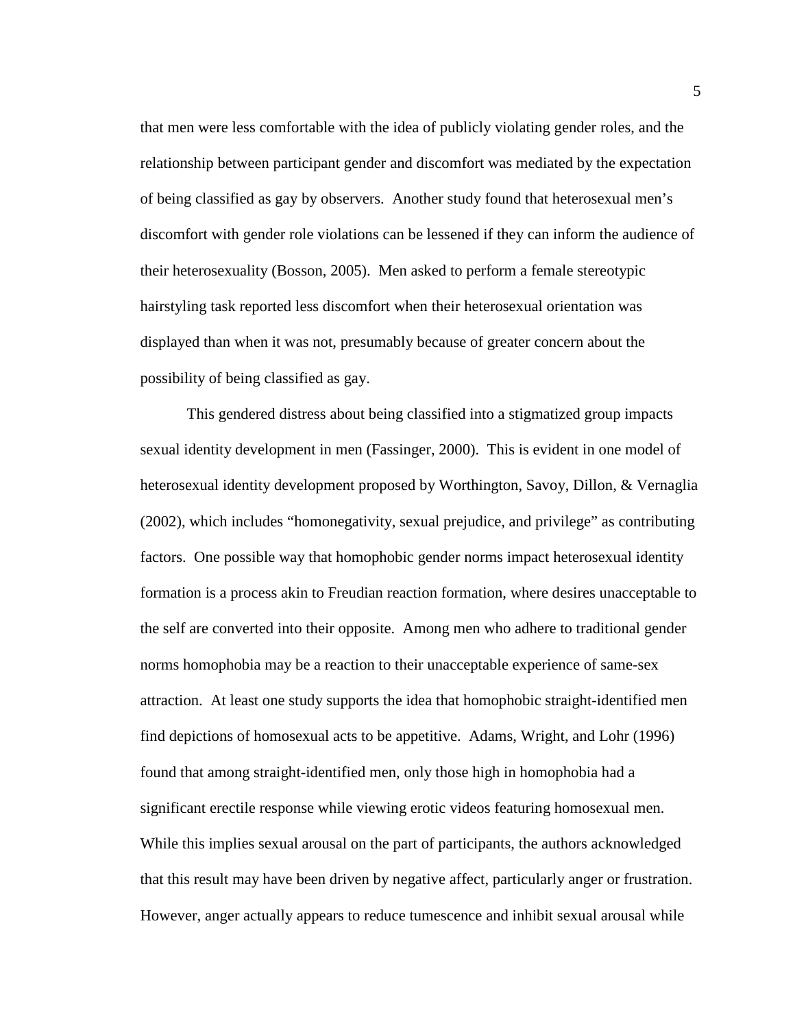that men were less comfortable with the idea of publicly violating gender roles, and the relationship between participant gender and discomfort was mediated by the expectation of being classified as gay by observers. Another study found that heterosexual men's discomfort with gender role violations can be lessened if they can inform the audience of their heterosexuality (Bosson, 2005). Men asked to perform a female stereotypic hairstyling task reported less discomfort when their heterosexual orientation was displayed than when it was not, presumably because of greater concern about the possibility of being classified as gay.

This gendered distress about being classified into a stigmatized group impacts sexual identity development in men (Fassinger, 2000). This is evident in one model of heterosexual identity development proposed by Worthington, Savoy, Dillon, & Vernaglia (2002), which includes "homonegativity, sexual prejudice, and privilege" as contributing factors. One possible way that homophobic gender norms impact heterosexual identity formation is a process akin to Freudian reaction formation, where desires unacceptable to the self are converted into their opposite. Among men who adhere to traditional gender norms homophobia may be a reaction to their unacceptable experience of same-sex attraction. At least one study supports the idea that homophobic straight-identified men find depictions of homosexual acts to be appetitive. Adams, Wright, and Lohr (1996) found that among straight-identified men, only those high in homophobia had a significant erectile response while viewing erotic videos featuring homosexual men. While this implies sexual arousal on the part of participants, the authors acknowledged that this result may have been driven by negative affect, particularly anger or frustration. However, anger actually appears to reduce tumescence and inhibit sexual arousal while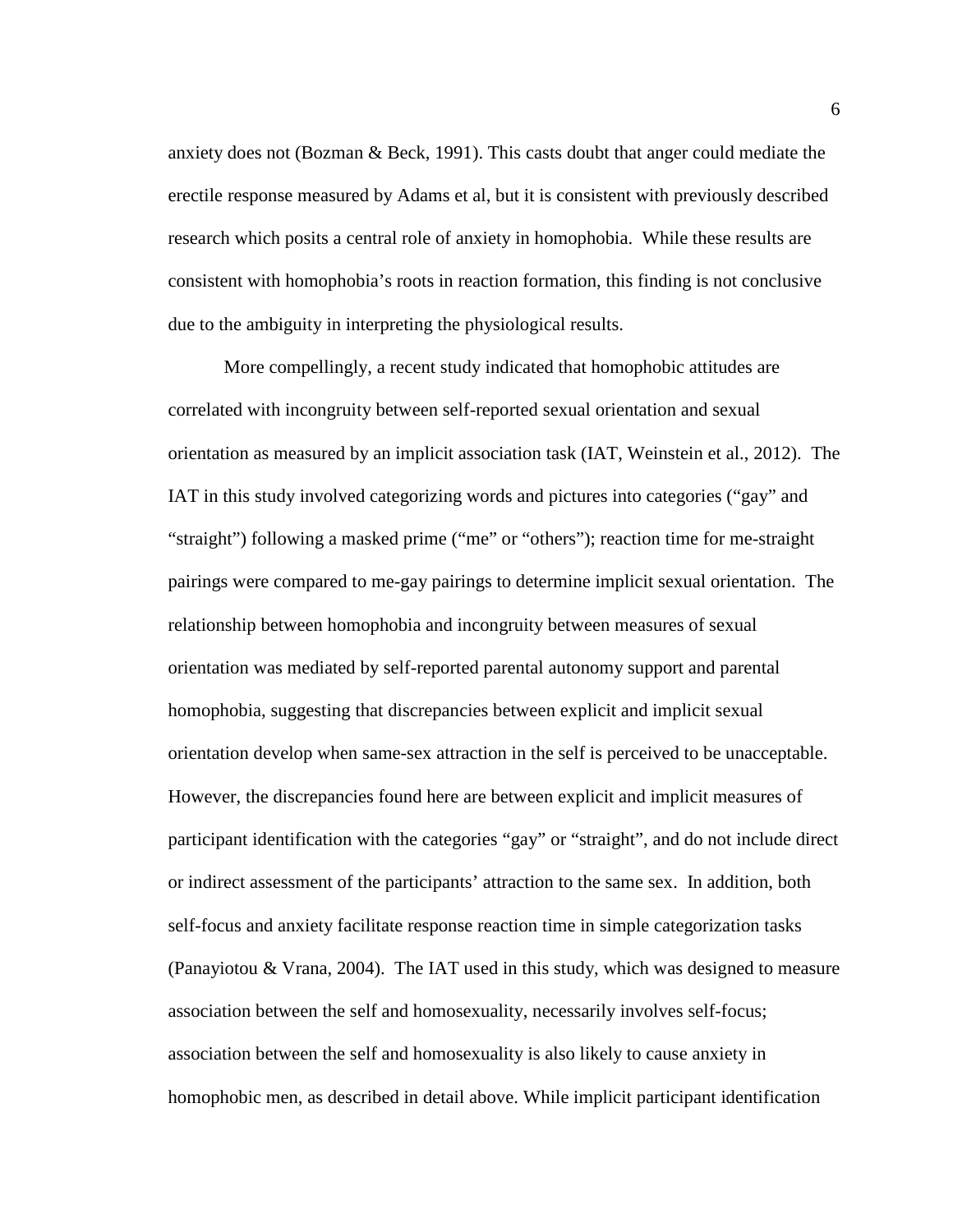anxiety does not (Bozman & Beck, 1991). This casts doubt that anger could mediate the erectile response measured by Adams et al, but it is consistent with previously described research which posits a central role of anxiety in homophobia.  While these results are consistent with homophobia's roots in reaction formation, this finding is not conclusive due to the ambiguity in interpreting the physiological results.

More compellingly, a recent study indicated that homophobic attitudes are correlated with incongruity between self-reported sexual orientation and sexual orientation as measured by an implicit association task (IAT, Weinstein et al., 2012).  The IAT in this study involved categorizing words and pictures into categories ("gay" and "straight") following a masked prime ("me" or "others"); reaction time for me-straight pairings were compared to me-gay pairings to determine implicit sexual orientation.  The relationship between homophobia and incongruity between measures of sexual orientation was mediated by self-reported parental autonomy support and parental homophobia, suggesting that discrepancies between explicit and implicit sexual orientation develop when same-sex attraction in the self is perceived to be unacceptable. However, the discrepancies found here are between explicit and implicit measures of participant identification with the categories "gay" or "straight", and do not include direct or indirect assessment of the participants' attraction to the same sex.  In addition, both self-focus and anxiety facilitate response reaction time in simple categorization tasks (Panayiotou & Vrana, 2004).  The IAT used in this study, which was designed to measure association between the self and homosexuality, necessarily involves self-focus; association between the self and homosexuality is also likely to cause anxiety in homophobic men, as described in detail above. While implicit participant identification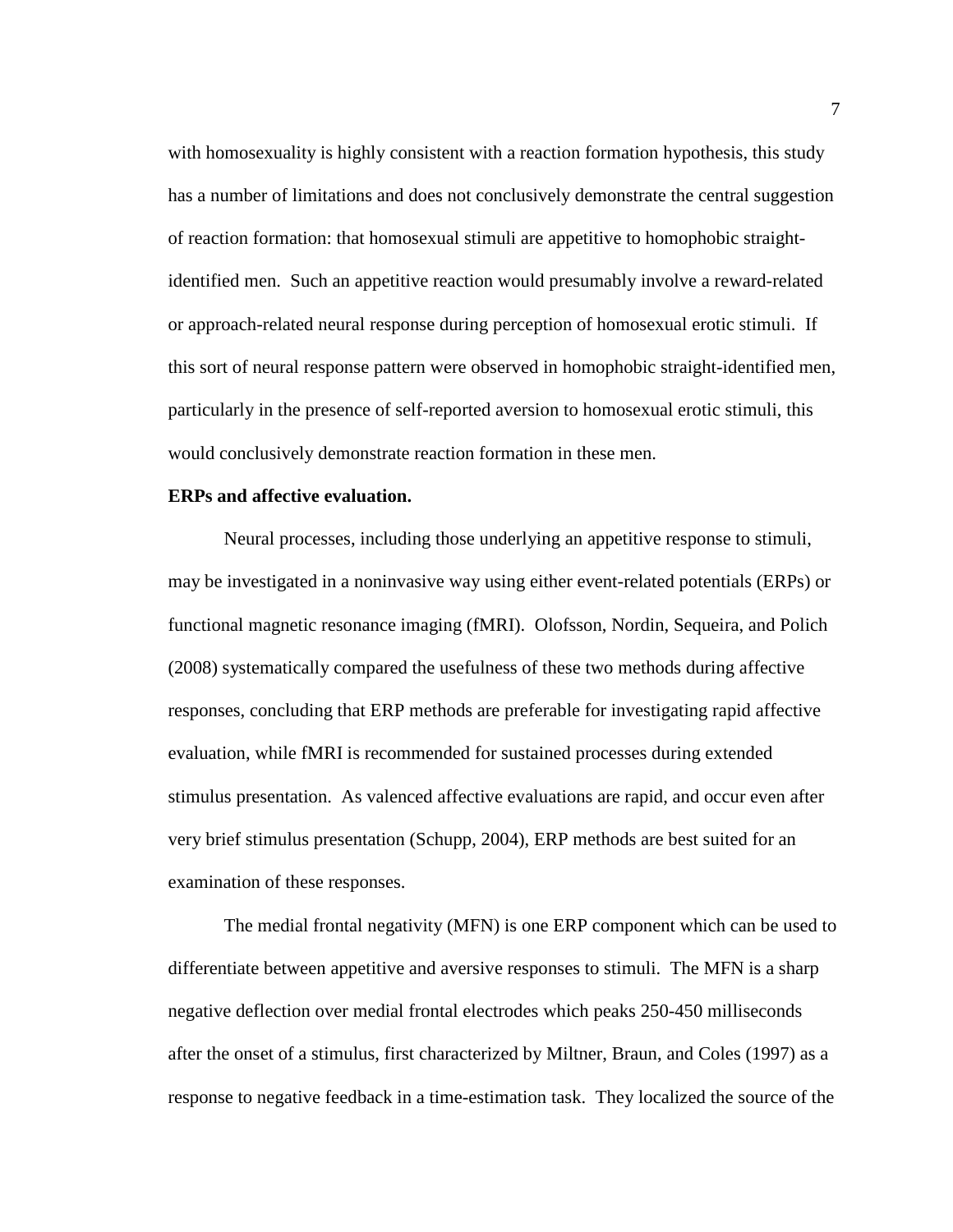with homosexuality is highly consistent with a reaction formation hypothesis, this study has a number of limitations and does not conclusively demonstrate the central suggestion of reaction formation: that homosexual stimuli are appetitive to homophobic straight-identified men. Such an appetitive reaction would presumably involve a reward-related or approach-related neural response during perception of homosexual erotic stimuli. If this sort of neural response pattern were observed in homophobic straight-identified men, particularly in the presence of self-reported aversion to homosexual erotic stimuli, this would conclusively demonstrate reaction formation in these men.

**ERPs and affective evaluation.**

Neural processes, including those underlying an appetitive response to stimuli, may be investigated in a noninvasive way using either event-related potentials (ERPs) or functional magnetic resonance imaging (fMRI). Olofsson, Nordin, Sequeira, and Polich (2008) systematically compared the usefulness of these two methods during affective responses, concluding that ERP methods are preferable for investigating rapid affective evaluation, while fMRI is recommended for sustained processes during extended stimulus presentation. As valenced affective evaluations are rapid, and occur even after very brief stimulus presentation (Schupp, 2004), ERP methods are best suited for an examination of these responses.

The medial frontal negativity (MFN) is one ERP component which can be used to differentiate between appetitive and aversive responses to stimuli. The MFN is a sharp negative deflection over medial frontal electrodes which peaks 250-450 milliseconds after the onset of a stimulus, first characterized by Miltner, Braun, and Coles (1997) as a response to negative feedback in a time-estimation task. They localized the source of the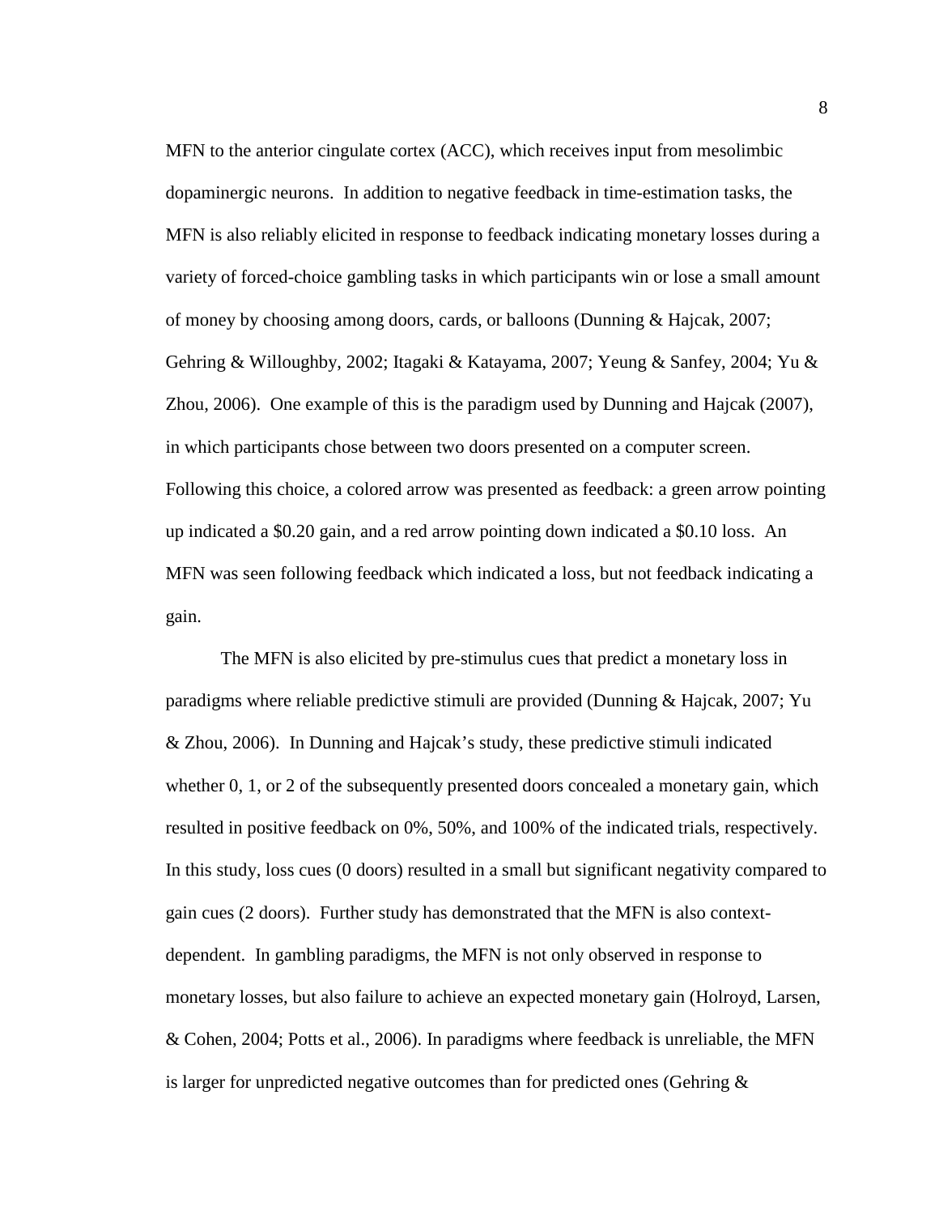MFN to the anterior cingulate cortex (ACC), which receives input from mesolimbic dopaminergic neurons. In addition to negative feedback in time-estimation tasks, the MFN is also reliably elicited in response to feedback indicating monetary losses during a variety of forced-choice gambling tasks in which participants win or lose a small amount of money by choosing among doors, cards, or balloons (Dunning & Hajcak, 2007; Gehring & Willoughby, 2002; Itagaki & Katayama, 2007; Yeung & Sanfey, 2004; Yu & Zhou, 2006). One example of this is the paradigm used by Dunning and Hajcak (2007), in which participants chose between two doors presented on a computer screen. Following this choice, a colored arrow was presented as feedback: a green arrow pointing up indicated a $0.20 gain, and a red arrow pointing down indicated a $0.10 loss. An MFN was seen following feedback which indicated a loss, but not feedback indicating a gain.

The MFN is also elicited by pre-stimulus cues that predict a monetary loss in paradigms where reliable predictive stimuli are provided (Dunning & Hajcak, 2007; Yu & Zhou, 2006). In Dunning and Hajcak's study, these predictive stimuli indicated whether 0, 1, or 2 of the subsequently presented doors concealed a monetary gain, which resulted in positive feedback on 0%, 50%, and 100% of the indicated trials, respectively. In this study, loss cues (0 doors) resulted in a small but significant negativity compared to gain cues (2 doors). Further study has demonstrated that the MFN is also context-dependent. In gambling paradigms, the MFN is not only observed in response to monetary losses, but also failure to achieve an expected monetary gain (Holroyd, Larsen, & Cohen, 2004; Potts et al., 2006). In paradigms where feedback is unreliable, the MFN is larger for unpredicted negative outcomes than for predicted ones (Gehring &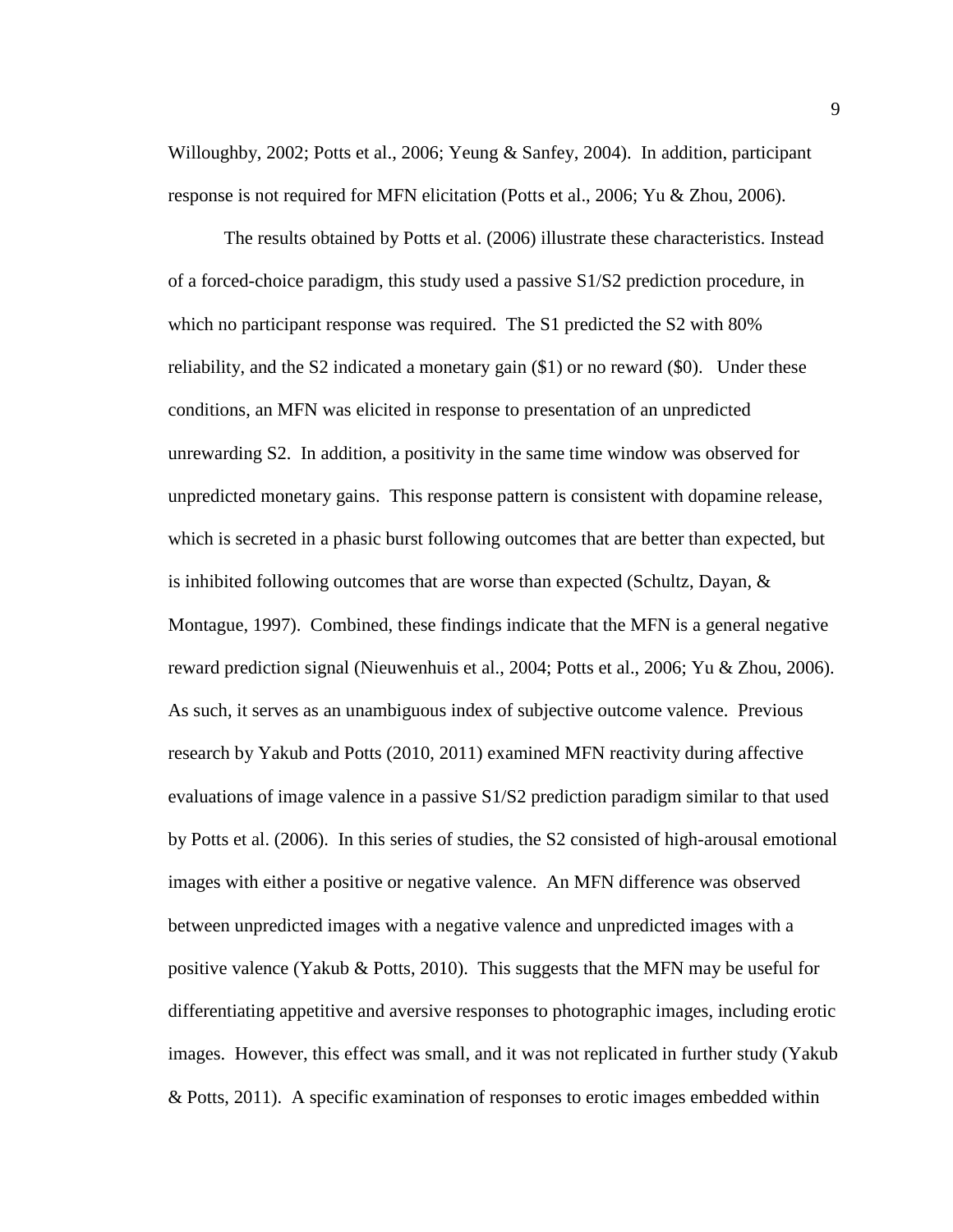Willoughby, 2002; Potts et al., 2006; Yeung & Sanfey, 2004). In addition, participant response is not required for MFN elicitation (Potts et al., 2006; Yu & Zhou, 2006).

The results obtained by Potts et al. (2006) illustrate these characteristics. Instead of a forced-choice paradigm, this study used a passive S1/S2 prediction procedure, in which no participant response was required. The S1 predicted the S2 with 80% reliability, and the S2 indicated a monetary gain ($1) or no reward ($0). Under these conditions, an MFN was elicited in response to presentation of an unpredicted unrewarding S2. In addition, a positivity in the same time window was observed for unpredicted monetary gains. This response pattern is consistent with dopamine release, which is secreted in a phasic burst following outcomes that are better than expected, but is inhibited following outcomes that are worse than expected (Schultz, Dayan, & Montague, 1997). Combined, these findings indicate that the MFN is a general negative reward prediction signal (Nieuwenhuis et al., 2004; Potts et al., 2006; Yu & Zhou, 2006). As such, it serves as an unambiguous index of subjective outcome valence. Previous research by Yakub and Potts (2010, 2011) examined MFN reactivity during affective evaluations of image valence in a passive S1/S2 prediction paradigm similar to that used by Potts et al. (2006). In this series of studies, the S2 consisted of high-arousal emotional images with either a positive or negative valence. An MFN difference was observed between unpredicted images with a negative valence and unpredicted images with a positive valence (Yakub & Potts, 2010). This suggests that the MFN may be useful for differentiating appetitive and aversive responses to photographic images, including erotic images. However, this effect was small, and it was not replicated in further study (Yakub & Potts, 2011). A specific examination of responses to erotic images embedded within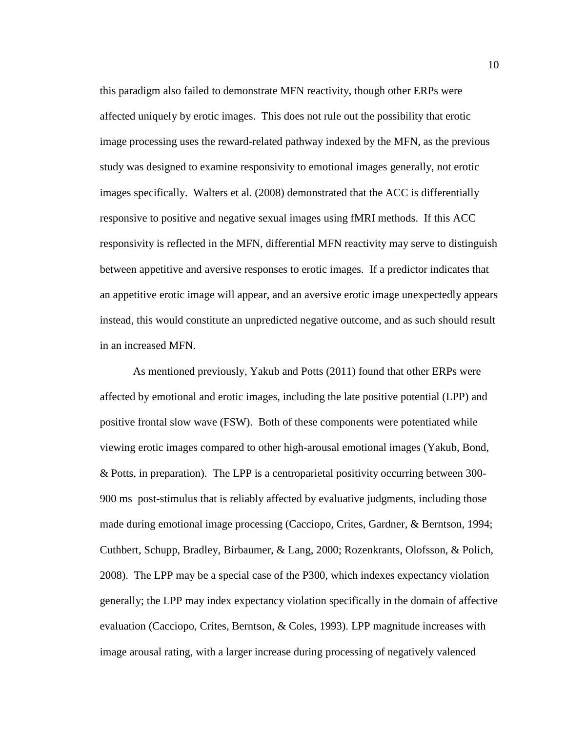this paradigm also failed to demonstrate MFN reactivity, though other ERPs were affected uniquely by erotic images. This does not rule out the possibility that erotic image processing uses the reward-related pathway indexed by the MFN, as the previous study was designed to examine responsivity to emotional images generally, not erotic images specifically. Walters et al. (2008) demonstrated that the ACC is differentially responsive to positive and negative sexual images using fMRI methods. If this ACC responsivity is reflected in the MFN, differential MFN reactivity may serve to distinguish between appetitive and aversive responses to erotic images. If a predictor indicates that an appetitive erotic image will appear, and an aversive erotic image unexpectedly appears instead, this would constitute an unpredicted negative outcome, and as such should result in an increased MFN.

As mentioned previously, Yakub and Potts (2011) found that other ERPs were affected by emotional and erotic images, including the late positive potential (LPP) and positive frontal slow wave (FSW). Both of these components were potentiated while viewing erotic images compared to other high-arousal emotional images (Yakub, Bond, & Potts, in preparation). The LPP is a centroparietal positivity occurring between 300-900 ms post-stimulus that is reliably affected by evaluative judgments, including those made during emotional image processing (Cacciopo, Crites, Gardner, & Berntson, 1994; Cuthbert, Schupp, Bradley, Birbaumer, & Lang, 2000; Rozenkrants, Olofsson, & Polich, 2008). The LPP may be a special case of the P300, which indexes expectancy violation generally; the LPP may index expectancy violation specifically in the domain of affective evaluation (Cacciopo, Crites, Berntson, & Coles, 1993). LPP magnitude increases with image arousal rating, with a larger increase during processing of negatively valenced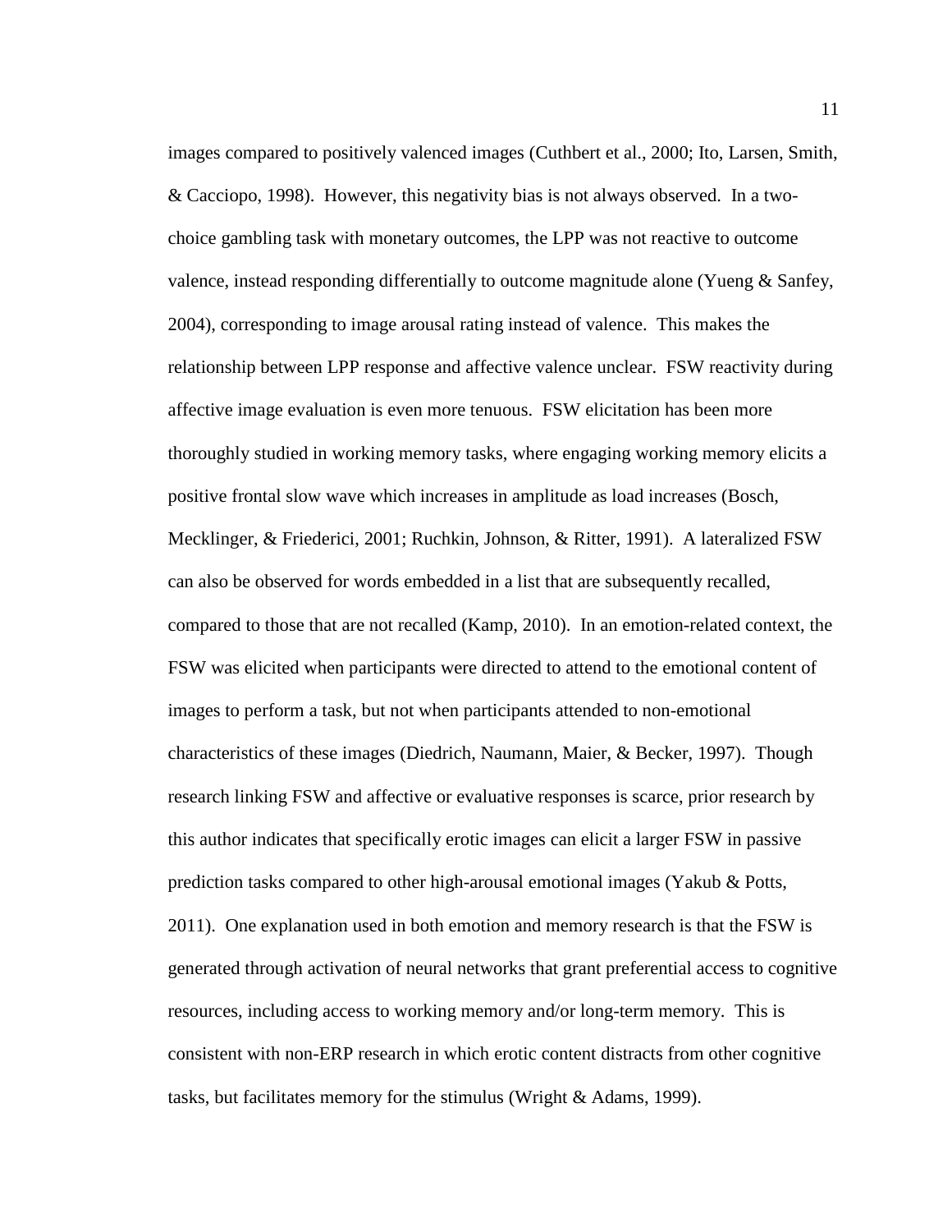images compared to positively valenced images (Cuthbert et al., 2000; Ito, Larsen, Smith, & Cacciopo, 1998). However, this negativity bias is not always observed. In a two-choice gambling task with monetary outcomes, the LPP was not reactive to outcome valence, instead responding differentially to outcome magnitude alone (Yueng & Sanfey, 2004), corresponding to image arousal rating instead of valence. This makes the relationship between LPP response and affective valence unclear. FSW reactivity during affective image evaluation is even more tenuous. FSW elicitation has been more thoroughly studied in working memory tasks, where engaging working memory elicits a positive frontal slow wave which increases in amplitude as load increases (Bosch, Mecklinger, & Friederici, 2001; Ruchkin, Johnson, & Ritter, 1991). A lateralized FSW can also be observed for words embedded in a list that are subsequently recalled, compared to those that are not recalled (Kamp, 2010). In an emotion-related context, the FSW was elicited when participants were directed to attend to the emotional content of images to perform a task, but not when participants attended to non-emotional characteristics of these images (Diedrich, Naumann, Maier, & Becker, 1997). Though research linking FSW and affective or evaluative responses is scarce, prior research by this author indicates that specifically erotic images can elicit a larger FSW in passive prediction tasks compared to other high-arousal emotional images (Yakub & Potts, 2011). One explanation used in both emotion and memory research is that the FSW is generated through activation of neural networks that grant preferential access to cognitive resources, including access to working memory and/or long-term memory. This is consistent with non-ERP research in which erotic content distracts from other cognitive tasks, but facilitates memory for the stimulus (Wright & Adams, 1999).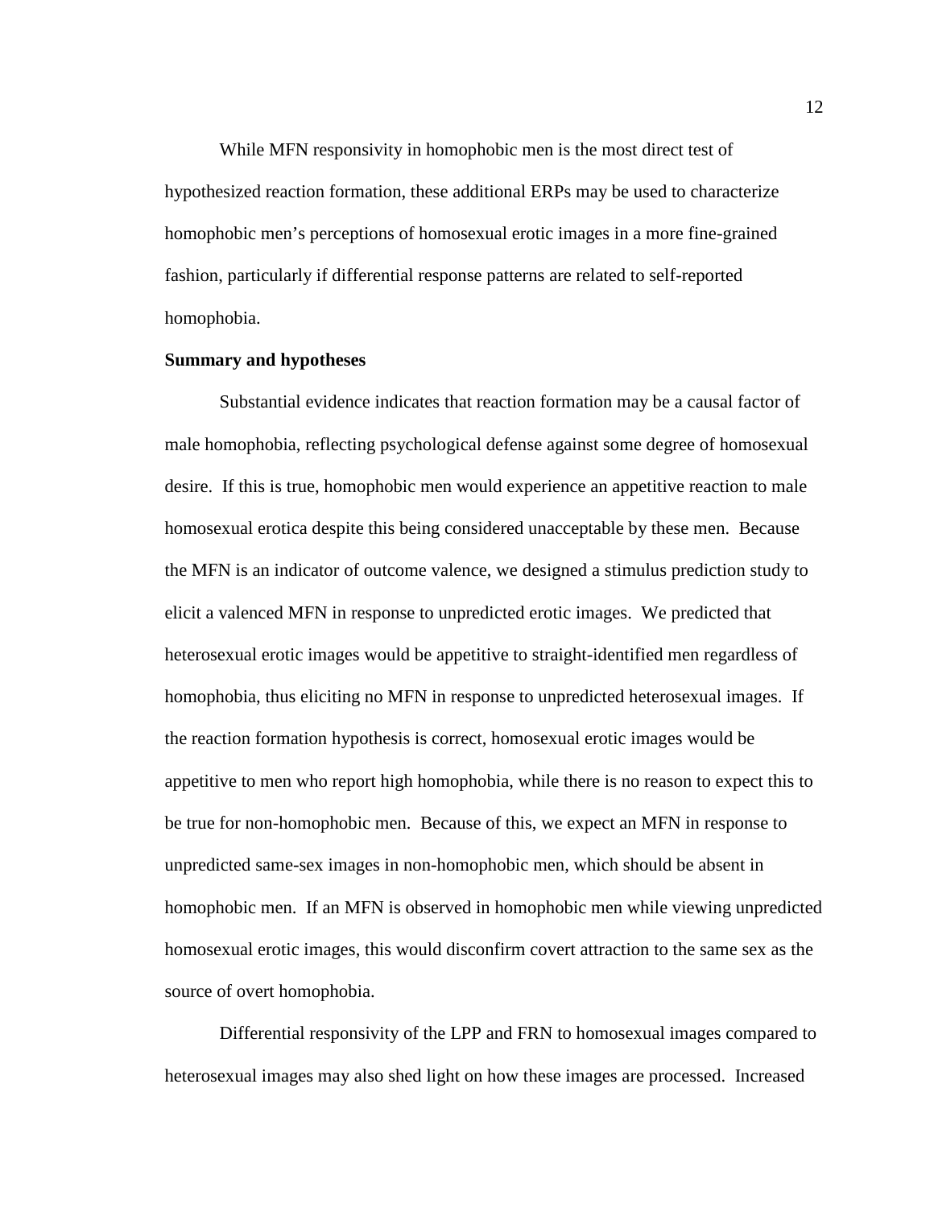While MFN responsivity in homophobic men is the most direct test of hypothesized reaction formation, these additional ERPs may be used to characterize homophobic men's perceptions of homosexual erotic images in a more fine-grained fashion, particularly if differential response patterns are related to self-reported homophobia.

**Summary and hypotheses**

Substantial evidence indicates that reaction formation may be a causal factor of male homophobia, reflecting psychological defense against some degree of homosexual desire. If this is true, homophobic men would experience an appetitive reaction to male homosexual erotica despite this being considered unacceptable by these men. Because the MFN is an indicator of outcome valence, we designed a stimulus prediction study to elicit a valenced MFN in response to unpredicted erotic images. We predicted that heterosexual erotic images would be appetitive to straight-identified men regardless of homophobia, thus eliciting no MFN in response to unpredicted heterosexual images. If the reaction formation hypothesis is correct, homosexual erotic images would be appetitive to men who report high homophobia, while there is no reason to expect this to be true for non-homophobic men. Because of this, we expect an MFN in response to unpredicted same-sex images in non-homophobic men, which should be absent in homophobic men. If an MFN is observed in homophobic men while viewing unpredicted homosexual erotic images, this would disconfirm covert attraction to the same sex as the source of overt homophobia.

Differential responsivity of the LPP and FRN to homosexual images compared to heterosexual images may also shed light on how these images are processed. Increased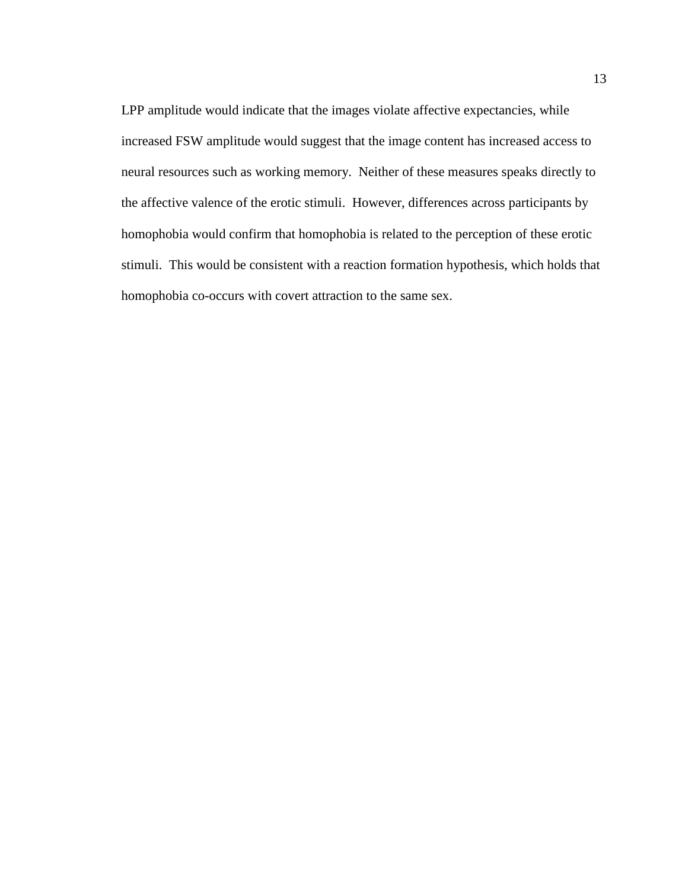LPP amplitude would indicate that the images violate affective expectancies, while increased FSW amplitude would suggest that the image content has increased access to neural resources such as working memory. Neither of these measures speaks directly to the affective valence of the erotic stimuli. However, differences across participants by homophobia would confirm that homophobia is related to the perception of these erotic stimuli. This would be consistent with a reaction formation hypothesis, which holds that homophobia co-occurs with covert attraction to the same sex.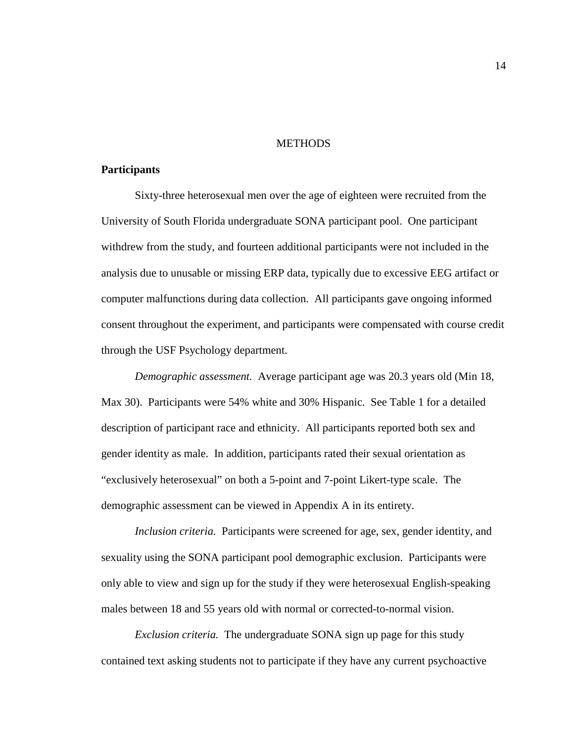# METHODS

## Participants

Sixty-three heterosexual men over the age of eighteen were recruited from the University of South Florida undergraduate SONA participant pool. One participant withdrew from the study, and fourteen additional participants were not included in the analysis due to unusable or missing ERP data, typically due to excessive EEG artifact or computer malfunctions during data collection. All participants gave ongoing informed consent throughout the experiment, and participants were compensated with course credit through the USF Psychology department.

*Demographic assessment.* Average participant age was 20.3 years old (Min 18, Max 30). Participants were 54% white and 30% Hispanic. See Table 1 for a detailed description of participant race and ethnicity. All participants reported both sex and gender identity as male. In addition, participants rated their sexual orientation as "exclusively heterosexual" on both a 5-point and 7-point Likert-type scale. The demographic assessment can be viewed in Appendix A in its entirety.

*Inclusion criteria.* Participants were screened for age, sex, gender identity, and sexuality using the SONA participant pool demographic exclusion. Participants were only able to view and sign up for the study if they were heterosexual English-speaking males between 18 and 55 years old with normal or corrected-to-normal vision.

*Exclusion criteria.* The undergraduate SONA sign up page for this study contained text asking students not to participate if they have any current psychoactive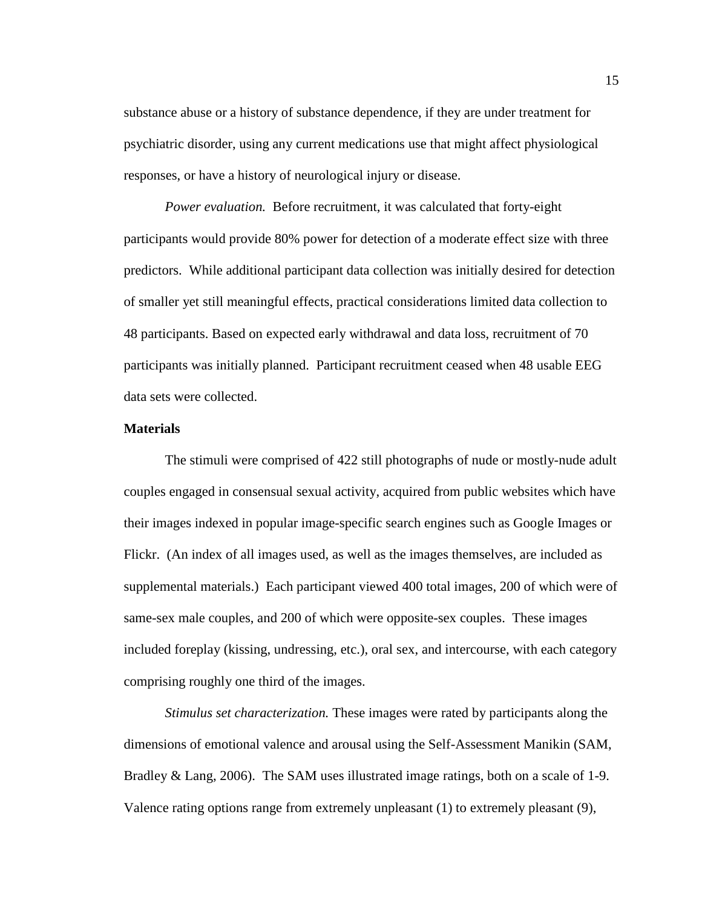substance abuse or a history of substance dependence, if they are under treatment for psychiatric disorder, using any current medications use that might affect physiological responses, or have a history of neurological injury or disease.

*Power evaluation.* Before recruitment, it was calculated that forty-eight participants would provide 80% power for detection of a moderate effect size with three predictors. While additional participant data collection was initially desired for detection of smaller yet still meaningful effects, practical considerations limited data collection to 48 participants. Based on expected early withdrawal and data loss, recruitment of 70 participants was initially planned. Participant recruitment ceased when 48 usable EEG data sets were collected.

**Materials**

The stimuli were comprised of 422 still photographs of nude or mostly-nude adult couples engaged in consensual sexual activity, acquired from public websites which have their images indexed in popular image-specific search engines such as Google Images or Flickr. (An index of all images used, as well as the images themselves, are included as supplemental materials.) Each participant viewed 400 total images, 200 of which were of same-sex male couples, and 200 of which were opposite-sex couples. These images included foreplay (kissing, undressing, etc.), oral sex, and intercourse, with each category comprising roughly one third of the images.

*Stimulus set characterization.* These images were rated by participants along the dimensions of emotional valence and arousal using the Self-Assessment Manikin (SAM, Bradley & Lang, 2006). The SAM uses illustrated image ratings, both on a scale of 1-9. Valence rating options range from extremely unpleasant (1) to extremely pleasant (9),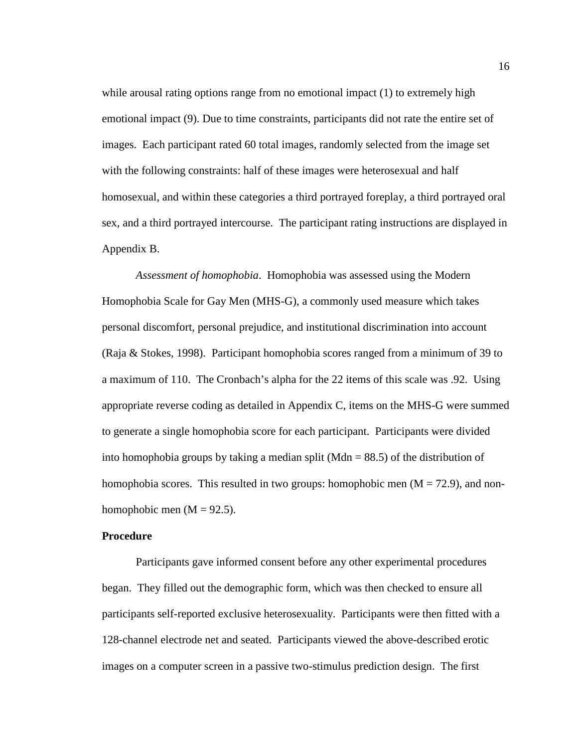while arousal rating options range from no emotional impact (1) to extremely high emotional impact (9). Due to time constraints, participants did not rate the entire set of images. Each participant rated 60 total images, randomly selected from the image set with the following constraints: half of these images were heterosexual and half homosexual, and within these categories a third portrayed foreplay, a third portrayed oral sex, and a third portrayed intercourse. The participant rating instructions are displayed in Appendix B.

*Assessment of homophobia*. Homophobia was assessed using the Modern Homophobia Scale for Gay Men (MHS-G), a commonly used measure which takes personal discomfort, personal prejudice, and institutional discrimination into account (Raja & Stokes, 1998). Participant homophobia scores ranged from a minimum of 39 to a maximum of 110. The Cronbach's alpha for the 22 items of this scale was .92. Using appropriate reverse coding as detailed in Appendix C, items on the MHS-G were summed to generate a single homophobia score for each participant. Participants were divided into homophobia groups by taking a median split (Mdn = 88.5) of the distribution of homophobia scores. This resulted in two groups: homophobic men (M = 72.9), and non-homophobic men (M = 92.5).

**Procedure**

Participants gave informed consent before any other experimental procedures began. They filled out the demographic form, which was then checked to ensure all participants self-reported exclusive heterosexuality. Participants were then fitted with a 128-channel electrode net and seated. Participants viewed the above-described erotic images on a computer screen in a passive two-stimulus prediction design. The first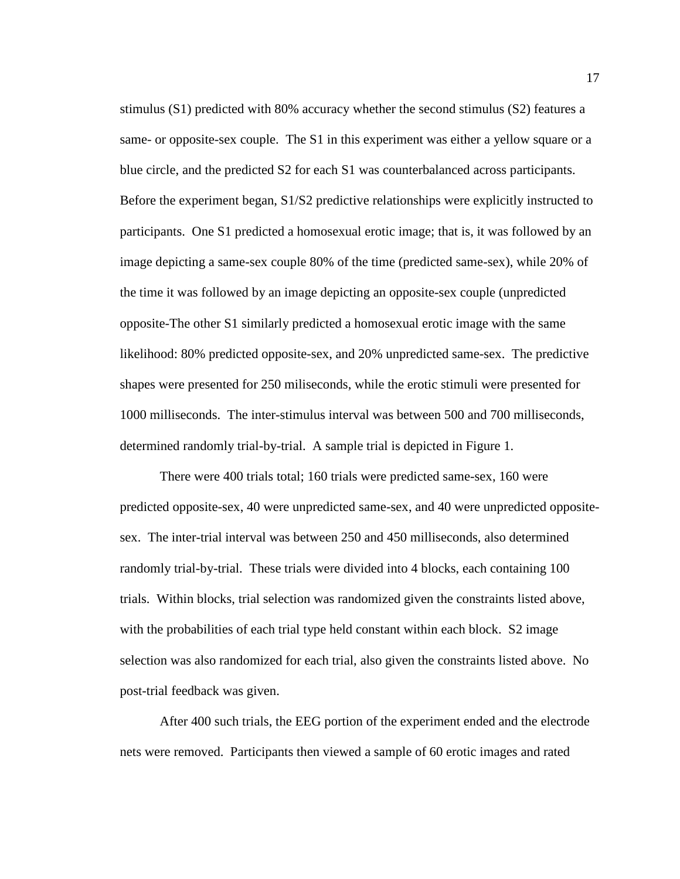stimulus (S1) predicted with 80% accuracy whether the second stimulus (S2) features a same- or opposite-sex couple. The S1 in this experiment was either a yellow square or a blue circle, and the predicted S2 for each S1 was counterbalanced across participants. Before the experiment began, S1/S2 predictive relationships were explicitly instructed to participants. One S1 predicted a homosexual erotic image; that is, it was followed by an image depicting a same-sex couple 80% of the time (predicted same-sex), while 20% of the time it was followed by an image depicting an opposite-sex couple (unpredicted opposite-The other S1 similarly predicted a homosexual erotic image with the same likelihood: 80% predicted opposite-sex, and 20% unpredicted same-sex. The predictive shapes were presented for 250 miliseconds, while the erotic stimuli were presented for 1000 milliseconds. The inter-stimulus interval was between 500 and 700 milliseconds, determined randomly trial-by-trial. A sample trial is depicted in Figure 1.

There were 400 trials total; 160 trials were predicted same-sex, 160 were predicted opposite-sex, 40 were unpredicted same-sex, and 40 were unpredicted opposite-sex. The inter-trial interval was between 250 and 450 milliseconds, also determined randomly trial-by-trial. These trials were divided into 4 blocks, each containing 100 trials. Within blocks, trial selection was randomized given the constraints listed above, with the probabilities of each trial type held constant within each block. S2 image selection was also randomized for each trial, also given the constraints listed above. No post-trial feedback was given.

After 400 such trials, the EEG portion of the experiment ended and the electrode nets were removed. Participants then viewed a sample of 60 erotic images and rated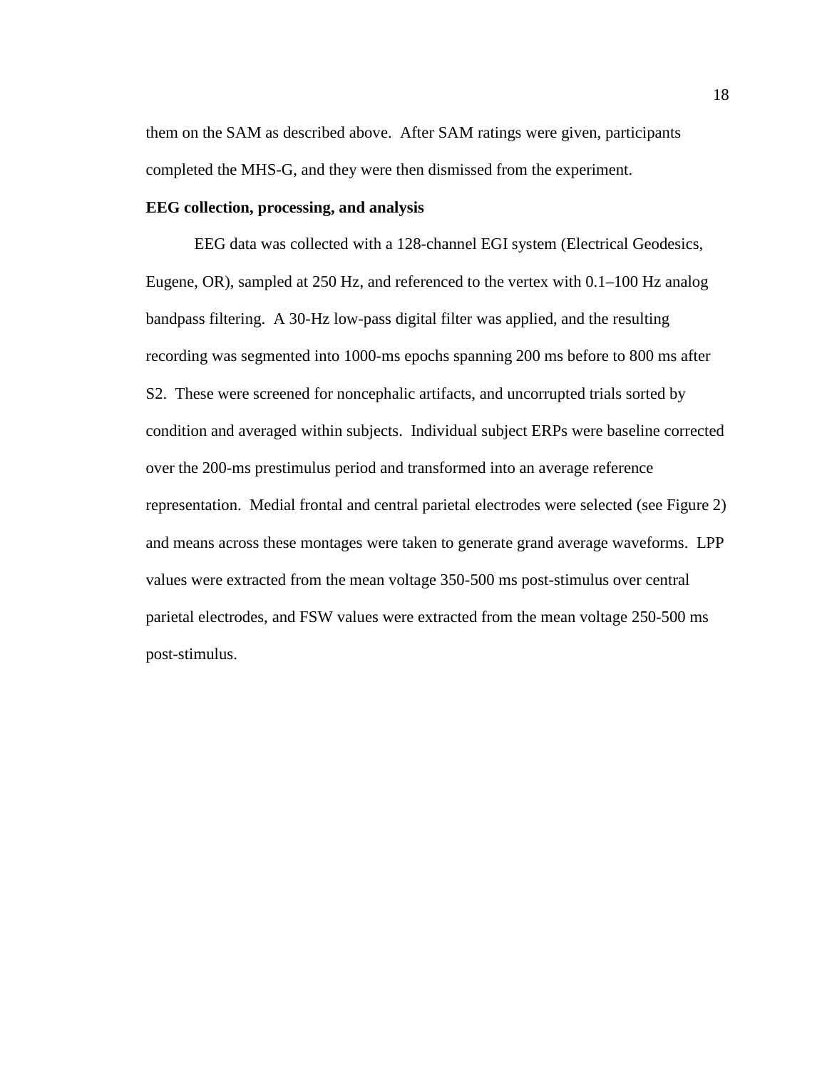them on the SAM as described above. After SAM ratings were given, participants completed the MHS-G, and they were then dismissed from the experiment.

**EEG collection, processing, and analysis**

EEG data was collected with a 128-channel EGI system (Electrical Geodesics, Eugene, OR), sampled at 250 Hz, and referenced to the vertex with 0.1–100 Hz analog bandpass filtering. A 30-Hz low-pass digital filter was applied, and the resulting recording was segmented into 1000-ms epochs spanning 200 ms before to 800 ms after S2. These were screened for noncephalic artifacts, and uncorrupted trials sorted by condition and averaged within subjects. Individual subject ERPs were baseline corrected over the 200-ms prestimulus period and transformed into an average reference representation. Medial frontal and central parietal electrodes were selected (see Figure 2) and means across these montages were taken to generate grand average waveforms. LPP values were extracted from the mean voltage 350-500 ms post-stimulus over central parietal electrodes, and FSW values were extracted from the mean voltage 250-500 ms post-stimulus.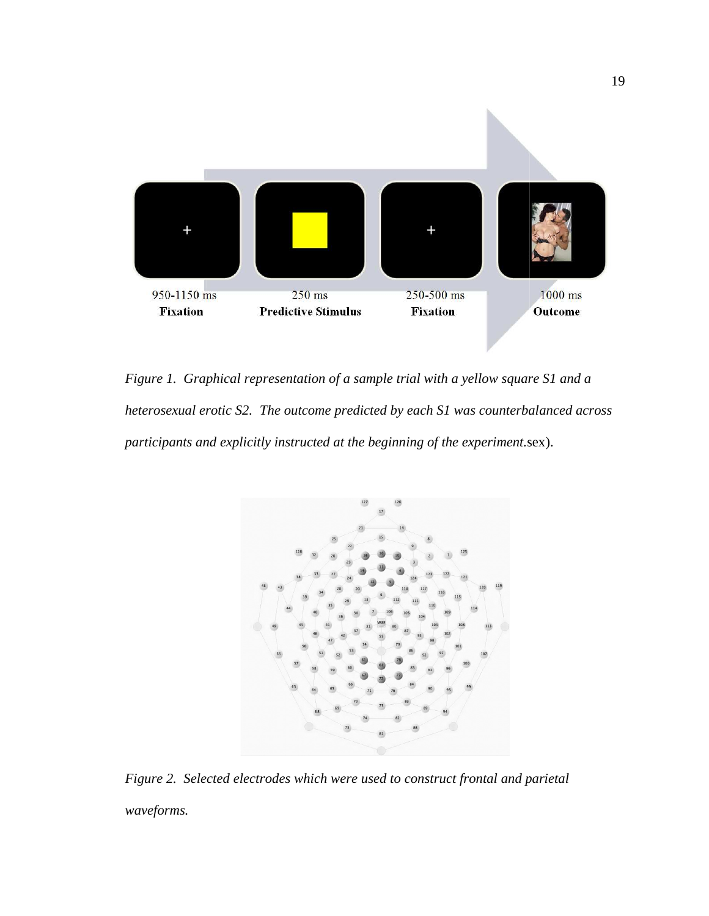*Figure 1. Graphical representation of a sample trial with a yellow square S1 and a heterosexual erotic S2. The outcome predicted by each S1 was counterbalanced across participants and explicitly instructed at the beginning of the experiment.*sex).

*Figure 2. Selected electrodes which were used to construct frontal and parietal waveforms.*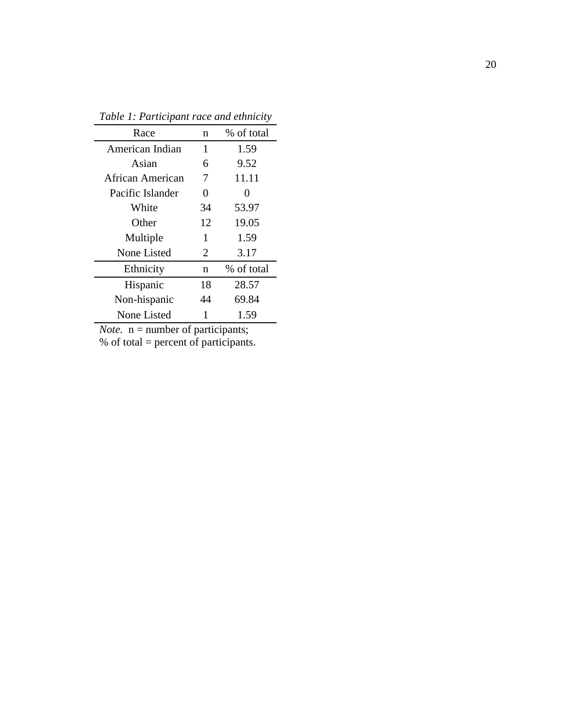*Table 1: Participant race and ethnicity*

| Race | n | % of total |
|---|---|---|
| American Indian | 1 | 1.59 |
| Asian | 6 | 9.52 |
| African American | 7 | 11.11 |
| Pacific Islander | 0 | 0 |
| White | 34 | 53.97 |
| Other | 12 | 19.05 |
| Multiple | 1 | 1.59 |
| None Listed | 2 | 3.17 |
| **Ethnicity** | **n** | **% of total** |
| Hispanic | 18 | 28.57 |
| Non-hispanic | 44 | 69.84 |
| None Listed | 1 | 1.59 |

*Note.* n = number of participants; % of total = percent of participants.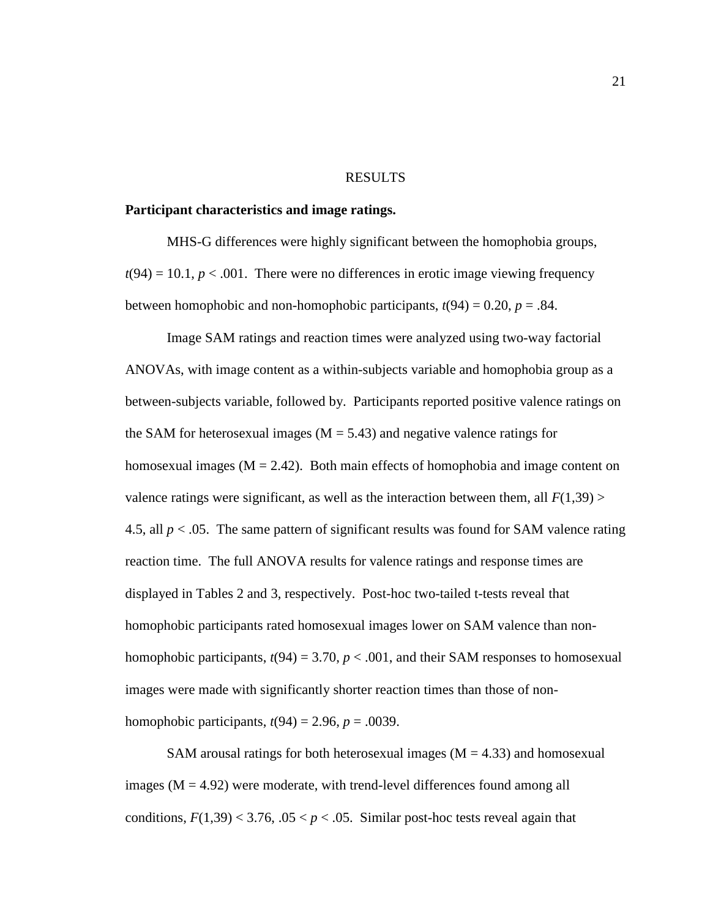# RESULTS

**Participant characteristics and image ratings.**

MHS-G differences were highly significant between the homophobia groups, $t(94) = 10.1$, $p < .001$. There were no differences in erotic image viewing frequency between homophobic and non-homophobic participants, $t(94) = 0.20$, $p = .84$.

Image SAM ratings and reaction times were analyzed using two-way factorial ANOVAs, with image content as a within-subjects variable and homophobia group as a between-subjects variable, followed by. Participants reported positive valence ratings on the SAM for heterosexual images (M = 5.43) and negative valence ratings for homosexual images (M = 2.42). Both main effects of homophobia and image content on valence ratings were significant, as well as the interaction between them, all $F(1,39) > 4.5$, all $p < .05$. The same pattern of significant results was found for SAM valence rating reaction time. The full ANOVA results for valence ratings and response times are displayed in Tables 2 and 3, respectively. Post-hoc two-tailed t-tests reveal that homophobic participants rated homosexual images lower on SAM valence than non-homophobic participants, $t(94) = 3.70$, $p < .001$, and their SAM responses to homosexual images were made with significantly shorter reaction times than those of non-homophobic participants, $t(94) = 2.96$, $p = .0039$.

SAM arousal ratings for both heterosexual images (M = 4.33) and homosexual images (M = 4.92) were moderate, with trend-level differences found among all conditions, $F(1,39) < 3.76$, $.05 < p < .05$. Similar post-hoc tests reveal again that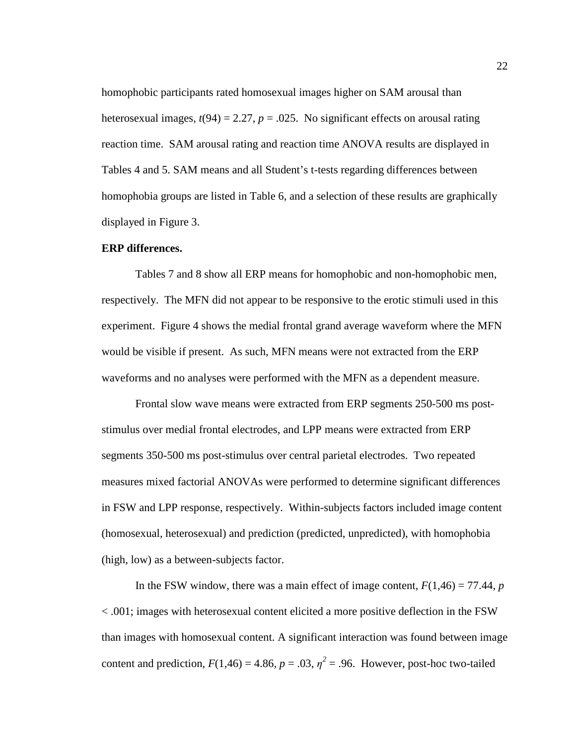homophobic participants rated homosexual images higher on SAM arousal than heterosexual images, $t(94) = 2.27$, $p = .025$. No significant effects on arousal rating reaction time. SAM arousal rating and reaction time ANOVA results are displayed in Tables 4 and 5. SAM means and all Student's t-tests regarding differences between homophobia groups are listed in Table 6, and a selection of these results are graphically displayed in Figure 3.

**ERP differences.**

Tables 7 and 8 show all ERP means for homophobic and non-homophobic men, respectively. The MFN did not appear to be responsive to the erotic stimuli used in this experiment. Figure 4 shows the medial frontal grand average waveform where the MFN would be visible if present. As such, MFN means were not extracted from the ERP waveforms and no analyses were performed with the MFN as a dependent measure.

Frontal slow wave means were extracted from ERP segments 250-500 ms post-stimulus over medial frontal electrodes, and LPP means were extracted from ERP segments 350-500 ms post-stimulus over central parietal electrodes. Two repeated measures mixed factorial ANOVAs were performed to determine significant differences in FSW and LPP response, respectively. Within-subjects factors included image content (homosexual, heterosexual) and prediction (predicted, unpredicted), with homophobia (high, low) as a between-subjects factor.

In the FSW window, there was a main effect of image content, $F(1,46) = 77.44$, $p < .001$; images with heterosexual content elicited a more positive deflection in the FSW than images with homosexual content. A significant interaction was found between image content and prediction, $F(1,46) = 4.86$, $p = .03$, $\eta^2 = .96$. However, post-hoc two-tailed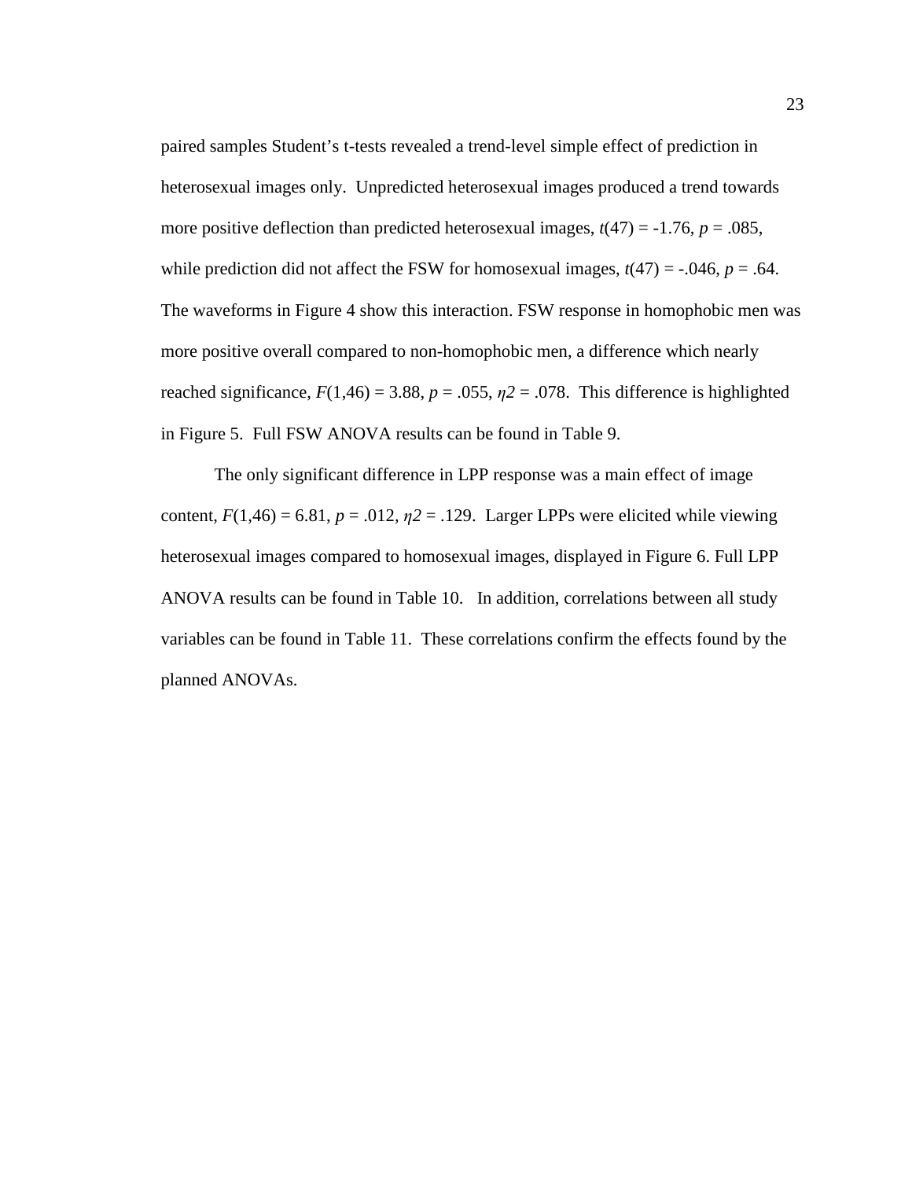paired samples Student's t-tests revealed a trend-level simple effect of prediction in heterosexual images only. Unpredicted heterosexual images produced a trend towards more positive deflection than predicted heterosexual images, $t(47) = -1.76$, $p = .085$, while prediction did not affect the FSW for homosexual images, $t(47) = -.046$, $p = .64$. The waveforms in Figure 4 show this interaction. FSW response in homophobic men was more positive overall compared to non-homophobic men, a difference which nearly reached significance, $F(1,46) = 3.88$, $p = .055$, $\eta 2 = .078$. This difference is highlighted in Figure 5. Full FSW ANOVA results can be found in Table 9.

The only significant difference in LPP response was a main effect of image content, $F(1,46) = 6.81$, $p = .012$, $\eta 2 = .129$. Larger LPPs were elicited while viewing heterosexual images compared to homosexual images, displayed in Figure 6. Full LPP ANOVA results can be found in Table 10. In addition, correlations between all study variables can be found in Table 11. These correlations confirm the effects found by the planned ANOVAs.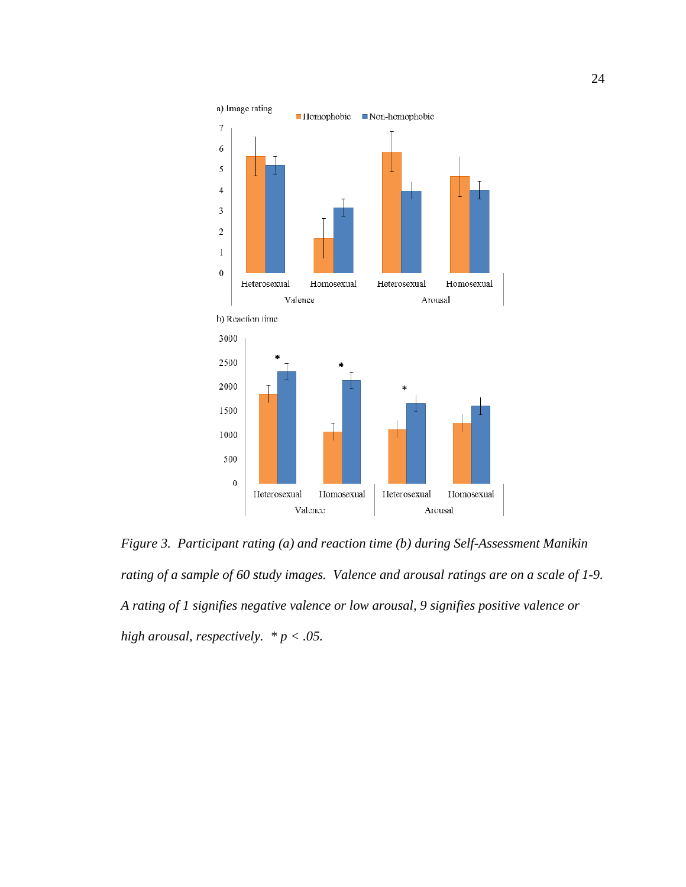a) Image rating

b) Reaction time

*Figure 3. Participant rating (a) and reaction time (b) during Self-Assessment Manikin rating of a sample of 60 study images. Valence and arousal ratings are on a scale of 1-9. A rating of 1 signifies negative valence or low arousal, 9 signifies positive valence or high arousal, respectively. * p < .05.*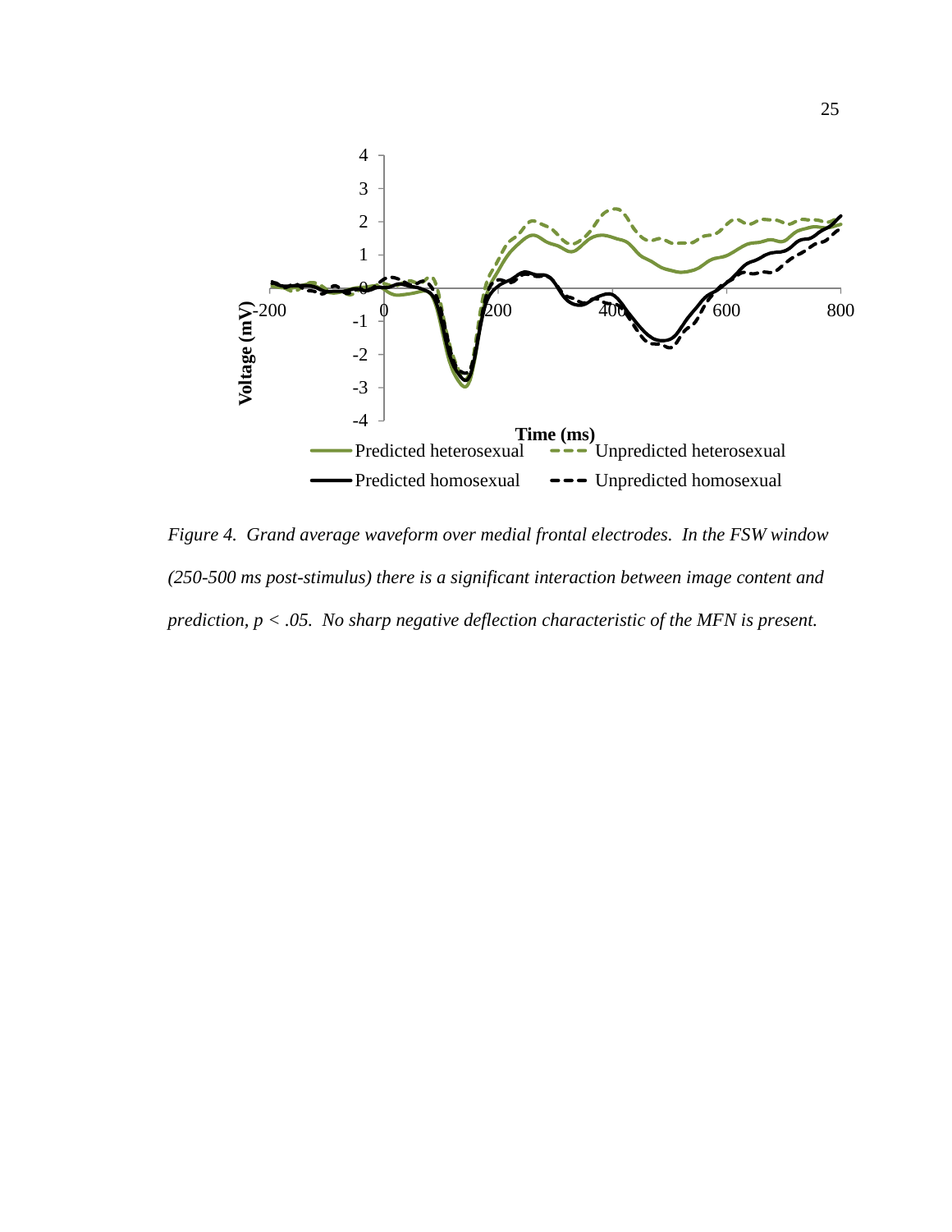*Figure 4.* *Grand average waveform over medial frontal electrodes. In the FSW window (250-500 ms post-stimulus) there is a significant interaction between image content and prediction, $p < .05$. No sharp negative deflection characteristic of the MFN is present.*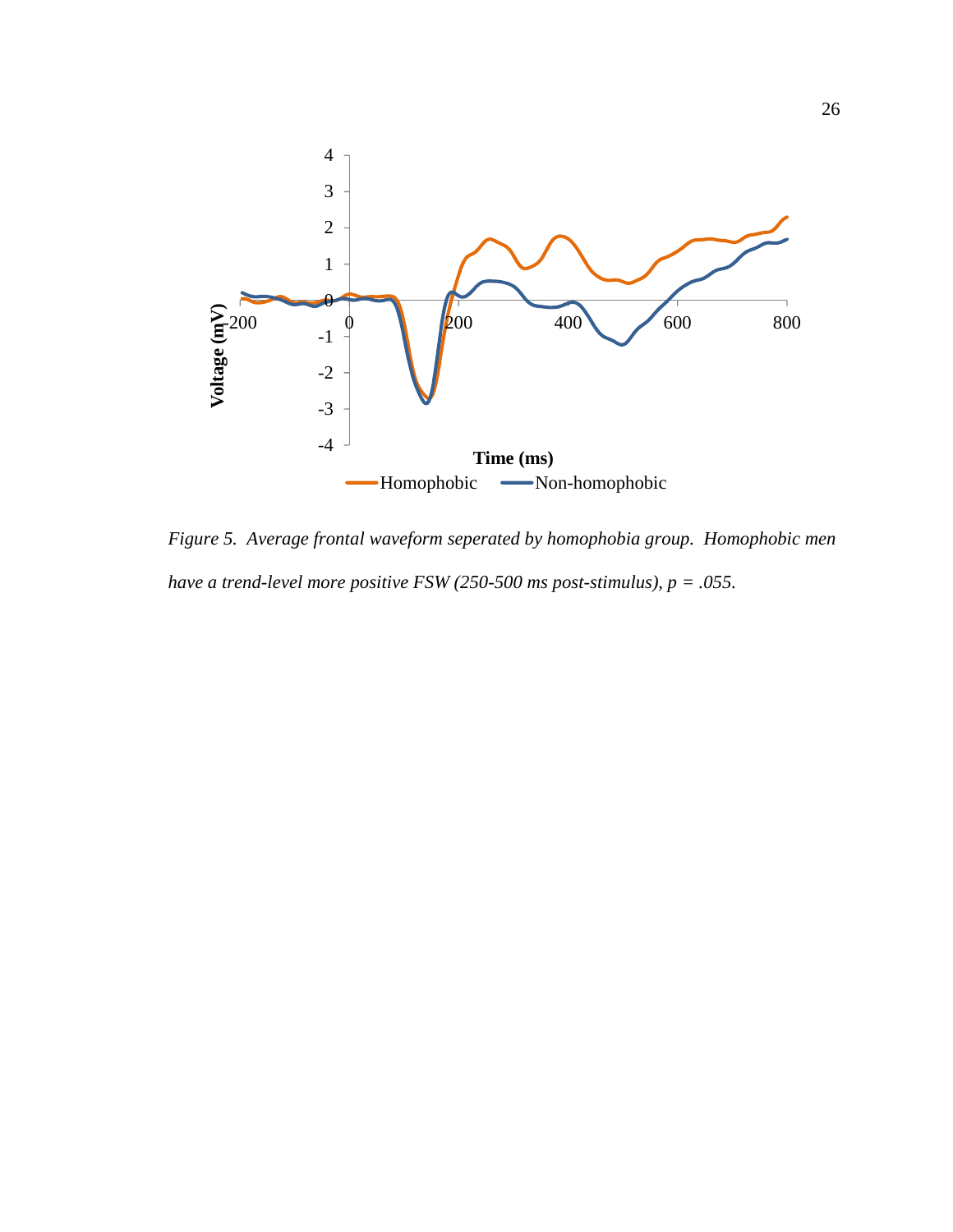*Figure 5. Average frontal waveform seperated by homophobia group. Homophobic men have a trend-level more positive FSW (250-500 ms post-stimulus), p = .055.*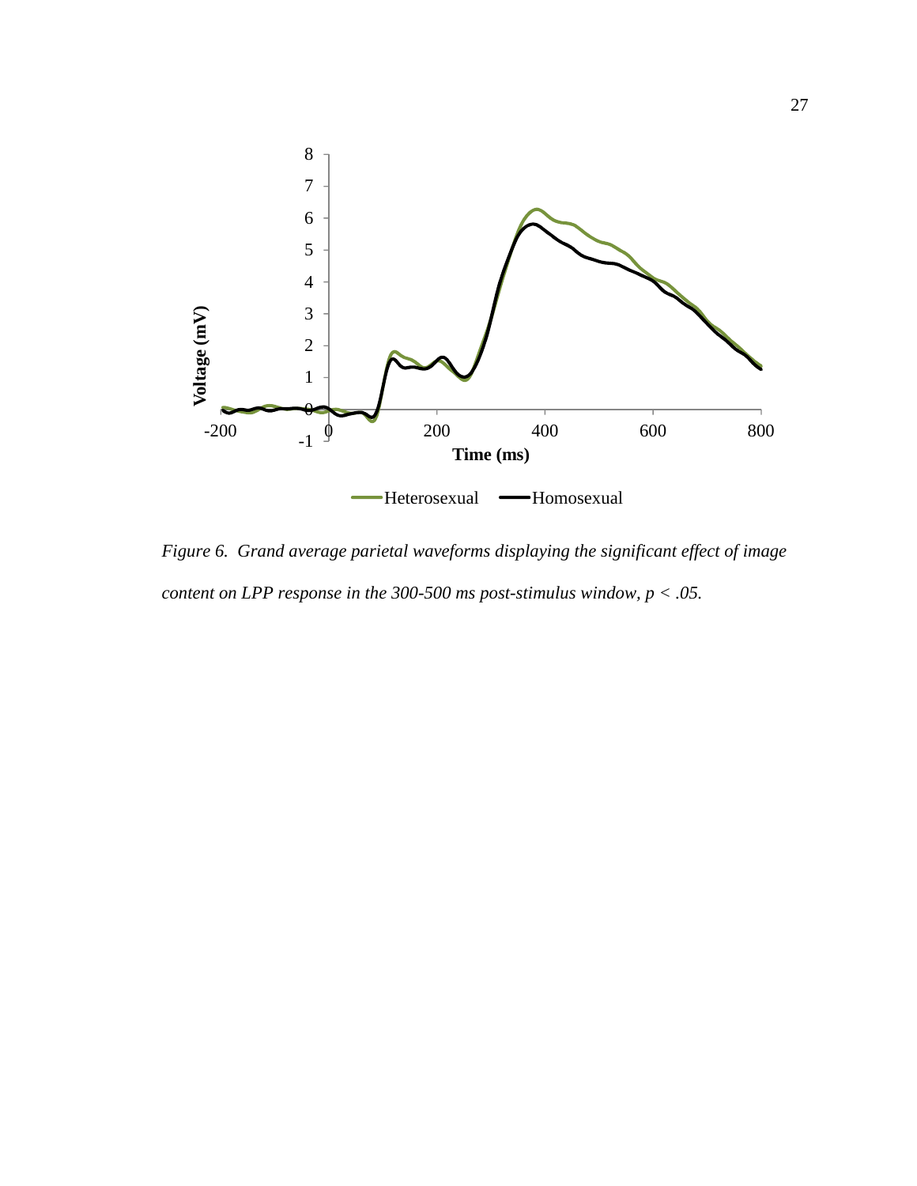*Figure 6.* *Grand average parietal waveforms displaying the significant effect of image content on LPP response in the 300-500 ms post-stimulus window, p < .05.*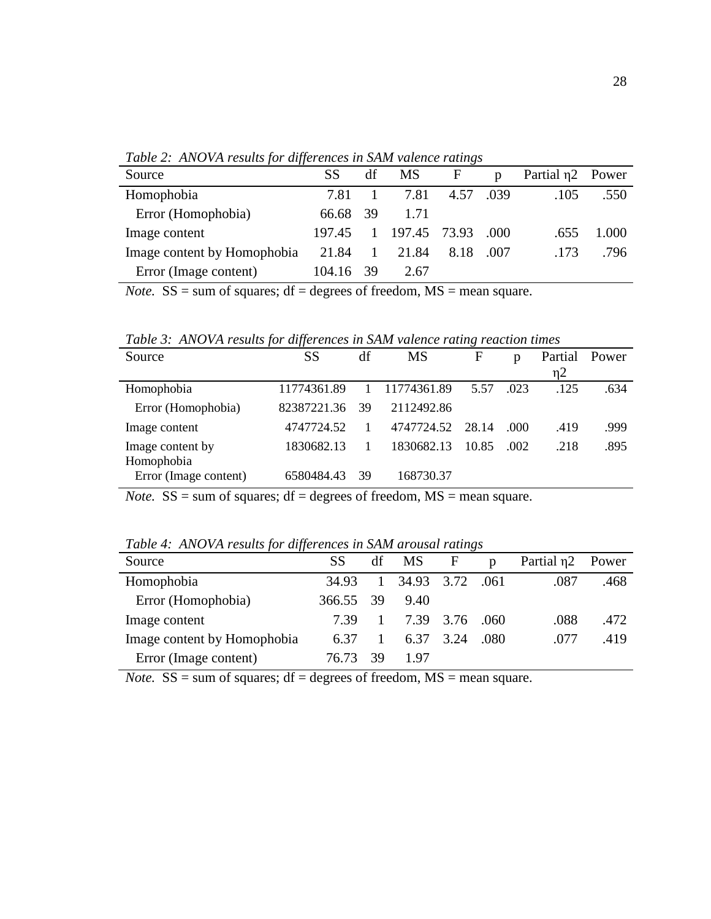*Table 2: ANOVA results for differences in SAM valence ratings*

| Source | SS | df | MS | F | p | Partial η2 | Power |
|---|---|---|---|---|---|---|---|
| Homophobia | 7.81 | 1 | 7.81 | 4.57 | .039 | .105 | .550 |
| Error (Homophobia) | 66.68 | 39 | 1.71 | | | | |
| Image content | 197.45 | 1 | 197.45 | 73.93 | .000 | .655 | 1.000 |
| Image content by Homophobia | 21.84 | 1 | 21.84 | 8.18 | .007 | .173 | .796 |
| Error (Image content) | 104.16 | 39 | 2.67 | | | | |

*Note.* SS = sum of squares; df = degrees of freedom, MS = mean square.

*Table 3: ANOVA results for differences in SAM valence rating reaction times*

| Source | SS | df | MS | F | p | Partial η2 | Power |
|---|---|---|---|---|---|---|---|
| Homophobia | 11774361.89 | 1 | 11774361.89 | 5.57 | .023 | .125 | .634 |
| Error (Homophobia) | 82387221.36 | 39 | 2112492.86 | | | | |
| Image content | 4747724.52 | 1 | 4747724.52 | 28.14 | .000 | .419 | .999 |
| Image content by Homophobia | 1830682.13 | 1 | 1830682.13 | 10.85 | .002 | .218 | .895 |
| Error (Image content) | 6580484.43 | 39 | 168730.37 | | | | |

*Note.* SS = sum of squares; df = degrees of freedom, MS = mean square.

*Table 4: ANOVA results for differences in SAM arousal ratings*

| Source | SS | df | MS | F | p | Partial η2 | Power |
|---|---|---|---|---|---|---|---|
| Homophobia | 34.93 | 1 | 34.93 | 3.72 | .061 | .087 | .468 |
| Error (Homophobia) | 366.55 | 39 | 9.40 | | | | |
| Image content | 7.39 | 1 | 7.39 | 3.76 | .060 | .088 | .472 |
| Image content by Homophobia | 6.37 | 1 | 6.37 | 3.24 | .080 | .077 | .419 |
| Error (Image content) | 76.73 | 39 | 1.97 | | | | |

*Note.* SS = sum of squares; df = degrees of freedom, MS = mean square.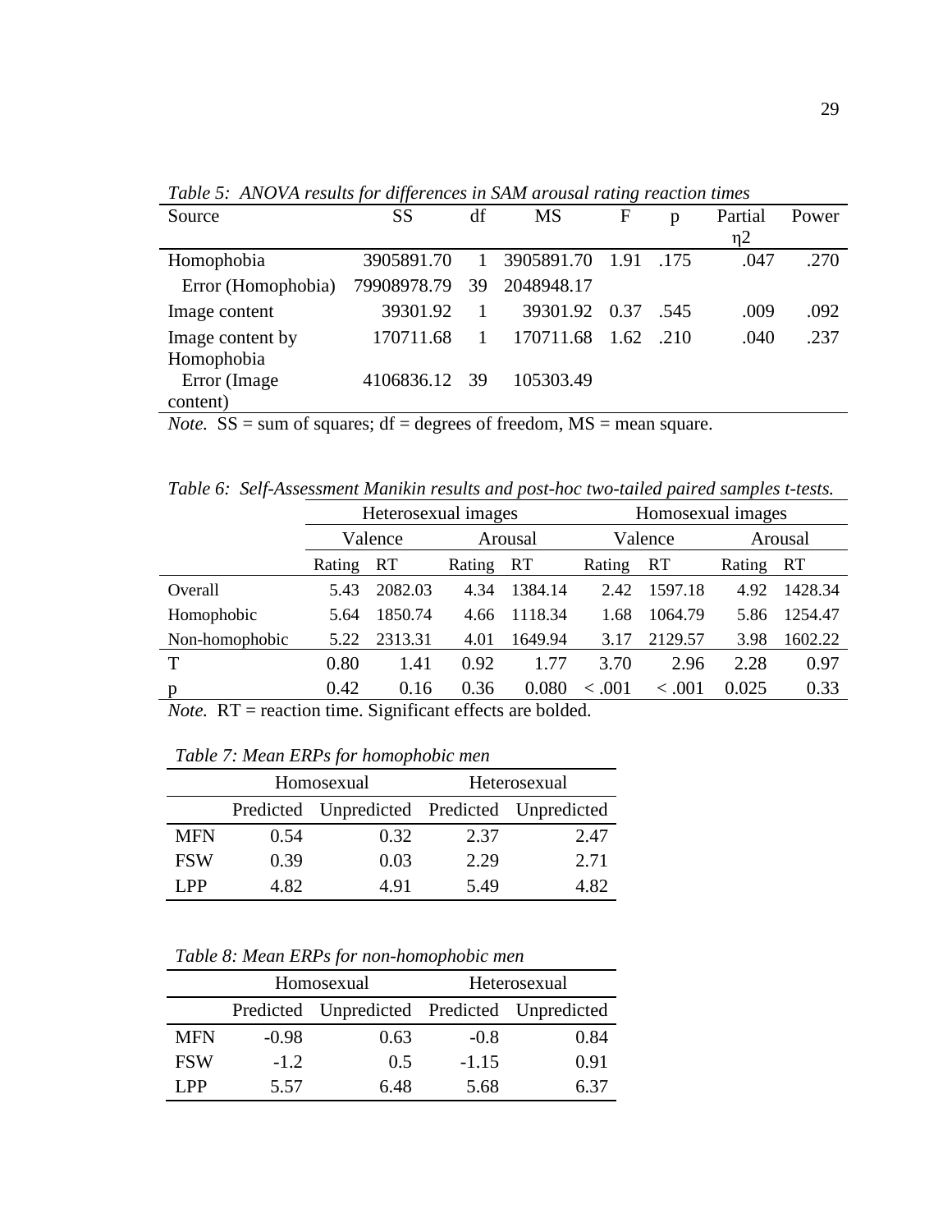*Table 5: ANOVA results for differences in SAM arousal rating reaction times*

| Source | SS | df | MS | F | p | Partial η2 | Power |
|---|---|---|---|---|---|---|---|
| Homophobia | 3905891.70 | 1 | 3905891.70 | 1.91 | .175 | .047 | .270 |
| Error (Homophobia) | 79908978.79 | 39 | 2048948.17 | | | | |
| Image content | 39301.92 | 1 | 39301.92 | 0.37 | .545 | .009 | .092 |
| Image content by Homophobia | 170711.68 | 1 | 170711.68 | 1.62 | .210 | .040 | .237 |
| Error (Image content) | 4106836.12 | 39 | 105303.49 | | | | |

*Note.* SS = sum of squares; df = degrees of freedom, MS = mean square.

*Table 6: Self-Assessment Manikin results and post-hoc two-tailed paired samples t-tests.*

| | Heterosexual images | | | | Homosexual images | | | |
|---|---|---|---|---|---|---|---|---|
| | Valence | | Arousal | | Valence | | Arousal | |
| | Rating | RT | Rating | RT | Rating | RT | Rating | RT |
| Overall | 5.43 | 2082.03 | 4.34 | 1384.14 | 2.42 | 1597.18 | 4.92 | 1428.34 |
| Homophobic | 5.64 | 1850.74 | 4.66 | 1118.34 | 1.68 | 1064.79 | 5.86 | 1254.47 |
| Non-homophobic | 5.22 | 2313.31 | 4.01 | 1649.94 | 3.17 | 2129.57 | 3.98 | 1602.22 |
| T | 0.80 | 1.41 | 0.92 | 1.77 | 3.70 | 2.96 | 2.28 | 0.97 |
| p | 0.42 | 0.16 | 0.36 | 0.080 | < .001 | < .001 | 0.025 | 0.33 |

*Note.* RT = reaction time. Significant effects are bolded.

*Table 7: Mean ERPs for homophobic men*

| | Homosexual | | Heterosexual | |
|---|---|---|---|---|
| | Predicted | Unpredicted | Predicted | Unpredicted |
| MFN | 0.54 | 0.32 | 2.37 | 2.47 |
| FSW | 0.39 | 0.03 | 2.29 | 2.71 |
| LPP | 4.82 | 4.91 | 5.49 | 4.82 |

*Table 8: Mean ERPs for non-homophobic men*

| | Homosexual | | Heterosexual | |
|---|---|---|---|---|
| | Predicted | Unpredicted | Predicted | Unpredicted |
| MFN | -0.98 | 0.63 | -0.8 | 0.84 |
| FSW | -1.2 | 0.5 | -1.15 | 0.91 |
| LPP | 5.57 | 6.48 | 5.68 | 6.37 |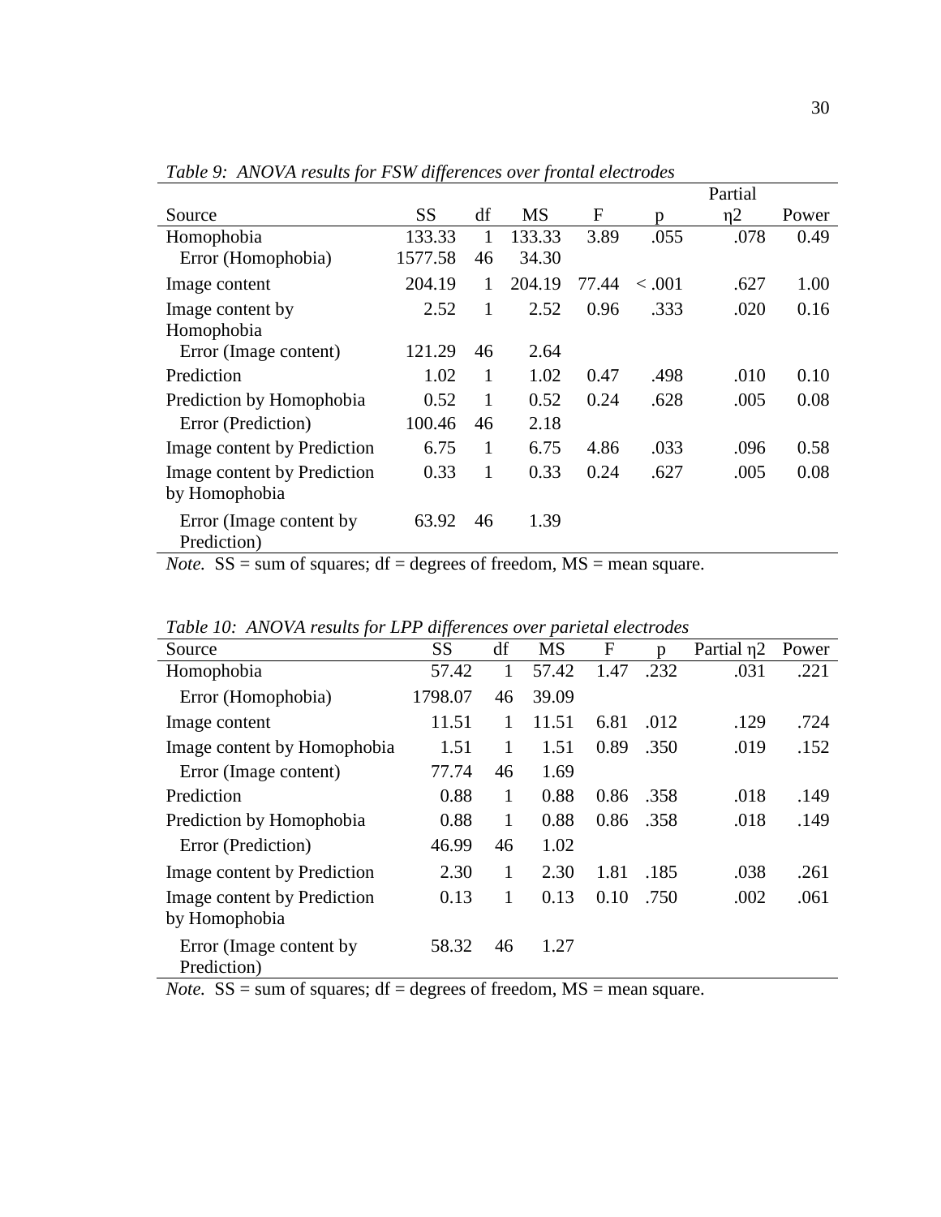*Table 9: ANOVA results for FSW differences over frontal electrodes*

| Source | SS | df | MS | F | p | Partial η2 | Power |
|---|---|---|---|---|---|---|---|
| Homophobia | 133.33 | 1 | 133.33 | 3.89 | .055 | .078 | 0.49 |
| Error (Homophobia) | 1577.58 | 46 | 34.30 | | | | |
| Image content | 204.19 | 1 | 204.19 | 77.44 | < .001 | .627 | 1.00 |
| Image content by Homophobia | 2.52 | 1 | 2.52 | 0.96 | .333 | .020 | 0.16 |
| Error (Image content) | 121.29 | 46 | 2.64 | | | | |
| Prediction | 1.02 | 1 | 1.02 | 0.47 | .498 | .010 | 0.10 |
| Prediction by Homophobia | 0.52 | 1 | 0.52 | 0.24 | .628 | .005 | 0.08 |
| Error (Prediction) | 100.46 | 46 | 2.18 | | | | |
| Image content by Prediction | 6.75 | 1 | 6.75 | 4.86 | .033 | .096 | 0.58 |
| Image content by Prediction by Homophobia | 0.33 | 1 | 0.33 | 0.24 | .627 | .005 | 0.08 |
| Error (Image content by Prediction) | 63.92 | 46 | 1.39 | | | | |

*Note.* SS = sum of squares; df = degrees of freedom, MS = mean square.

*Table 10: ANOVA results for LPP differences over parietal electrodes*

| Source | SS | df | MS | F | p | Partial η2 | Power |
|---|---|---|---|---|---|---|---|
| Homophobia | 57.42 | 1 | 57.42 | 1.47 | .232 | .031 | .221 |
| Error (Homophobia) | 1798.07 | 46 | 39.09 | | | | |
| Image content | 11.51 | 1 | 11.51 | 6.81 | .012 | .129 | .724 |
| Image content by Homophobia | 1.51 | 1 | 1.51 | 0.89 | .350 | .019 | .152 |
| Error (Image content) | 77.74 | 46 | 1.69 | | | | |
| Prediction | 0.88 | 1 | 0.88 | 0.86 | .358 | .018 | .149 |
| Prediction by Homophobia | 0.88 | 1 | 0.88 | 0.86 | .358 | .018 | .149 |
| Error (Prediction) | 46.99 | 46 | 1.02 | | | | |
| Image content by Prediction | 2.30 | 1 | 2.30 | 1.81 | .185 | .038 | .261 |
| Image content by Prediction by Homophobia | 0.13 | 1 | 0.13 | 0.10 | .750 | .002 | .061 |
| Error (Image content by Prediction) | 58.32 | 46 | 1.27 | | | | |

*Note.* SS = sum of squares; df = degrees of freedom, MS = mean square.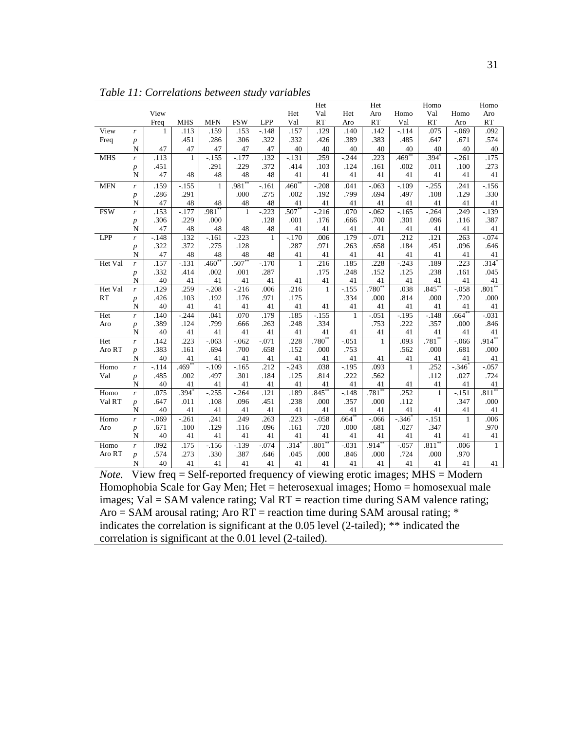*Table 11: Correlations between study variables*

| | | View Freq | MHS | MFN | FSW | LPP | Het Val | Het Val RT | Het Aro | Het Aro RT | Homo Val | Homo Val RT | Homo Aro | Homo Aro RT |
|---|---|---|---|---|---|---|---|---|---|---|---|---|---|---|
| View Freq | *r* | 1 | .113 | .159 | .153 | -.148 | .157 | .129 | .140 | .142 | -.114 | .075 | -.069 | .092 |
| | *p* | | .451 | .286 | .306 | .322 | .332 | .426 | .389 | .383 | .485 | .647 | .671 | .574 |
| | N | 47 | 47 | 47 | 47 | 47 | 40 | 40 | 40 | 40 | 40 | 40 | 40 | 40 |
| MHS | *r* | .113 | 1 | -.155 | -.177 | .132 | -.131 | .259 | -.244 | .223 | .469** | .394* | -.261 | .175 |
| | *p* | .451 | | .291 | .229 | .372 | .414 | .103 | .124 | .161 | .002 | .011 | .100 | .273 |
| | N | 47 | 48 | 48 | 48 | 48 | 41 | 41 | 41 | 41 | 41 | 41 | 41 | 41 |
| MFN | *r* | .159 | -.155 | 1 | .981** | -.161 | .460** | -.208 | .041 | -.063 | -.109 | -.255 | .241 | -.156 |
| | *p* | .286 | .291 | | .000 | .275 | .002 | .192 | .799 | .694 | .497 | .108 | .129 | .330 |
| | N | 47 | 48 | 48 | 48 | 48 | 41 | 41 | 41 | 41 | 41 | 41 | 41 | 41 |
| FSW | *r* | .153 | -.177 | .981** | 1 | -.223 | .507** | -.216 | .070 | -.062 | -.165 | -.264 | .249 | -.139 |
| | *p* | .306 | .229 | .000 | | .128 | .001 | .176 | .666 | .700 | .301 | .096 | .116 | .387 |
| | N | 47 | 48 | 48 | 48 | 48 | 41 | 41 | 41 | 41 | 41 | 41 | 41 | 41 |
| LPP | *r* | -.148 | .132 | -.161 | -.223 | 1 | -.170 | .006 | .179 | -.071 | .212 | .121 | .263 | -.074 |
| | *p* | .322 | .372 | .275 | .128 | | .287 | .971 | .263 | .658 | .184 | .451 | .096 | .646 |
| | N | 47 | 48 | 48 | 48 | 48 | 41 | 41 | 41 | 41 | 41 | 41 | 41 | 41 |
| Het Val | *r* | .157 | -.131 | .460** | .507** | -.170 | 1 | .216 | .185 | .228 | -.243 | .189 | .223 | .314* |
| | *p* | .332 | .414 | .002 | .001 | .287 | | .175 | .248 | .152 | .125 | .238 | .161 | .045 |
| | N | 40 | 41 | 41 | 41 | 41 | 41 | 41 | 41 | 41 | 41 | 41 | 41 | 41 |
| Het Val RT | *r* | .129 | .259 | -.208 | -.216 | .006 | .216 | 1 | -.155 | .780** | .038 | .845** | -.058 | .801** |
| | *p* | .426 | .103 | .192 | .176 | .971 | .175 | | .334 | .000 | .814 | .000 | .720 | .000 |
| | N | 40 | 41 | 41 | 41 | 41 | 41 | 41 | 41 | 41 | 41 | 41 | 41 | 41 |
| Het Aro | *r* | .140 | -.244 | .041 | .070 | .179 | .185 | -.155 | 1 | -.051 | -.195 | -.148 | .664** | -.031 |
| | *p* | .389 | .124 | .799 | .666 | .263 | .248 | .334 | | .753 | .222 | .357 | .000 | .846 |
| | N | 40 | 41 | 41 | 41 | 41 | 41 | 41 | 41 | 41 | 41 | 41 | 41 | 41 |
| Het Aro RT | *r* | .142 | .223 | -.063 | -.062 | -.071 | .228 | .780** | -.051 | 1 | .093 | .781** | -.066 | .914** |
| | *p* | .383 | .161 | .694 | .700 | .658 | .152 | .000 | .753 | | .562 | .000 | .681 | .000 |
| | N | 40 | 41 | 41 | 41 | 41 | 41 | 41 | 41 | 41 | 41 | 41 | 41 | 41 |
| Homo Val | *r* | -.114 | .469** | -.109 | -.165 | .212 | -.243 | .038 | -.195 | .093 | 1 | .252 | -.346* | -.057 |
| | *p* | .485 | .002 | .497 | .301 | .184 | .125 | .814 | .222 | .562 | | .112 | .027 | .724 |
| | N | 40 | 41 | 41 | 41 | 41 | 41 | 41 | 41 | 41 | 41 | 41 | 41 | 41 |
| Homo Val RT | *r* | .075 | .394* | -.255 | -.264 | .121 | .189 | .845** | -.148 | .781** | .252 | 1 | -.151 | .811** |
| | *p* | .647 | .011 | .108 | .096 | .451 | .238 | .000 | .357 | .000 | .112 | | .347 | .000 |
| | N | 40 | 41 | 41 | 41 | 41 | 41 | 41 | 41 | 41 | 41 | 41 | 41 | 41 |
| Homo Aro | *r* | -.069 | -.261 | .241 | .249 | .263 | .223 | -.058 | .664** | -.066 | -.346* | -.151 | 1 | .006 |
| | *p* | .671 | .100 | .129 | .116 | .096 | .161 | .720 | .000 | .681 | .027 | .347 | | .970 |
| | N | 40 | 41 | 41 | 41 | 41 | 41 | 41 | 41 | 41 | 41 | 41 | 41 | 41 |
| Homo Aro RT | *r* | .092 | .175 | -.156 | -.139 | -.074 | .314* | .801** | -.031 | .914** | -.057 | .811** | .006 | 1 |
| | *p* | .574 | .273 | .330 | .387 | .646 | .045 | .000 | .846 | .000 | .724 | .000 | .970 | |
| | N | 40 | 41 | 41 | 41 | 41 | 41 | 41 | 41 | 41 | 41 | 41 | 41 | 41 |

*Note.* View freq = Self-reported frequency of viewing erotic images; MHS = Modern Homophobia Scale for Gay Men; Het = heterosexual images; Homo = homosexual male images; Val = SAM valence rating; Val RT = reaction time during SAM valence rating; Aro = SAM arousal rating; Aro RT = reaction time during SAM arousal rating; * indicates the correlation is significant at the 0.05 level (2-tailed); ** indicated the correlation is significant at the 0.01 level (2-tailed).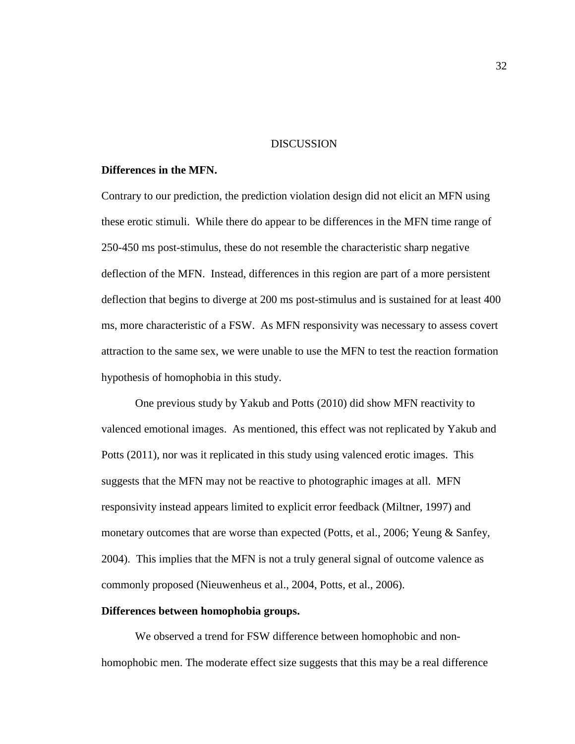# DISCUSSION

**Differences in the MFN.**

Contrary to our prediction, the prediction violation design did not elicit an MFN using these erotic stimuli. While there do appear to be differences in the MFN time range of 250-450 ms post-stimulus, these do not resemble the characteristic sharp negative deflection of the MFN. Instead, differences in this region are part of a more persistent deflection that begins to diverge at 200 ms post-stimulus and is sustained for at least 400 ms, more characteristic of a FSW. As MFN responsivity was necessary to assess covert attraction to the same sex, we were unable to use the MFN to test the reaction formation hypothesis of homophobia in this study.

One previous study by Yakub and Potts (2010) did show MFN reactivity to valenced emotional images. As mentioned, this effect was not replicated by Yakub and Potts (2011), nor was it replicated in this study using valenced erotic images. This suggests that the MFN may not be reactive to photographic images at all. MFN responsivity instead appears limited to explicit error feedback (Miltner, 1997) and monetary outcomes that are worse than expected (Potts, et al., 2006; Yeung & Sanfey, 2004). This implies that the MFN is not a truly general signal of outcome valence as commonly proposed (Nieuwenheus et al., 2004, Potts, et al., 2006).

**Differences between homophobia groups.**

We observed a trend for FSW difference between homophobic and non-homophobic men. The moderate effect size suggests that this may be a real difference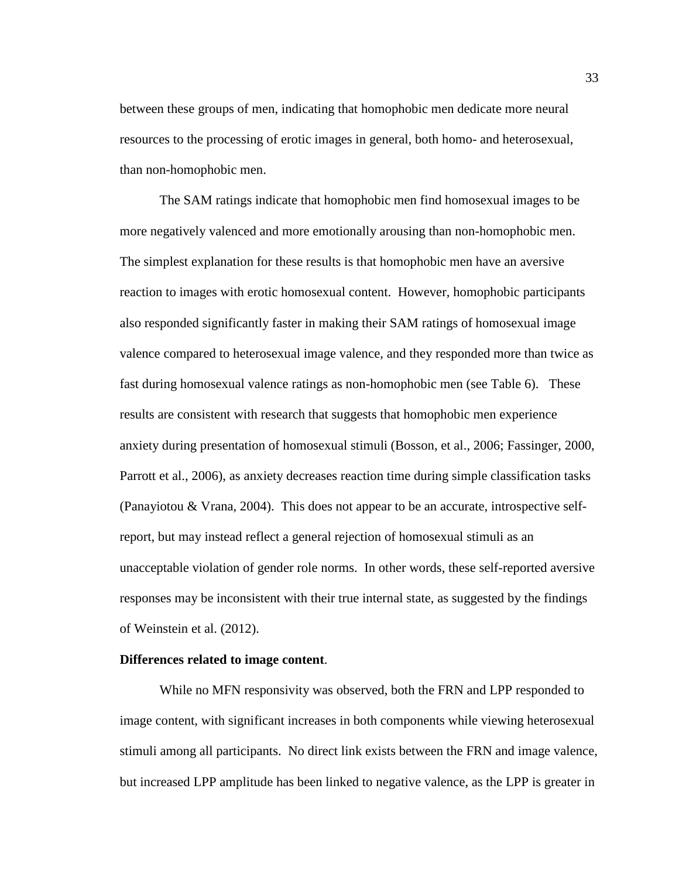between these groups of men, indicating that homophobic men dedicate more neural resources to the processing of erotic images in general, both homo- and heterosexual, than non-homophobic men.

The SAM ratings indicate that homophobic men find homosexual images to be more negatively valenced and more emotionally arousing than non-homophobic men. The simplest explanation for these results is that homophobic men have an aversive reaction to images with erotic homosexual content. However, homophobic participants also responded significantly faster in making their SAM ratings of homosexual image valence compared to heterosexual image valence, and they responded more than twice as fast during homosexual valence ratings as non-homophobic men (see Table 6). These results are consistent with research that suggests that homophobic men experience anxiety during presentation of homosexual stimuli (Bosson, et al., 2006; Fassinger, 2000, Parrott et al., 2006), as anxiety decreases reaction time during simple classification tasks (Panayiotou & Vrana, 2004). This does not appear to be an accurate, introspective self-report, but may instead reflect a general rejection of homosexual stimuli as an unacceptable violation of gender role norms. In other words, these self-reported aversive responses may be inconsistent with their true internal state, as suggested by the findings of Weinstein et al. (2012).

**Differences related to image content**.

While no MFN responsivity was observed, both the FRN and LPP responded to image content, with significant increases in both components while viewing heterosexual stimuli among all participants. No direct link exists between the FRN and image valence, but increased LPP amplitude has been linked to negative valence, as the LPP is greater in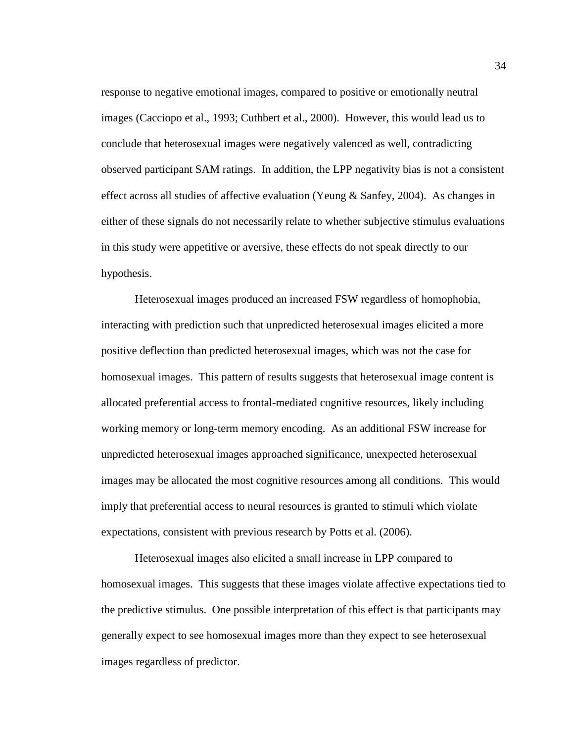response to negative emotional images, compared to positive or emotionally neutral images (Cacciopo et al., 1993; Cuthbert et al., 2000). However, this would lead us to conclude that heterosexual images were negatively valenced as well, contradicting observed participant SAM ratings. In addition, the LPP negativity bias is not a consistent effect across all studies of affective evaluation (Yeung & Sanfey, 2004). As changes in either of these signals do not necessarily relate to whether subjective stimulus evaluations in this study were appetitive or aversive, these effects do not speak directly to our hypothesis.

Heterosexual images produced an increased FSW regardless of homophobia, interacting with prediction such that unpredicted heterosexual images elicited a more positive deflection than predicted heterosexual images, which was not the case for homosexual images. This pattern of results suggests that heterosexual image content is allocated preferential access to frontal-mediated cognitive resources, likely including working memory or long-term memory encoding. As an additional FSW increase for unpredicted heterosexual images approached significance, unexpected heterosexual images may be allocated the most cognitive resources among all conditions. This would imply that preferential access to neural resources is granted to stimuli which violate expectations, consistent with previous research by Potts et al. (2006).

Heterosexual images also elicited a small increase in LPP compared to homosexual images. This suggests that these images violate affective expectations tied to the predictive stimulus. One possible interpretation of this effect is that participants may generally expect to see homosexual images more than they expect to see heterosexual images regardless of predictor.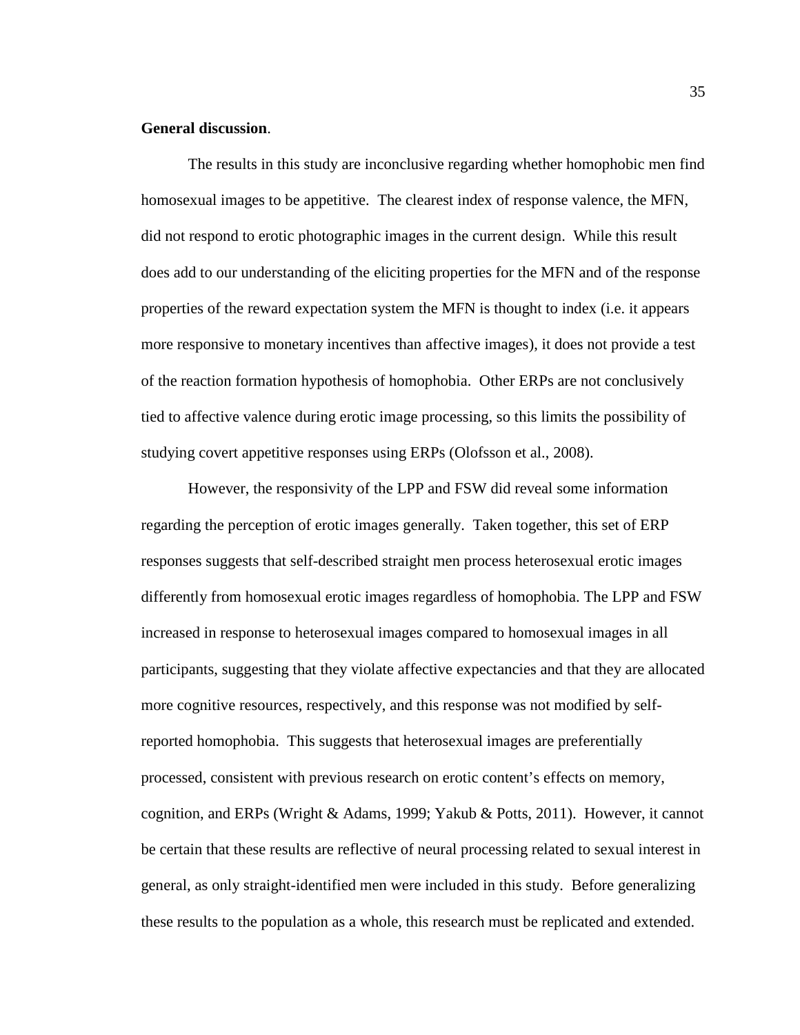**General discussion**.

The results in this study are inconclusive regarding whether homophobic men find homosexual images to be appetitive. The clearest index of response valence, the MFN, did not respond to erotic photographic images in the current design. While this result does add to our understanding of the eliciting properties for the MFN and of the response properties of the reward expectation system the MFN is thought to index (i.e. it appears more responsive to monetary incentives than affective images), it does not provide a test of the reaction formation hypothesis of homophobia. Other ERPs are not conclusively tied to affective valence during erotic image processing, so this limits the possibility of studying covert appetitive responses using ERPs (Olofsson et al., 2008).

However, the responsivity of the LPP and FSW did reveal some information regarding the perception of erotic images generally. Taken together, this set of ERP responses suggests that self-described straight men process heterosexual erotic images differently from homosexual erotic images regardless of homophobia. The LPP and FSW increased in response to heterosexual images compared to homosexual images in all participants, suggesting that they violate affective expectancies and that they are allocated more cognitive resources, respectively, and this response was not modified by self-reported homophobia. This suggests that heterosexual images are preferentially processed, consistent with previous research on erotic content's effects on memory, cognition, and ERPs (Wright & Adams, 1999; Yakub & Potts, 2011). However, it cannot be certain that these results are reflective of neural processing related to sexual interest in general, as only straight-identified men were included in this study. Before generalizing these results to the population as a whole, this research must be replicated and extended.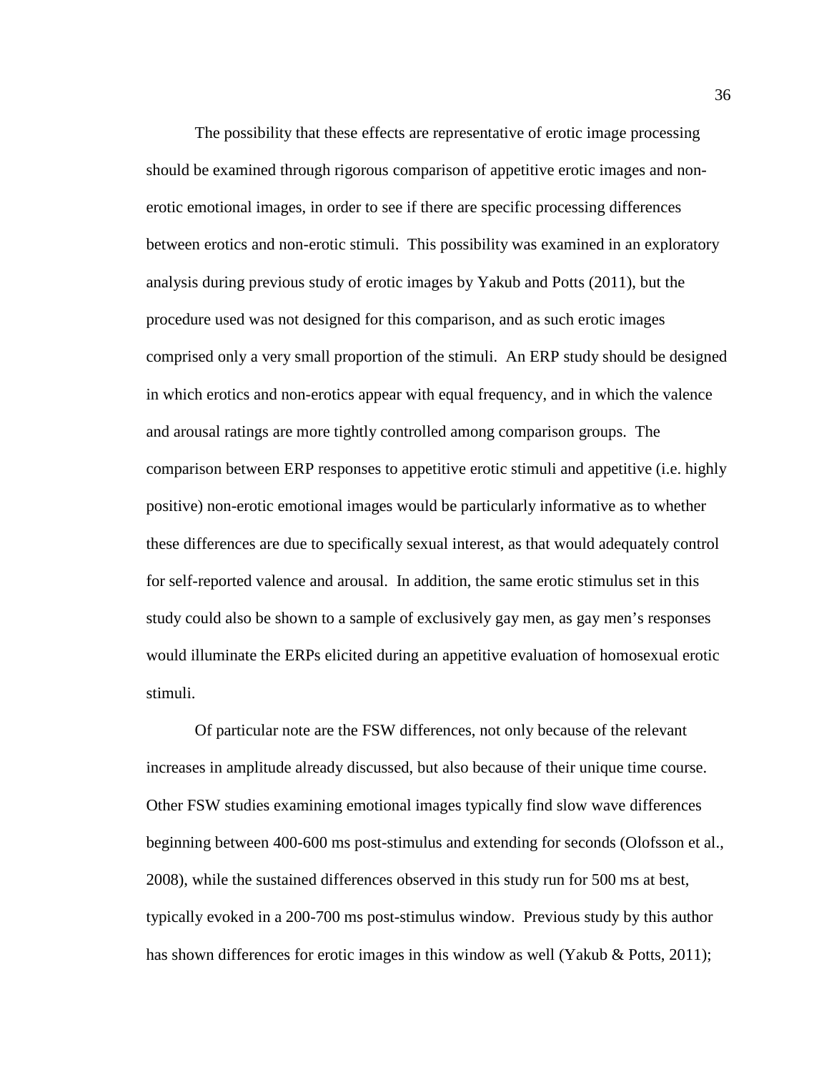The possibility that these effects are representative of erotic image processing should be examined through rigorous comparison of appetitive erotic images and non-erotic emotional images, in order to see if there are specific processing differences between erotics and non-erotic stimuli. This possibility was examined in an exploratory analysis during previous study of erotic images by Yakub and Potts (2011), but the procedure used was not designed for this comparison, and as such erotic images comprised only a very small proportion of the stimuli. An ERP study should be designed in which erotics and non-erotics appear with equal frequency, and in which the valence and arousal ratings are more tightly controlled among comparison groups. The comparison between ERP responses to appetitive erotic stimuli and appetitive (i.e. highly positive) non-erotic emotional images would be particularly informative as to whether these differences are due to specifically sexual interest, as that would adequately control for self-reported valence and arousal. In addition, the same erotic stimulus set in this study could also be shown to a sample of exclusively gay men, as gay men's responses would illuminate the ERPs elicited during an appetitive evaluation of homosexual erotic stimuli.

Of particular note are the FSW differences, not only because of the relevant increases in amplitude already discussed, but also because of their unique time course. Other FSW studies examining emotional images typically find slow wave differences beginning between 400-600 ms post-stimulus and extending for seconds (Olofsson et al., 2008), while the sustained differences observed in this study run for 500 ms at best, typically evoked in a 200-700 ms post-stimulus window. Previous study by this author has shown differences for erotic images in this window as well (Yakub & Potts, 2011);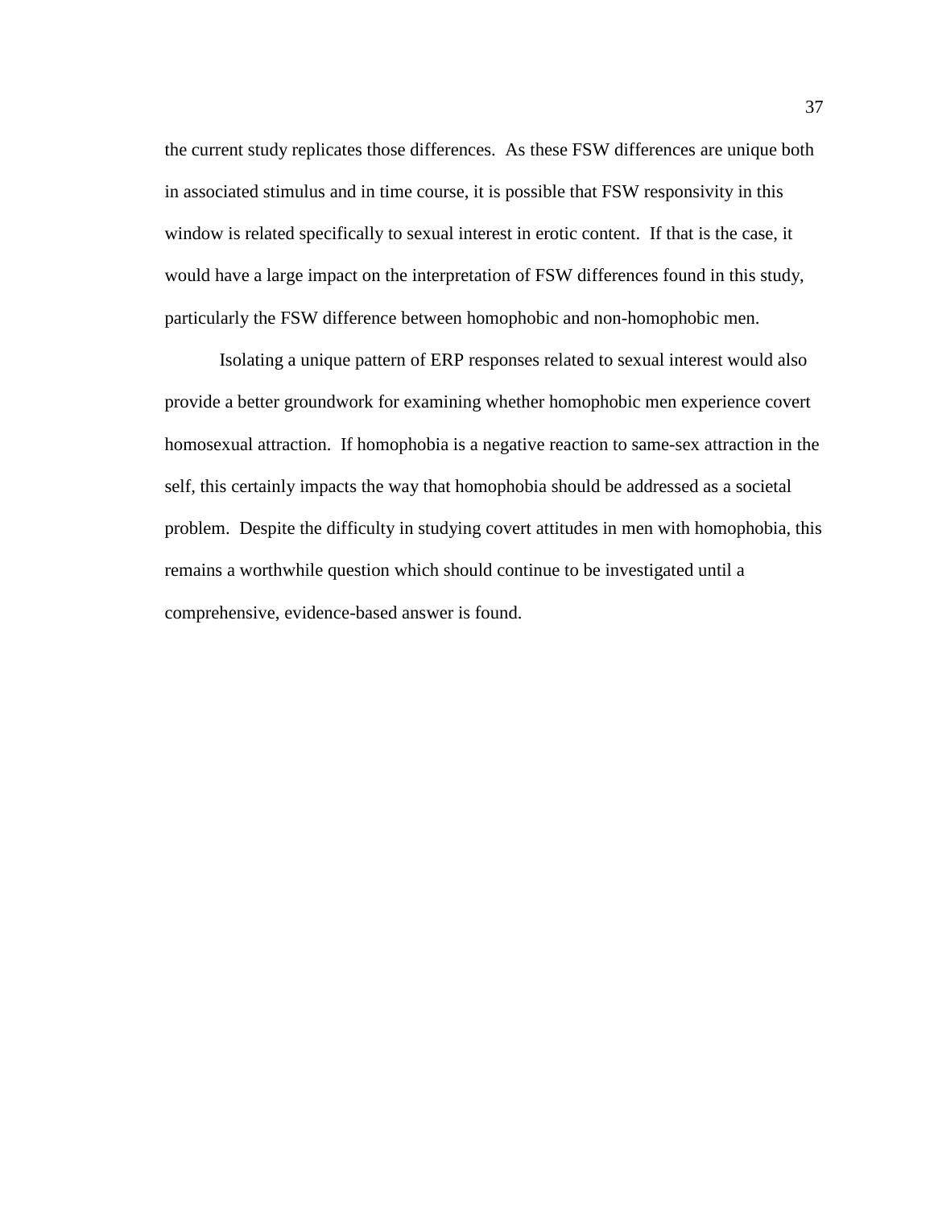the current study replicates those differences. As these FSW differences are unique both in associated stimulus and in time course, it is possible that FSW responsivity in this window is related specifically to sexual interest in erotic content. If that is the case, it would have a large impact on the interpretation of FSW differences found in this study, particularly the FSW difference between homophobic and non-homophobic men.

Isolating a unique pattern of ERP responses related to sexual interest would also provide a better groundwork for examining whether homophobic men experience covert homosexual attraction. If homophobia is a negative reaction to same-sex attraction in the self, this certainly impacts the way that homophobia should be addressed as a societal problem. Despite the difficulty in studying covert attitudes in men with homophobia, this remains a worthwhile question which should continue to be investigated until a comprehensive, evidence-based answer is found.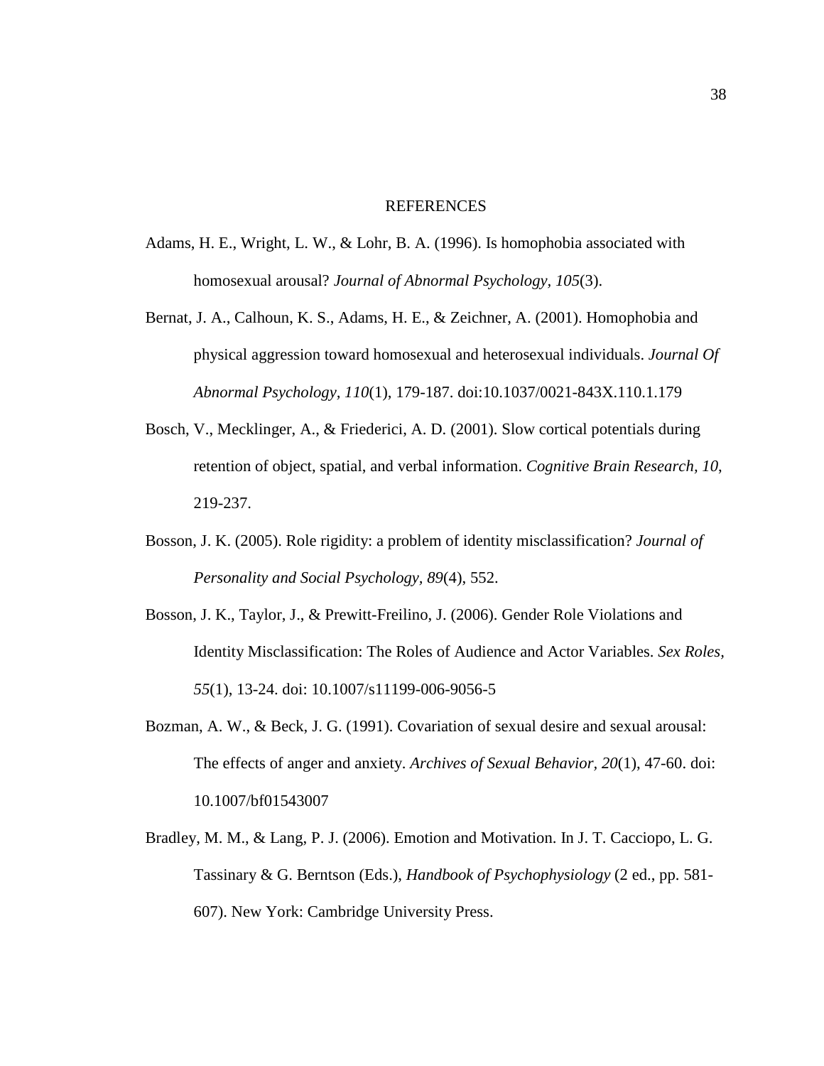# REFERENCES

Adams, H. E., Wright, L. W., & Lohr, B. A. (1996). Is homophobia associated with homosexual arousal? *Journal of Abnormal Psychology, 105*(3).

Bernat, J. A., Calhoun, K. S., Adams, H. E., & Zeichner, A. (2001). Homophobia and physical aggression toward homosexual and heterosexual individuals. *Journal Of Abnormal Psychology, 110*(1), 179-187. doi:10.1037/0021-843X.110.1.179

Bosch, V., Mecklinger, A., & Friederici, A. D. (2001). Slow cortical potentials during retention of object, spatial, and verbal information. *Cognitive Brain Research, 10*, 219-237.

Bosson, J. K. (2005). Role rigidity: a problem of identity misclassification? *Journal of Personality and Social Psychology, 89*(4), 552.

Bosson, J. K., Taylor, J., & Prewitt-Freilino, J. (2006). Gender Role Violations and Identity Misclassification: The Roles of Audience and Actor Variables. *Sex Roles, 55*(1), 13-24. doi: 10.1007/s11199-006-9056-5

Bozman, A. W., & Beck, J. G. (1991). Covariation of sexual desire and sexual arousal: The effects of anger and anxiety. *Archives of Sexual Behavior, 20*(1), 47-60. doi: 10.1007/bf01543007

Bradley, M. M., & Lang, P. J. (2006). Emotion and Motivation. In J. T. Cacciopo, L. G. Tassinary & G. Berntson (Eds.), *Handbook of Psychophysiology* (2 ed., pp. 581-607). New York: Cambridge University Press.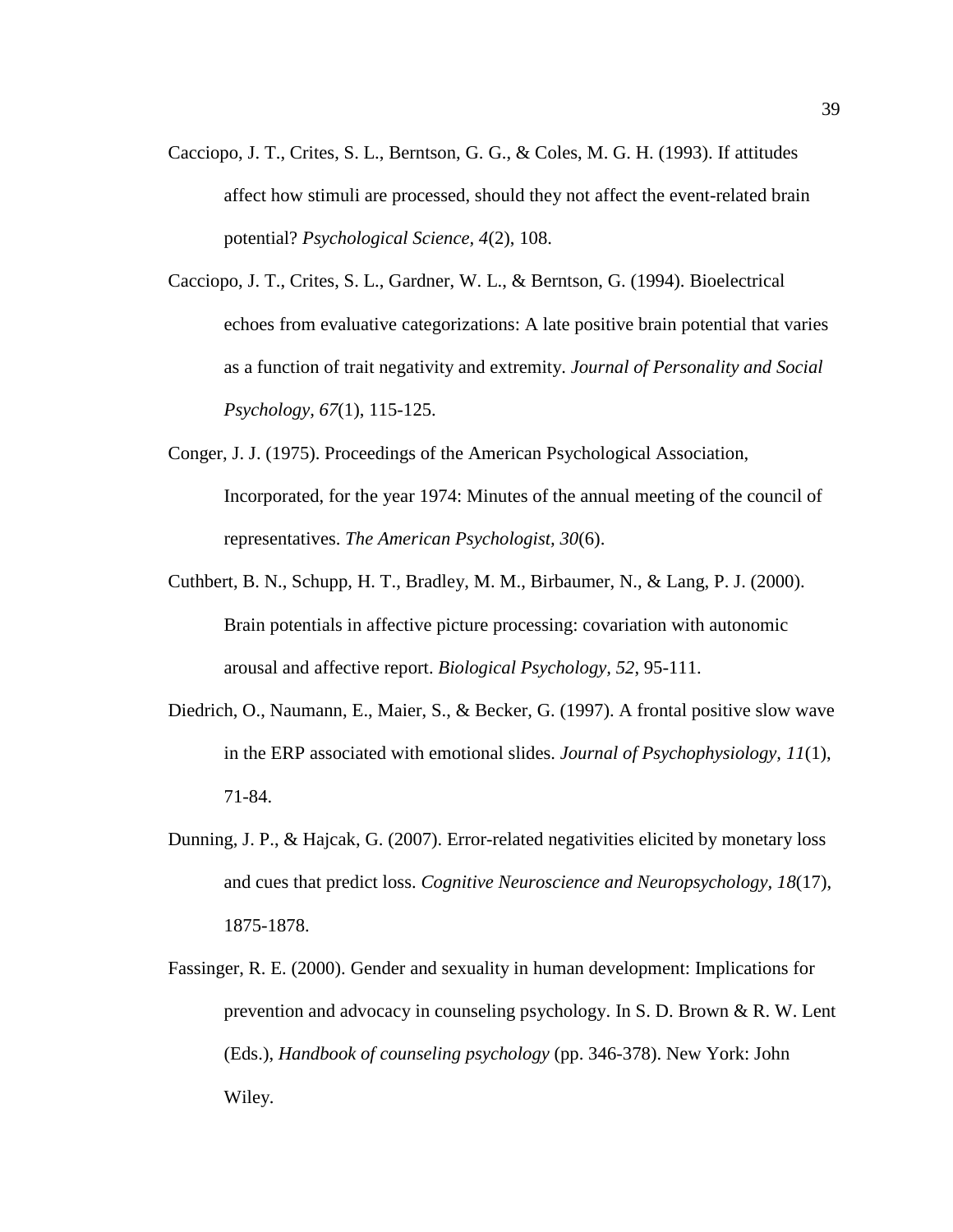Cacciopo, J. T., Crites, S. L., Berntson, G. G., & Coles, M. G. H. (1993). If attitudes affect how stimuli are processed, should they not affect the event-related brain potential? *Psychological Science, 4*(2), 108.

Cacciopo, J. T., Crites, S. L., Gardner, W. L., & Berntson, G. (1994). Bioelectrical echoes from evaluative categorizations: A late positive brain potential that varies as a function of trait negativity and extremity. *Journal of Personality and Social Psychology, 67*(1), 115-125.

Conger, J. J. (1975). Proceedings of the American Psychological Association, Incorporated, for the year 1974: Minutes of the annual meeting of the council of representatives. *The American Psychologist, 30*(6).

Cuthbert, B. N., Schupp, H. T., Bradley, M. M., Birbaumer, N., & Lang, P. J. (2000). Brain potentials in affective picture processing: covariation with autonomic arousal and affective report. *Biological Psychology, 52*, 95-111.

Diedrich, O., Naumann, E., Maier, S., & Becker, G. (1997). A frontal positive slow wave in the ERP associated with emotional slides. *Journal of Psychophysiology, 11*(1), 71-84.

Dunning, J. P., & Hajcak, G. (2007). Error-related negativities elicited by monetary loss and cues that predict loss. *Cognitive Neuroscience and Neuropsychology, 18*(17), 1875-1878.

Fassinger, R. E. (2000). Gender and sexuality in human development: Implications for prevention and advocacy in counseling psychology. In S. D. Brown & R. W. Lent (Eds.), *Handbook of counseling psychology* (pp. 346-378). New York: John Wiley.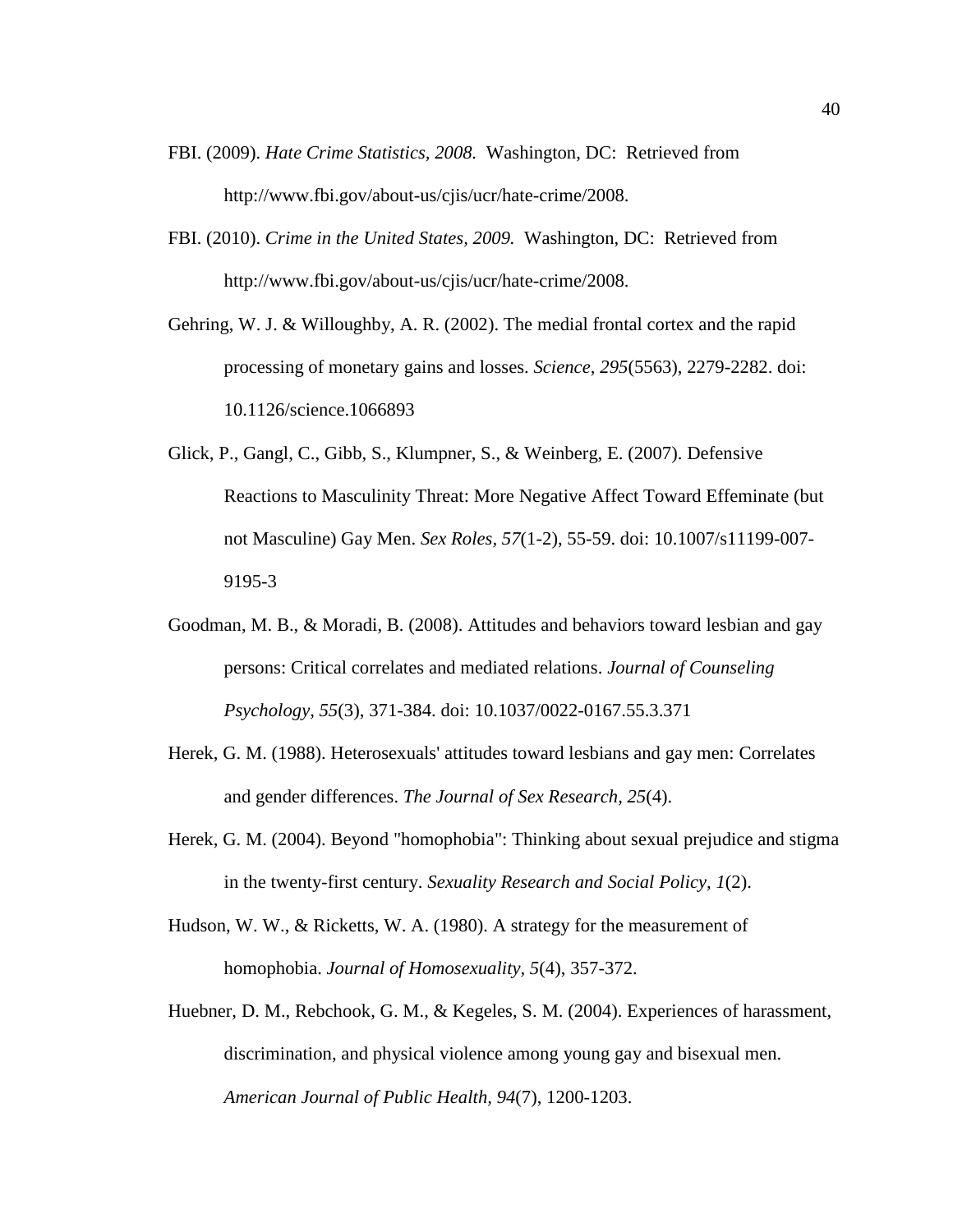FBI. (2009). *Hate Crime Statistics, 2008.* Washington, DC: Retrieved from http://www.fbi.gov/about-us/cjis/ucr/hate-crime/2008.

FBI. (2010). *Crime in the United States, 2009.* Washington, DC: Retrieved from http://www.fbi.gov/about-us/cjis/ucr/hate-crime/2008.

Gehring, W. J. & Willoughby, A. R. (2002). The medial frontal cortex and the rapid processing of monetary gains and losses. *Science, 295*(5563), 2279-2282. doi: 10.1126/science.1066893

Glick, P., Gangl, C., Gibb, S., Klumpner, S., & Weinberg, E. (2007). Defensive Reactions to Masculinity Threat: More Negative Affect Toward Effeminate (but not Masculine) Gay Men. *Sex Roles, 57*(1-2), 55-59. doi: 10.1007/s11199-007-9195-3

Goodman, M. B., & Moradi, B. (2008). Attitudes and behaviors toward lesbian and gay persons: Critical correlates and mediated relations. *Journal of Counseling Psychology, 55*(3), 371-384. doi: 10.1037/0022-0167.55.3.371

Herek, G. M. (1988). Heterosexuals' attitudes toward lesbians and gay men: Correlates and gender differences. *The Journal of Sex Research, 25*(4).

Herek, G. M. (2004). Beyond "homophobia": Thinking about sexual prejudice and stigma in the twenty-first century. *Sexuality Research and Social Policy, 1*(2).

Hudson, W. W., & Ricketts, W. A. (1980). A strategy for the measurement of homophobia. *Journal of Homosexuality, 5*(4), 357-372.

Huebner, D. M., Rebchook, G. M., & Kegeles, S. M. (2004). Experiences of harassment, discrimination, and physical violence among young gay and bisexual men. *American Journal of Public Health, 94*(7), 1200-1203.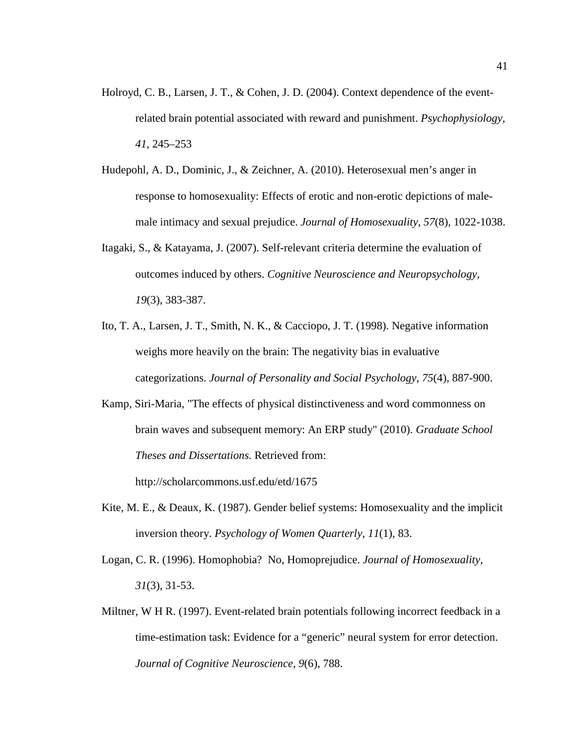Holroyd, C. B., Larsen, J. T., & Cohen, J. D. (2004). Context dependence of the event-related brain potential associated with reward and punishment. *Psychophysiology, 41*, 245–253

Hudepohl, A. D., Dominic, J., & Zeichner, A. (2010). Heterosexual men's anger in response to homosexuality: Effects of erotic and non-erotic depictions of male-male intimacy and sexual prejudice. *Journal of Homosexuality, 57*(8), 1022-1038.

Itagaki, S., & Katayama, J. (2007). Self-relevant criteria determine the evaluation of outcomes induced by others. *Cognitive Neuroscience and Neuropsychology, 19*(3), 383-387.

Ito, T. A., Larsen, J. T., Smith, N. K., & Cacciopo, J. T. (1998). Negative information weighs more heavily on the brain: The negativity bias in evaluative categorizations. *Journal of Personality and Social Psychology, 75*(4), 887-900.

Kamp, Siri-Maria, "The effects of physical distinctiveness and word commonness on brain waves and subsequent memory: An ERP study" (2010). *Graduate School Theses and Dissertations.* Retrieved from: http://scholarcommons.usf.edu/etd/1675

Kite, M. E., & Deaux, K. (1987). Gender belief systems: Homosexuality and the implicit inversion theory. *Psychology of Women Quarterly, 11*(1), 83.

Logan, C. R. (1996). Homophobia? No, Homoprejudice. *Journal of Homosexuality, 31*(3), 31-53.

Miltner, W H R. (1997). Event-related brain potentials following incorrect feedback in a time-estimation task: Evidence for a "generic" neural system for error detection. *Journal of Cognitive Neuroscience, 9*(6), 788.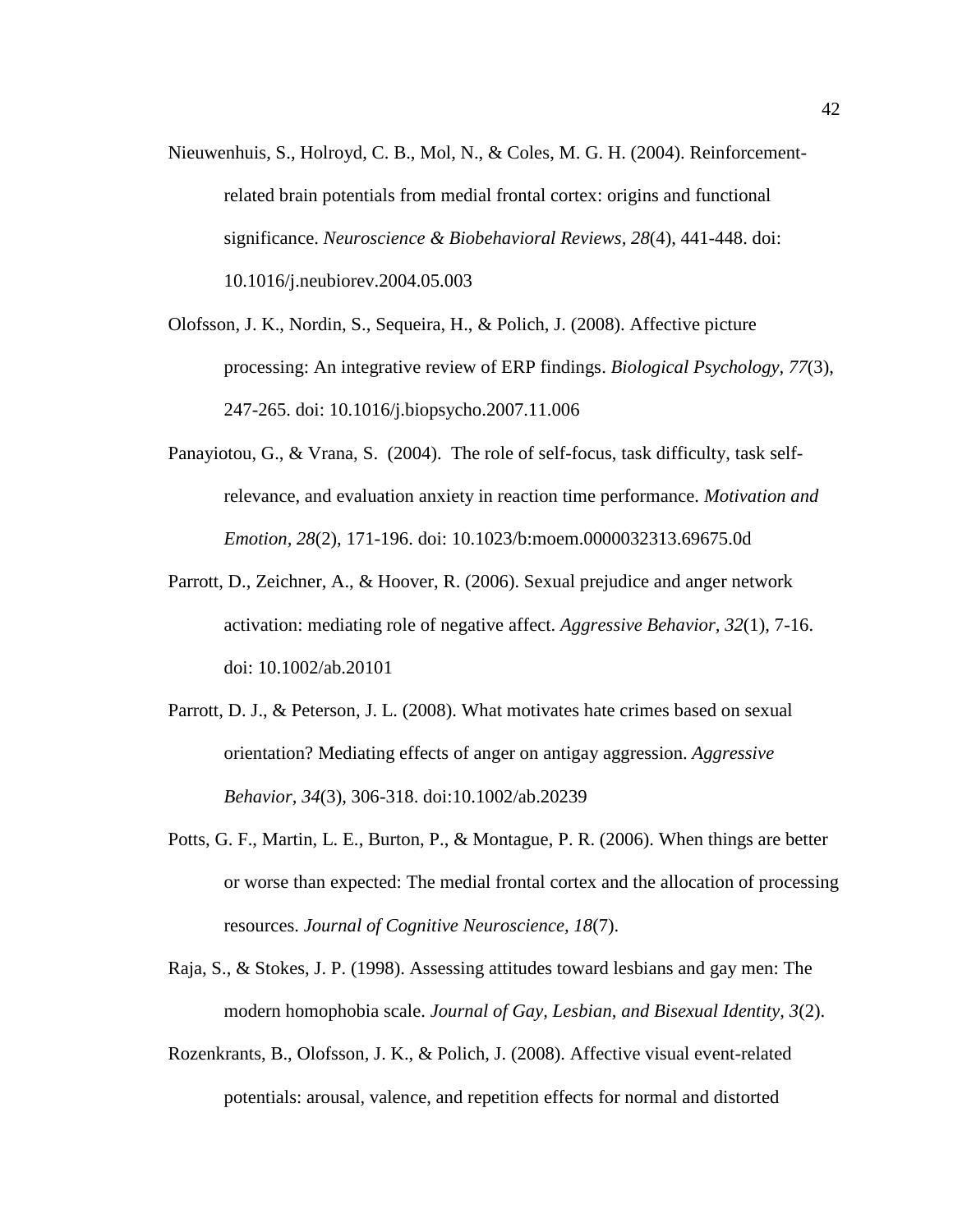Nieuwenhuis, S., Holroyd, C. B., Mol, N., & Coles, M. G. H. (2004). Reinforcement-related brain potentials from medial frontal cortex: origins and functional significance. *Neuroscience & Biobehavioral Reviews, 28*(4), 441-448. doi: 10.1016/j.neubiorev.2004.05.003

Olofsson, J. K., Nordin, S., Sequeira, H., & Polich, J. (2008). Affective picture processing: An integrative review of ERP findings. *Biological Psychology, 77*(3), 247-265. doi: 10.1016/j.biopsycho.2007.11.006

Panayiotou, G., & Vrana, S. (2004). The role of self-focus, task difficulty, task self-relevance, and evaluation anxiety in reaction time performance. *Motivation and Emotion, 28*(2), 171-196. doi: 10.1023/b:moem.0000032313.69675.0d

Parrott, D., Zeichner, A., & Hoover, R. (2006). Sexual prejudice and anger network activation: mediating role of negative affect. *Aggressive Behavior, 32*(1), 7-16. doi: 10.1002/ab.20101

Parrott, D. J., & Peterson, J. L. (2008). What motivates hate crimes based on sexual orientation? Mediating effects of anger on antigay aggression. *Aggressive Behavior*, *34*(3), 306-318. doi:10.1002/ab.20239

Potts, G. F., Martin, L. E., Burton, P., & Montague, P. R. (2006). When things are better or worse than expected: The medial frontal cortex and the allocation of processing resources. *Journal of Cognitive Neuroscience, 18*(7).

Raja, S., & Stokes, J. P. (1998). Assessing attitudes toward lesbians and gay men: The modern homophobia scale. *Journal of Gay, Lesbian, and Bisexual Identity, 3*(2).

Rozenkrants, B., Olofsson, J. K., & Polich, J. (2008). Affective visual event-related potentials: arousal, valence, and repetition effects for normal and distorted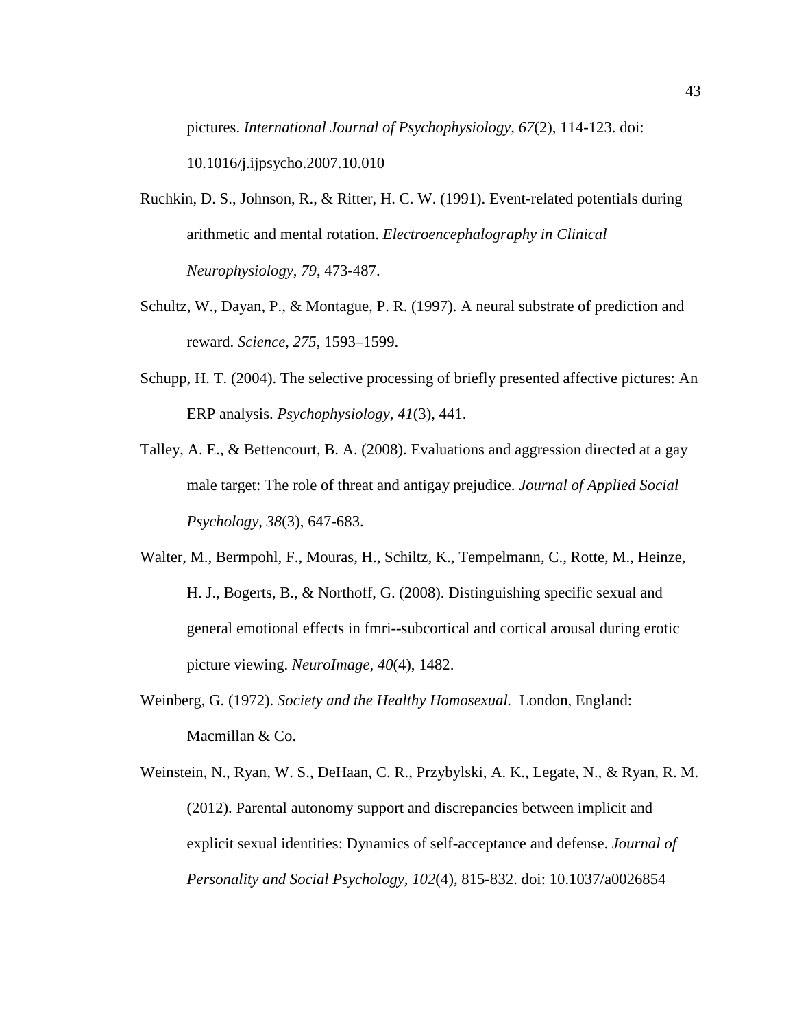pictures. *International Journal of Psychophysiology, 67*(2), 114-123. doi: 10.1016/j.ijpsycho.2007.10.010

Ruchkin, D. S., Johnson, R., & Ritter, H. C. W. (1991). Event-related potentials during arithmetic and mental rotation. *Electroencephalography in Clinical Neurophysiology, 79*, 473-487.

Schultz, W., Dayan, P., & Montague, P. R. (1997). A neural substrate of prediction and reward. *Science, 275*, 1593–1599.

Schupp, H. T. (2004). The selective processing of briefly presented affective pictures: An ERP analysis. *Psychophysiology, 41*(3), 441.

Talley, A. E., & Bettencourt, B. A. (2008). Evaluations and aggression directed at a gay male target: The role of threat and antigay prejudice. *Journal of Applied Social Psychology, 38*(3), 647-683.

Walter, M., Bermpohl, F., Mouras, H., Schiltz, K., Tempelmann, C., Rotte, M., Heinze, H. J., Bogerts, B., & Northoff, G. (2008). Distinguishing specific sexual and general emotional effects in fmri--subcortical and cortical arousal during erotic picture viewing. *NeuroImage, 40*(4), 1482.

Weinberg, G. (1972). *Society and the Healthy Homosexual.* London, England: Macmillan & Co.

Weinstein, N., Ryan, W. S., DeHaan, C. R., Przybylski, A. K., Legate, N., & Ryan, R. M. (2012). Parental autonomy support and discrepancies between implicit and explicit sexual identities: Dynamics of self-acceptance and defense. *Journal of Personality and Social Psychology, 102*(4), 815-832. doi: 10.1037/a0026854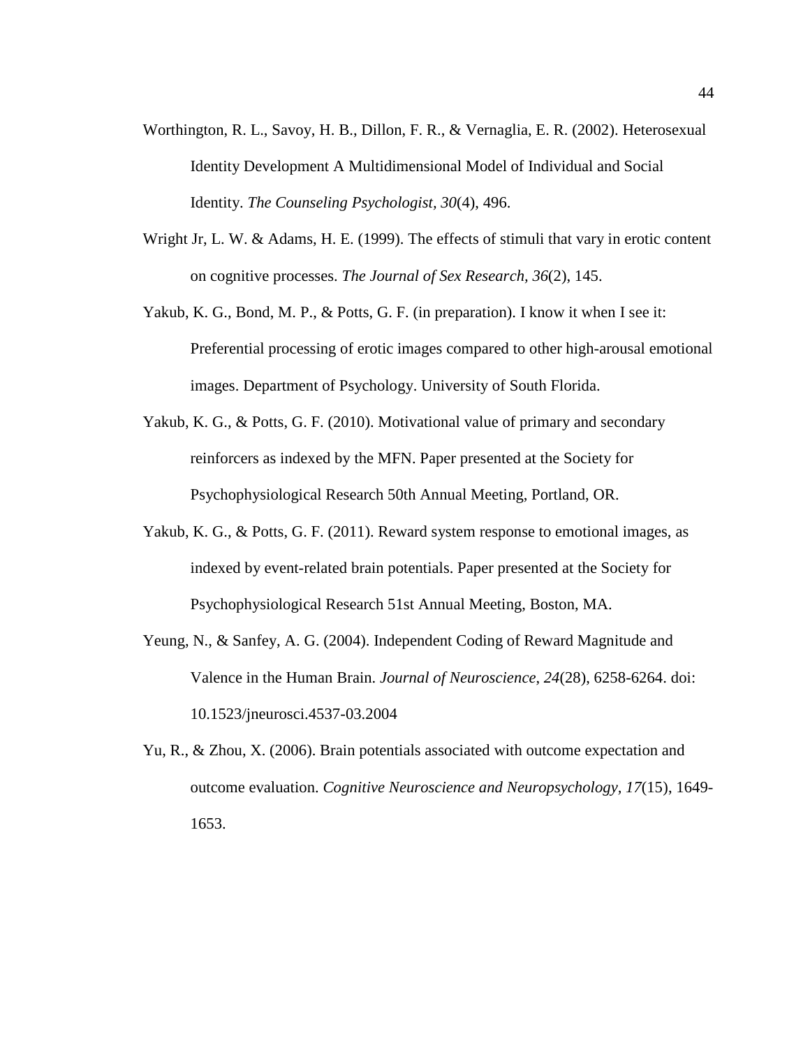Worthington, R. L., Savoy, H. B., Dillon, F. R., & Vernaglia, E. R. (2002). Heterosexual Identity Development A Multidimensional Model of Individual and Social Identity. *The Counseling Psychologist, 30*(4), 496.

Wright Jr, L. W. & Adams, H. E. (1999). The effects of stimuli that vary in erotic content on cognitive processes. *The Journal of Sex Research, 36*(2), 145.

Yakub, K. G., Bond, M. P., & Potts, G. F. (in preparation). I know it when I see it: Preferential processing of erotic images compared to other high-arousal emotional images. Department of Psychology. University of South Florida.

Yakub, K. G., & Potts, G. F. (2010). Motivational value of primary and secondary reinforcers as indexed by the MFN. Paper presented at the Society for Psychophysiological Research 50th Annual Meeting, Portland, OR.

Yakub, K. G., & Potts, G. F. (2011). Reward system response to emotional images, as indexed by event-related brain potentials. Paper presented at the Society for Psychophysiological Research 51st Annual Meeting, Boston, MA.

Yeung, N., & Sanfey, A. G. (2004). Independent Coding of Reward Magnitude and Valence in the Human Brain. *Journal of Neuroscience, 24*(28), 6258-6264. doi: 10.1523/jneurosci.4537-03.2004

Yu, R., & Zhou, X. (2006). Brain potentials associated with outcome expectation and outcome evaluation. *Cognitive Neuroscience and Neuropsychology, 17*(15), 1649-1653.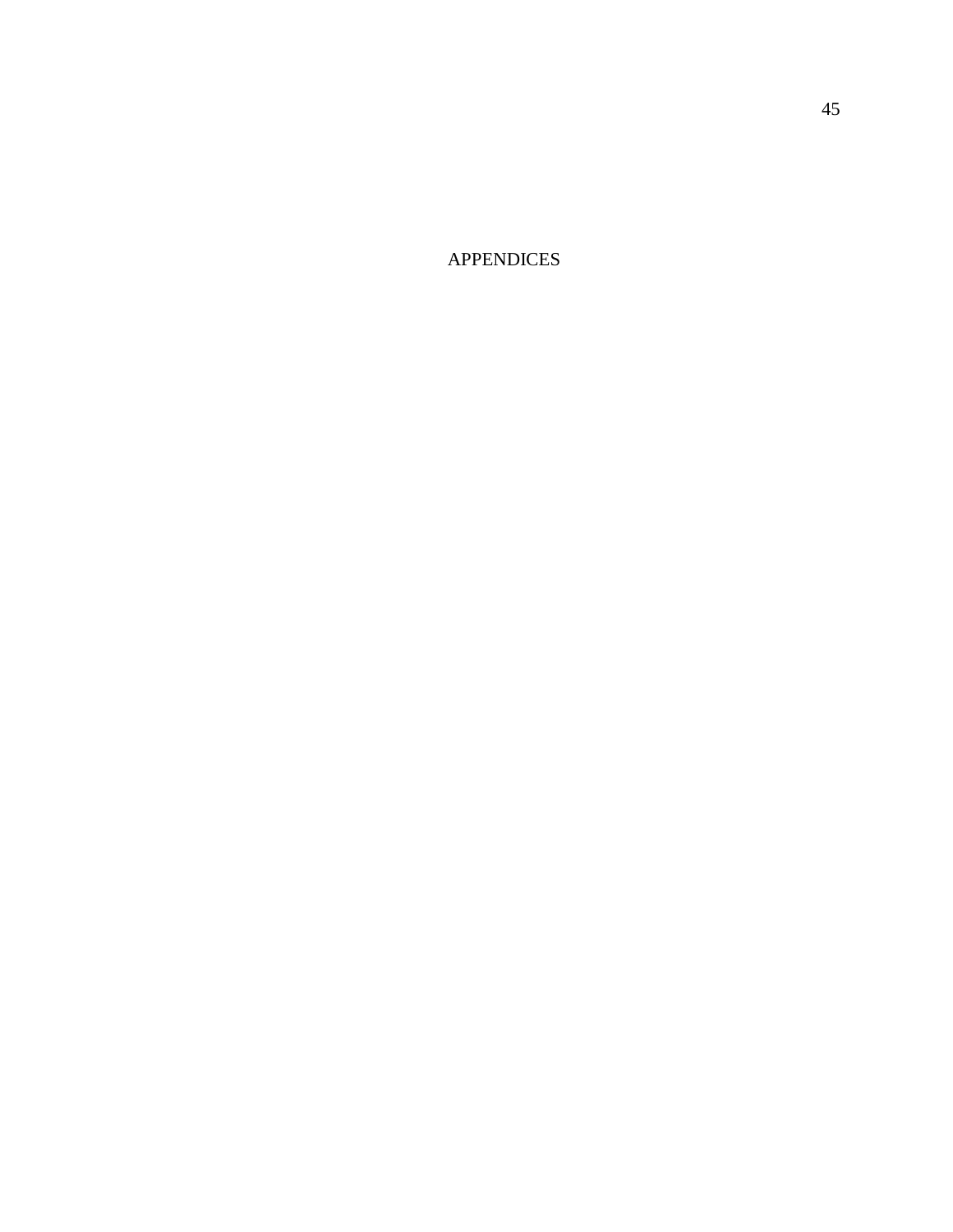# APPENDICES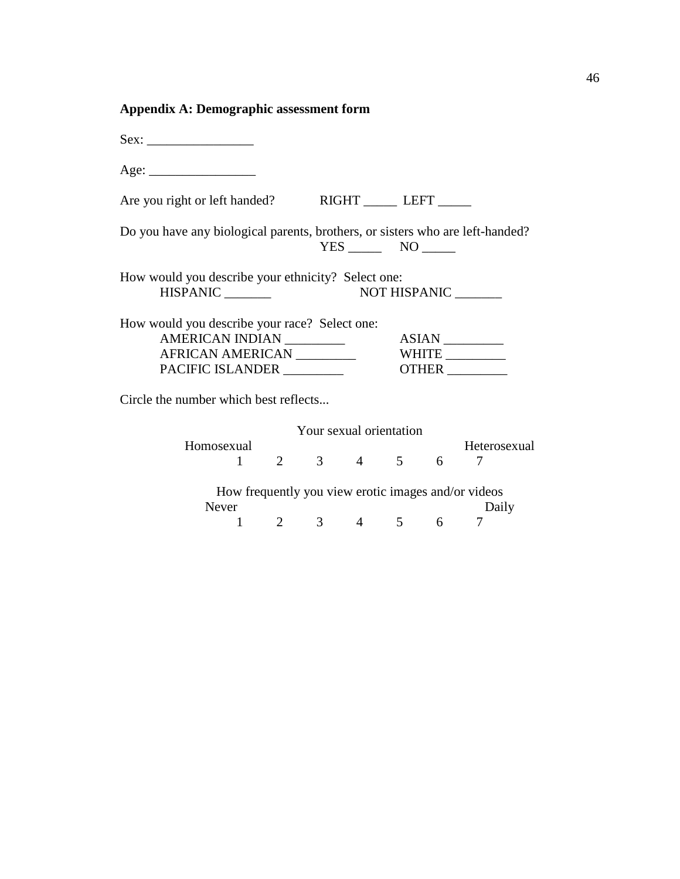## Appendix A: Demographic assessment form

Sex: ________________

Age: ________________

Are you right or left handed? RIGHT _____ LEFT _____

Do you have any biological parents, brothers, or sisters who are left-handed?
YES _____ NO _____

How would you describe your ethnicity? Select one:
HISPANIC _______ NOT HISPANIC _______

How would you describe your race? Select one:

| | |
|---|---|
| AMERICAN INDIAN _________ | ASIAN _________ |
| AFRICAN AMERICAN _________ | WHITE _________ |
| PACIFIC ISLANDER _________ | OTHER _________ |

Circle the number which best reflects...

Your sexual orientation

| Homosexual | | | | | | Heterosexual |
|---|---|---|---|---|---|---|
| 1 | 2 | 3 | 4 | 5 | 6 | 7 |

How frequently you view erotic images and/or videos

| Never | | | | | | Daily |
|---|---|---|---|---|---|---|
| 1 | 2 | 3 | 4 | 5 | 6 | 7 |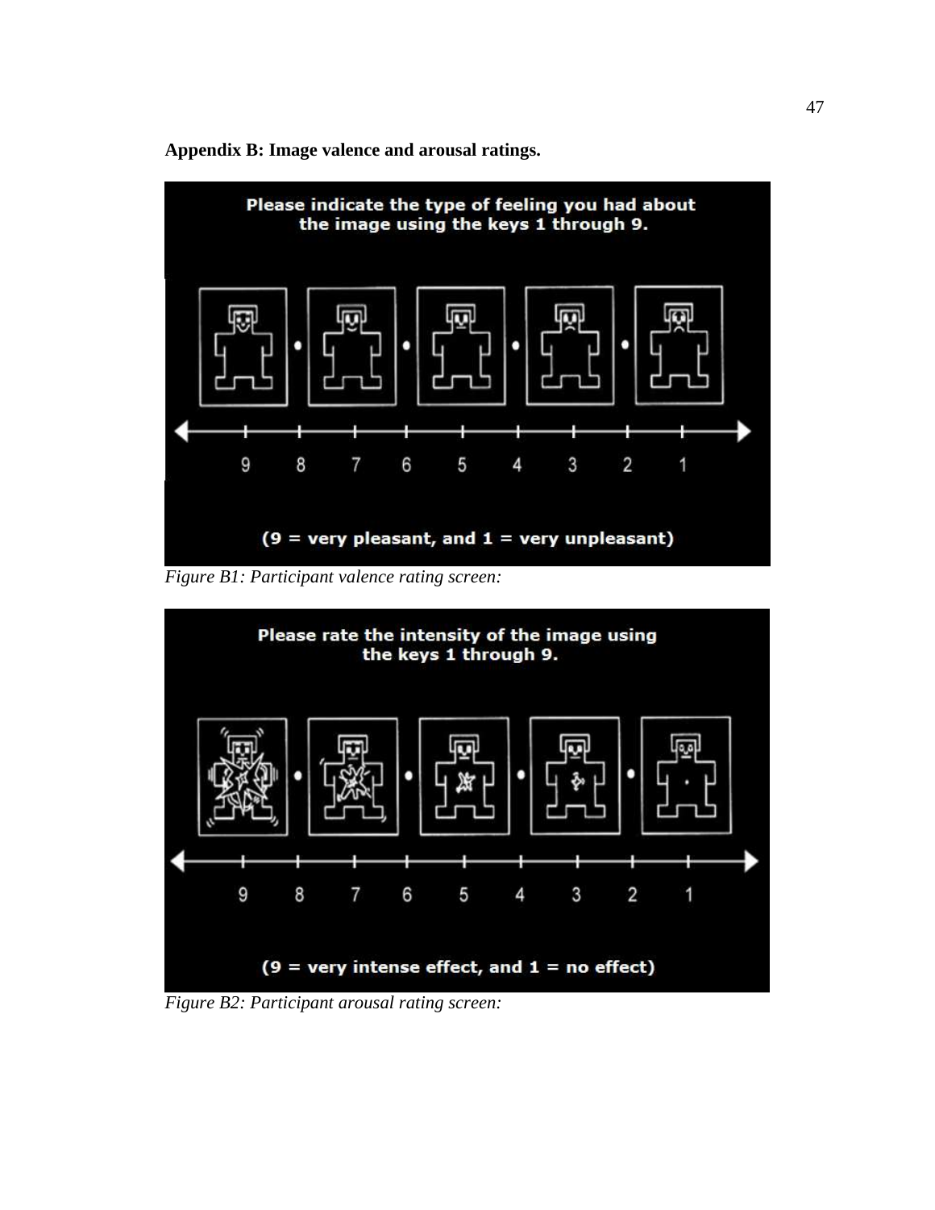**Appendix B: Image valence and arousal ratings.**

*Figure B1: Participant valence rating screen:*

*Figure B2: Participant arousal rating screen:*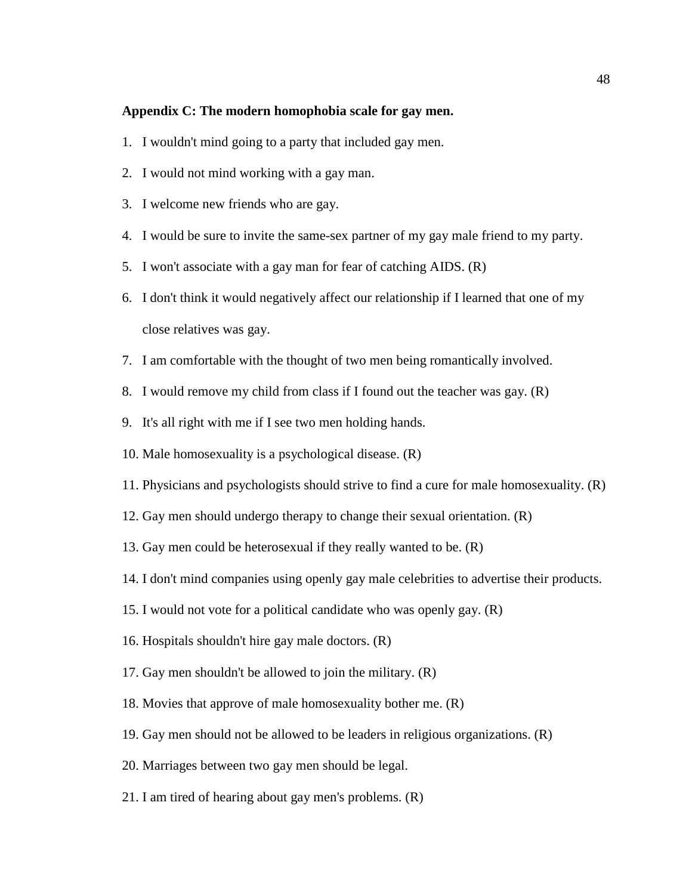**Appendix C: The modern homophobia scale for gay men.**

1. I wouldn't mind going to a party that included gay men.
2. I would not mind working with a gay man.
3. I welcome new friends who are gay.
4. I would be sure to invite the same-sex partner of my gay male friend to my party.
5. I won't associate with a gay man for fear of catching AIDS. (R)
6. I don't think it would negatively affect our relationship if I learned that one of my close relatives was gay.
7. I am comfortable with the thought of two men being romantically involved.
8. I would remove my child from class if I found out the teacher was gay. (R)
9. It's all right with me if I see two men holding hands.
10. Male homosexuality is a psychological disease. (R)
11. Physicians and psychologists should strive to find a cure for male homosexuality. (R)
12. Gay men should undergo therapy to change their sexual orientation. (R)
13. Gay men could be heterosexual if they really wanted to be. (R)
14. I don't mind companies using openly gay male celebrities to advertise their products.
15. I would not vote for a political candidate who was openly gay. (R)
16. Hospitals shouldn't hire gay male doctors. (R)
17. Gay men shouldn't be allowed to join the military. (R)
18. Movies that approve of male homosexuality bother me. (R)
19. Gay men should not be allowed to be leaders in religious organizations. (R)
20. Marriages between two gay men should be legal.
21. I am tired of hearing about gay men's problems. (R)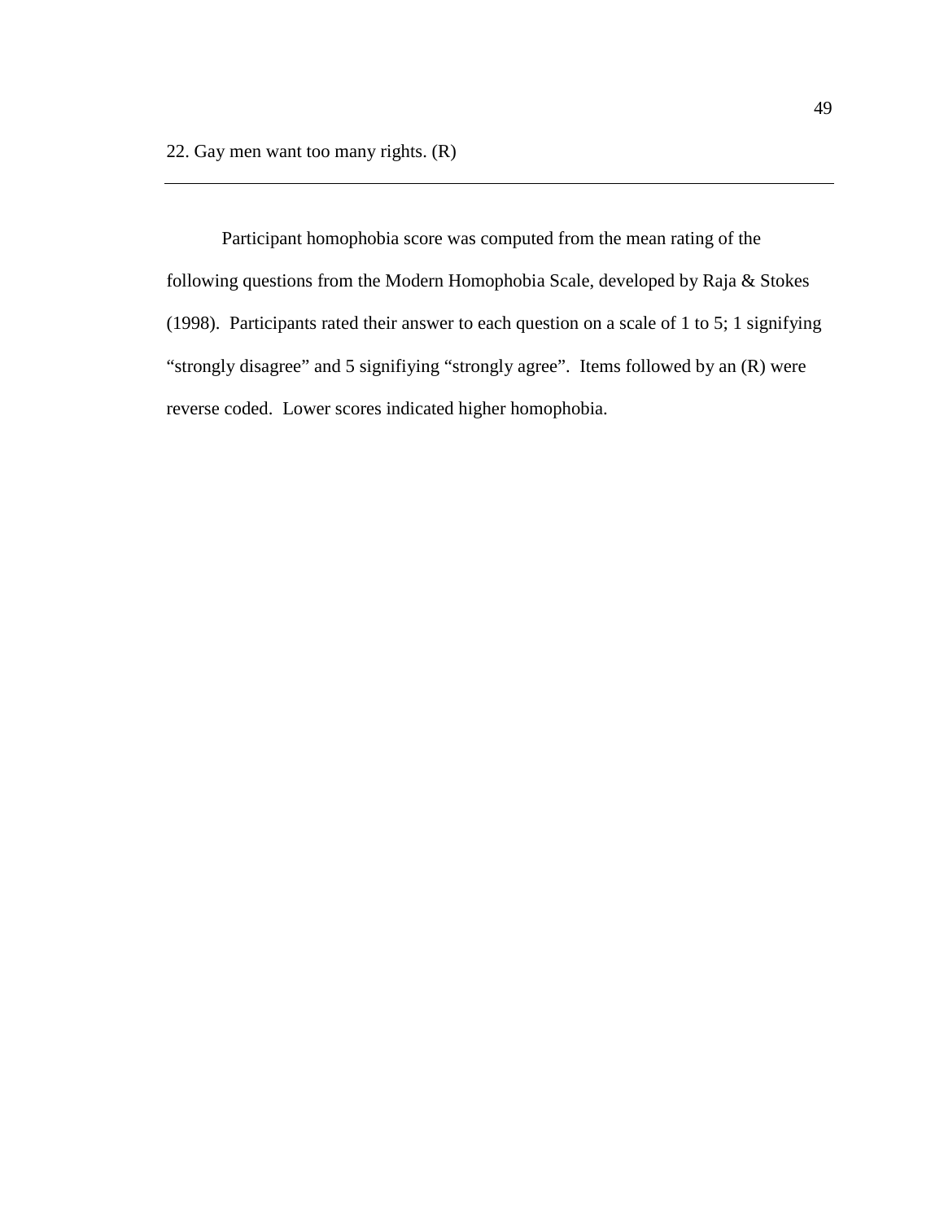22. Gay men want too many rights. (R)

---

Participant homophobia score was computed from the mean rating of the following questions from the Modern Homophobia Scale, developed by Raja & Stokes (1998). Participants rated their answer to each question on a scale of 1 to 5; 1 signifying "strongly disagree" and 5 signifiying "strongly agree". Items followed by an (R) were reverse coded. Lower scores indicated higher homophobia.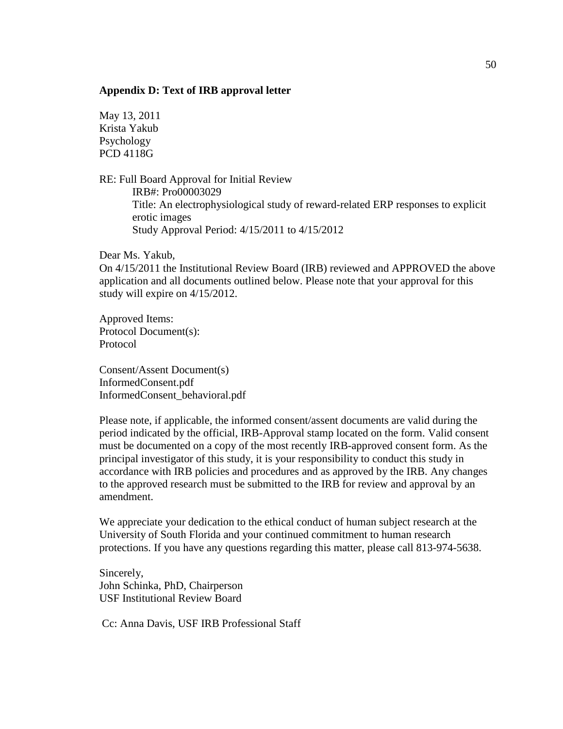**Appendix D: Text of IRB approval letter**

May 13, 2011
Krista Yakub
Psychology
PCD 4118G

RE: Full Board Approval for Initial Review
IRB#: Pro00003029
Title: An electrophysiological study of reward-related ERP responses to explicit erotic images
Study Approval Period: 4/15/2011 to 4/15/2012

Dear Ms. Yakub,
On 4/15/2011 the Institutional Review Board (IRB) reviewed and APPROVED the above application and all documents outlined below. Please note that your approval for this study will expire on 4/15/2012.

Approved Items:
Protocol Document(s):
Protocol

Consent/Assent Document(s)
InformedConsent.pdf
InformedConsent_behavioral.pdf

Please note, if applicable, the informed consent/assent documents are valid during the period indicated by the official, IRB-Approval stamp located on the form. Valid consent must be documented on a copy of the most recently IRB-approved consent form. As the principal investigator of this study, it is your responsibility to conduct this study in accordance with IRB policies and procedures and as approved by the IRB. Any changes to the approved research must be submitted to the IRB for review and approval by an amendment.

We appreciate your dedication to the ethical conduct of human subject research at the University of South Florida and your continued commitment to human research protections. If you have any questions regarding this matter, please call 813-974-5638.

Sincerely,
John Schinka, PhD, Chairperson
USF Institutional Review Board

Cc: Anna Davis, USF IRB Professional Staff